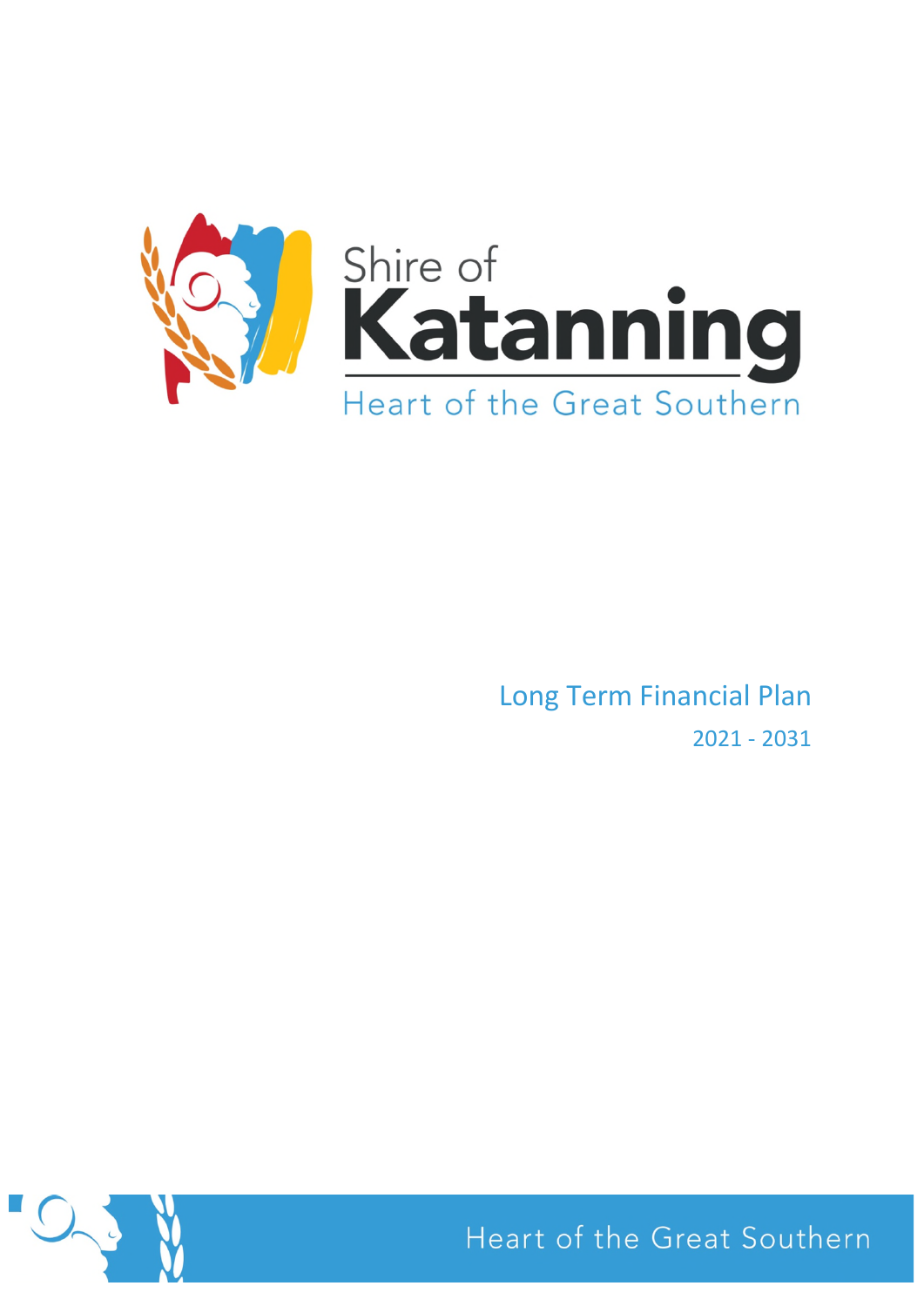Shire of

# Katanning

Heart of the Great Southern

## Long Term Financial Plan

2021 - 2031

Heart of the Great Southern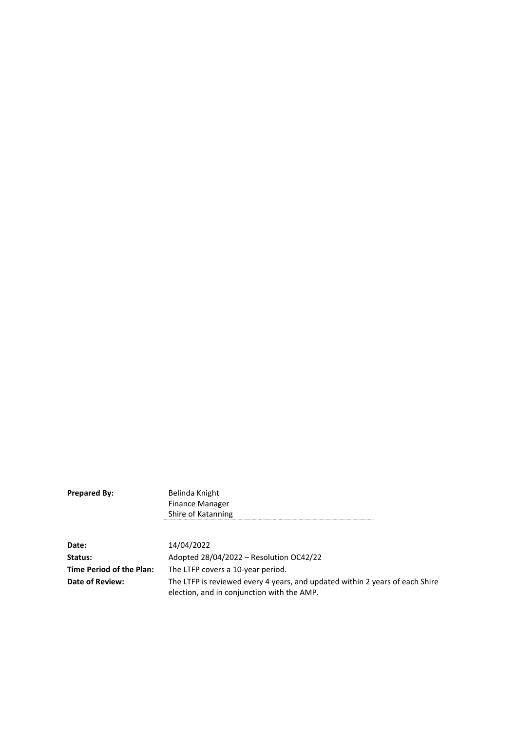| | |
|---|---|
| **Prepared By:** | Belinda Knight<br>Finance Manager<br>Shire of Katanning |
| **Date:** | 14/04/2022 |
| **Status:** | Adopted 28/04/2022 – Resolution OC42/22 |
| **Time Period of the Plan:** | The LTFP covers a 10-year period. |
| **Date of Review:** | The LTFP is reviewed every 4 years, and updated within 2 years of each Shire election, and in conjunction with the AMP. |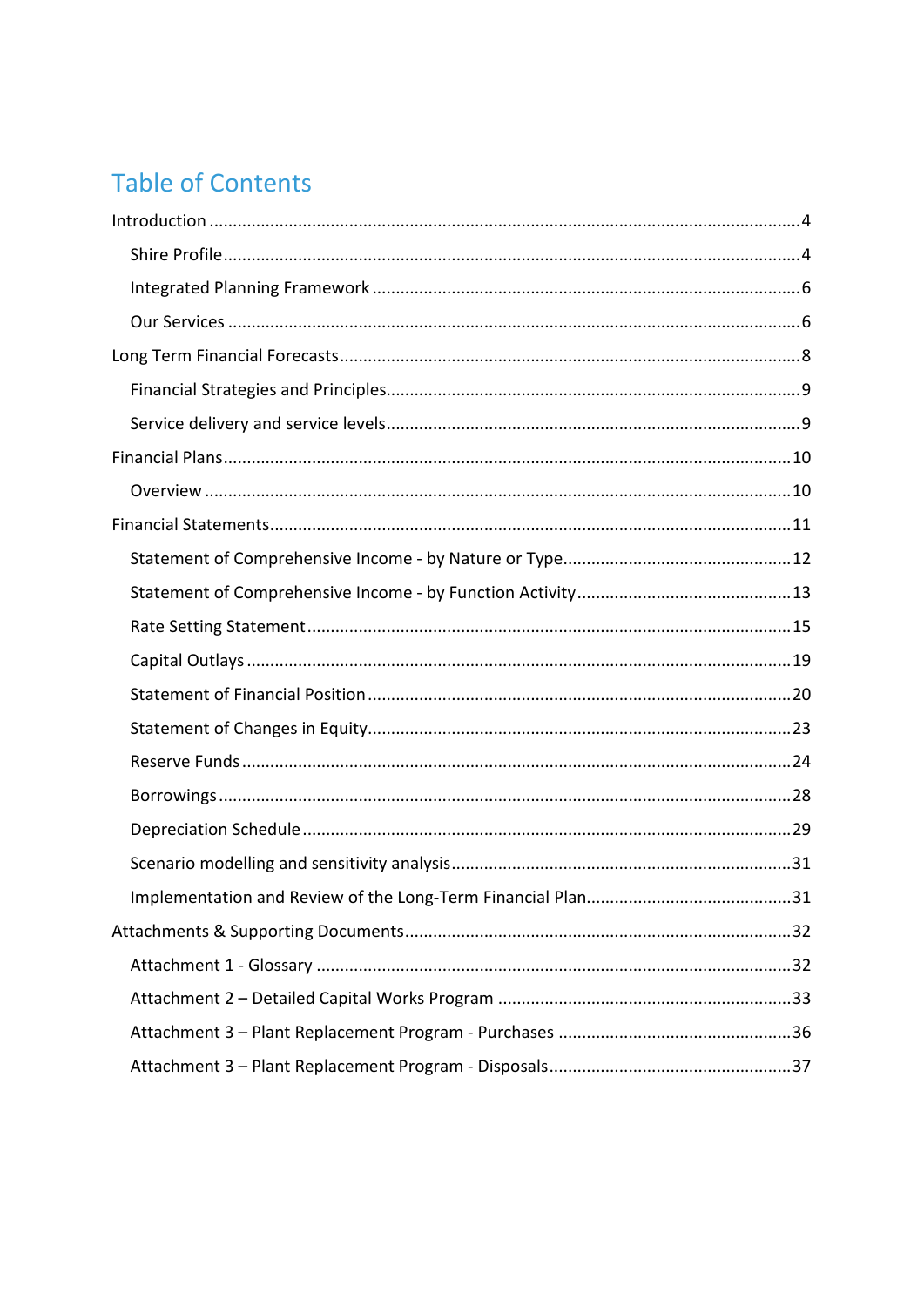# Table of Contents

- Introduction ........................................................................................................ 4
  - Shire Profile ........................................................................................................ 4
  - Integrated Planning Framework ........................................................................ 6
  - Our Services ........................................................................................................ 6
- Long Term Financial Forecasts .......................................................................... 8
  - Financial Strategies and Principles ..................................................................... 9
  - Service delivery and service levels ..................................................................... 9
- Financial Plans ..................................................................................................... 10
  - Overview ............................................................................................................ 10
- Financial Statements ........................................................................................... 11
  - Statement of Comprehensive Income - by Nature or Type ................................ 12
  - Statement of Comprehensive Income - by Function Activity ............................. 13
  - Rate Setting Statement ....................................................................................... 15
  - Capital Outlays ................................................................................................... 19
  - Statement of Financial Position ......................................................................... 20
  - Statement of Changes in Equity ......................................................................... 23
  - Reserve Funds .................................................................................................... 24
  - Borrowings ......................................................................................................... 28
  - Depreciation Schedule ....................................................................................... 29
  - Scenario modelling and sensitivity analysis ...................................................... 31
  - Implementation and Review of the Long-Term Financial Plan ........................... 31
- Attachments & Supporting Documents ............................................................... 32
  - Attachment 1 - Glossary .................................................................................... 32
  - Attachment 2 – Detailed Capital Works Program .............................................. 33
  - Attachment 3 – Plant Replacement Program - Purchases .................................. 36
  - Attachment 3 – Plant Replacement Program - Disposals ................................... 37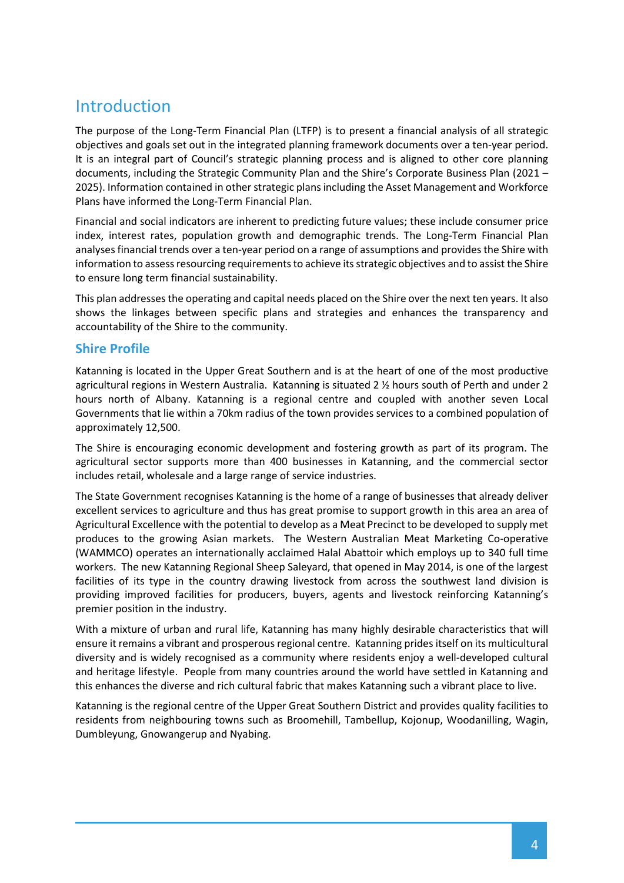# Introduction

The purpose of the Long-Term Financial Plan (LTFP) is to present a financial analysis of all strategic objectives and goals set out in the integrated planning framework documents over a ten-year period. It is an integral part of Council's strategic planning process and is aligned to other core planning documents, including the Strategic Community Plan and the Shire's Corporate Business Plan (2021 – 2025). Information contained in other strategic plans including the Asset Management and Workforce Plans have informed the Long-Term Financial Plan.

Financial and social indicators are inherent to predicting future values; these include consumer price index, interest rates, population growth and demographic trends. The Long-Term Financial Plan analyses financial trends over a ten-year period on a range of assumptions and provides the Shire with information to assess resourcing requirements to achieve its strategic objectives and to assist the Shire to ensure long term financial sustainability.

This plan addresses the operating and capital needs placed on the Shire over the next ten years. It also shows the linkages between specific plans and strategies and enhances the transparency and accountability of the Shire to the community.

## Shire Profile

Katanning is located in the Upper Great Southern and is at the heart of one of the most productive agricultural regions in Western Australia. Katanning is situated 2 ½ hours south of Perth and under 2 hours north of Albany. Katanning is a regional centre and coupled with another seven Local Governments that lie within a 70km radius of the town provides services to a combined population of approximately 12,500.

The Shire is encouraging economic development and fostering growth as part of its program. The agricultural sector supports more than 400 businesses in Katanning, and the commercial sector includes retail, wholesale and a large range of service industries.

The State Government recognises Katanning is the home of a range of businesses that already deliver excellent services to agriculture and thus has great promise to support growth in this area an area of Agricultural Excellence with the potential to develop as a Meat Precinct to be developed to supply met produces to the growing Asian markets. The Western Australian Meat Marketing Co-operative (WAMMCO) operates an internationally acclaimed Halal Abattoir which employs up to 340 full time workers. The new Katanning Regional Sheep Saleyard, that opened in May 2014, is one of the largest facilities of its type in the country drawing livestock from across the southwest land division is providing improved facilities for producers, buyers, agents and livestock reinforcing Katanning's premier position in the industry.

With a mixture of urban and rural life, Katanning has many highly desirable characteristics that will ensure it remains a vibrant and prosperous regional centre. Katanning prides itself on its multicultural diversity and is widely recognised as a community where residents enjoy a well-developed cultural and heritage lifestyle. People from many countries around the world have settled in Katanning and this enhances the diverse and rich cultural fabric that makes Katanning such a vibrant place to live.

Katanning is the regional centre of the Upper Great Southern District and provides quality facilities to residents from neighbouring towns such as Broomehill, Tambellup, Kojonup, Woodanilling, Wagin, Dumbleyung, Gnowangerup and Nyabing.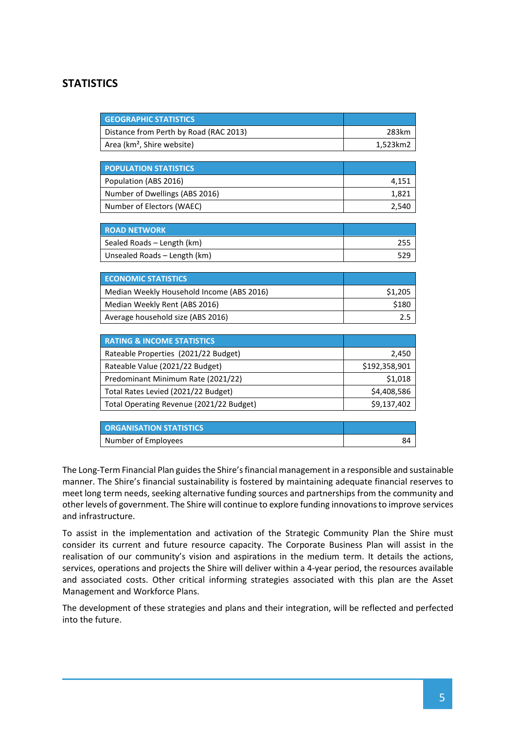## STATISTICS

| GEOGRAPHIC STATISTICS | |
|---|---|
| Distance from Perth by Road (RAC 2013) | 283km |
| Area (km², Shire website) | 1,523km2 |

| POPULATION STATISTICS | |
|---|---|
| Population (ABS 2016) | 4,151 |
| Number of Dwellings (ABS 2016) | 1,821 |
| Number of Electors (WAEC) | 2,540 |

| ROAD NETWORK | |
|---|---|
| Sealed Roads – Length (km) | 255 |
| Unsealed Roads – Length (km) | 529 |

| ECONOMIC STATISTICS | |
|---|---|
| Median Weekly Household Income (ABS 2016) | $1,205 |
| Median Weekly Rent (ABS 2016) | $180 |
| Average household size (ABS 2016) | 2.5 |

| RATING & INCOME STATISTICS | |
|---|---|
| Rateable Properties (2021/22 Budget) | 2,450 |
| Rateable Value (2021/22 Budget) | $192,358,901 |
| Predominant Minimum Rate (2021/22) | $1,018 |
| Total Rates Levied (2021/22 Budget) | $4,408,586 |
| Total Operating Revenue (2021/22 Budget) | $9,137,402 |

| ORGANISATION STATISTICS | |
|---|---|
| Number of Employees | 84 |

The Long-Term Financial Plan guides the Shire's financial management in a responsible and sustainable manner. The Shire's financial sustainability is fostered by maintaining adequate financial reserves to meet long term needs, seeking alternative funding sources and partnerships from the community and other levels of government. The Shire will continue to explore funding innovations to improve services and infrastructure.

To assist in the implementation and activation of the Strategic Community Plan the Shire must consider its current and future resource capacity. The Corporate Business Plan will assist in the realisation of our community's vision and aspirations in the medium term. It details the actions, services, operations and projects the Shire will deliver within a 4-year period, the resources available and associated costs. Other critical informing strategies associated with this plan are the Asset Management and Workforce Plans.

The development of these strategies and plans and their integration, will be reflected and perfected into the future.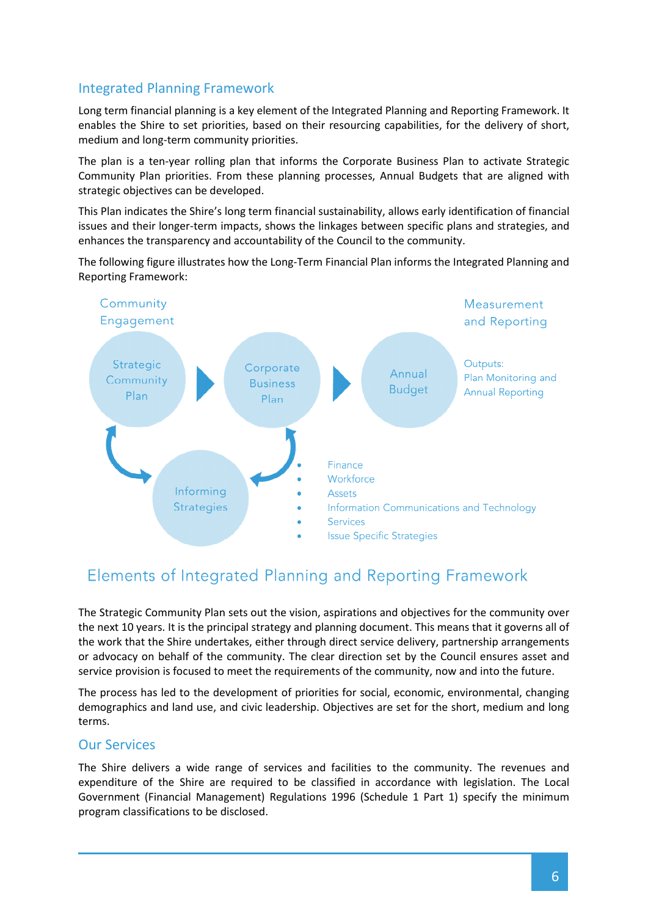## Integrated Planning Framework

Long term financial planning is a key element of the Integrated Planning and Reporting Framework. It enables the Shire to set priorities, based on their resourcing capabilities, for the delivery of short, medium and long-term community priorities.

The plan is a ten-year rolling plan that informs the Corporate Business Plan to activate Strategic Community Plan priorities. From these planning processes, Annual Budgets that are aligned with strategic objectives can be developed.

This Plan indicates the Shire's long term financial sustainability, allows early identification of financial issues and their longer-term impacts, shows the linkages between specific plans and strategies, and enhances the transparency and accountability of the Council to the community.

The following figure illustrates how the Long-Term Financial Plan informs the Integrated Planning and Reporting Framework:

Community Engagement

Strategic Community Plan

Corporate Business Plan

Annual Budget

Measurement and Reporting

Outputs:
Plan Monitoring and Annual Reporting

Informing Strategies

- Finance
- Workforce
- Assets
- Information Communications and Technology
- Services
- Issue Specific Strategies

## Elements of Integrated Planning and Reporting Framework

The Strategic Community Plan sets out the vision, aspirations and objectives for the community over the next 10 years. It is the principal strategy and planning document. This means that it governs all of the work that the Shire undertakes, either through direct service delivery, partnership arrangements or advocacy on behalf of the community. The clear direction set by the Council ensures asset and service provision is focused to meet the requirements of the community, now and into the future.

The process has led to the development of priorities for social, economic, environmental, changing demographics and land use, and civic leadership. Objectives are set for the short, medium and long terms.

## Our Services

The Shire delivers a wide range of services and facilities to the community. The revenues and expenditure of the Shire are required to be classified in accordance with legislation. The Local Government (Financial Management) Regulations 1996 (Schedule 1 Part 1) specify the minimum program classifications to be disclosed.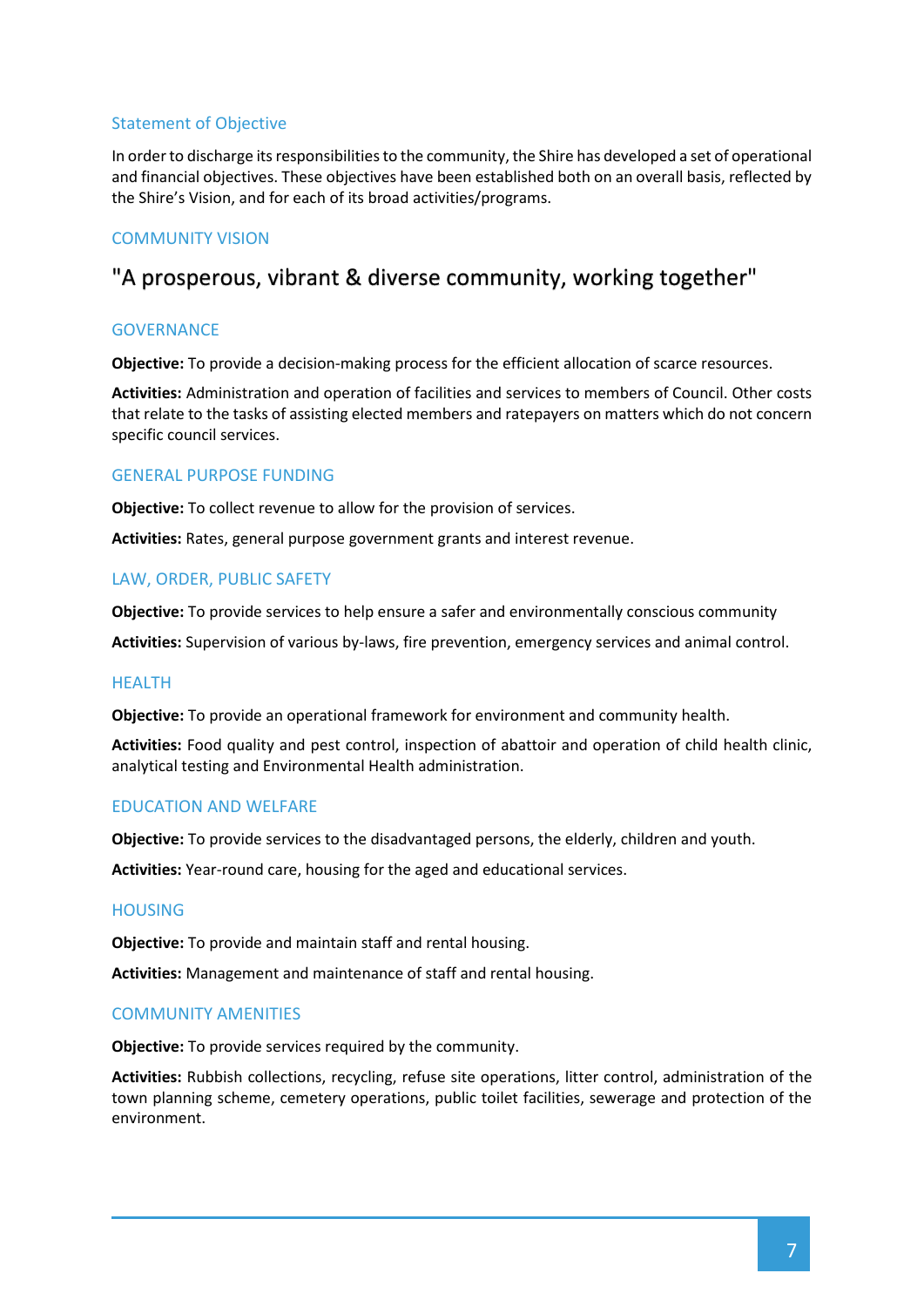## Statement of Objective

In order to discharge its responsibilities to the community, the Shire has developed a set of operational and financial objectives. These objectives have been established both on an overall basis, reflected by the Shire's Vision, and for each of its broad activities/programs.

## COMMUNITY VISION

# "A prosperous, vibrant & diverse community, working together"

## GOVERNANCE

**Objective:** To provide a decision-making process for the efficient allocation of scarce resources.

**Activities:** Administration and operation of facilities and services to members of Council. Other costs that relate to the tasks of assisting elected members and ratepayers on matters which do not concern specific council services.

## GENERAL PURPOSE FUNDING

**Objective:** To collect revenue to allow for the provision of services.

**Activities:** Rates, general purpose government grants and interest revenue.

## LAW, ORDER, PUBLIC SAFETY

**Objective:** To provide services to help ensure a safer and environmentally conscious community

**Activities:** Supervision of various by-laws, fire prevention, emergency services and animal control.

## HEALTH

**Objective:** To provide an operational framework for environment and community health.

**Activities:** Food quality and pest control, inspection of abattoir and operation of child health clinic, analytical testing and Environmental Health administration.

## EDUCATION AND WELFARE

**Objective:** To provide services to the disadvantaged persons, the elderly, children and youth.

**Activities:** Year-round care, housing for the aged and educational services.

## HOUSING

**Objective:** To provide and maintain staff and rental housing.

**Activities:** Management and maintenance of staff and rental housing.

## COMMUNITY AMENITIES

**Objective:** To provide services required by the community.

**Activities:** Rubbish collections, recycling, refuse site operations, litter control, administration of the town planning scheme, cemetery operations, public toilet facilities, sewerage and protection of the environment.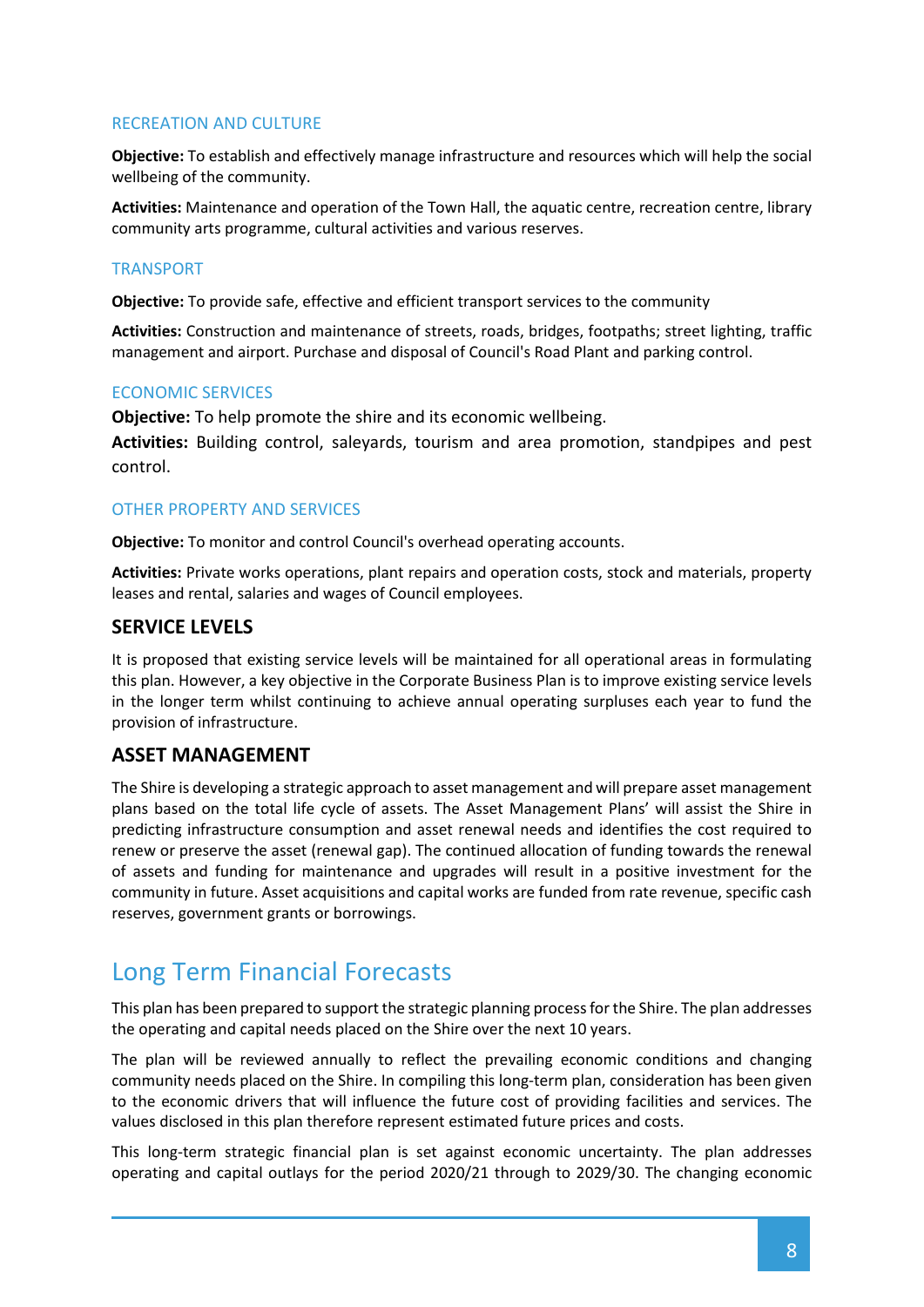### RECREATION AND CULTURE

**Objective:** To establish and effectively manage infrastructure and resources which will help the social wellbeing of the community.

**Activities:** Maintenance and operation of the Town Hall, the aquatic centre, recreation centre, library community arts programme, cultural activities and various reserves.

### TRANSPORT

**Objective:** To provide safe, effective and efficient transport services to the community

**Activities:** Construction and maintenance of streets, roads, bridges, footpaths; street lighting, traffic management and airport. Purchase and disposal of Council's Road Plant and parking control.

### ECONOMIC SERVICES

**Objective:** To help promote the shire and its economic wellbeing.

**Activities:** Building control, saleyards, tourism and area promotion, standpipes and pest control.

### OTHER PROPERTY AND SERVICES

**Objective:** To monitor and control Council's overhead operating accounts.

**Activities:** Private works operations, plant repairs and operation costs, stock and materials, property leases and rental, salaries and wages of Council employees.

## SERVICE LEVELS

It is proposed that existing service levels will be maintained for all operational areas in formulating this plan. However, a key objective in the Corporate Business Plan is to improve existing service levels in the longer term whilst continuing to achieve annual operating surpluses each year to fund the provision of infrastructure.

## ASSET MANAGEMENT

The Shire is developing a strategic approach to asset management and will prepare asset management plans based on the total life cycle of assets. The Asset Management Plans' will assist the Shire in predicting infrastructure consumption and asset renewal needs and identifies the cost required to renew or preserve the asset (renewal gap). The continued allocation of funding towards the renewal of assets and funding for maintenance and upgrades will result in a positive investment for the community in future. Asset acquisitions and capital works are funded from rate revenue, specific cash reserves, government grants or borrowings.

# Long Term Financial Forecasts

This plan has been prepared to support the strategic planning process for the Shire. The plan addresses the operating and capital needs placed on the Shire over the next 10 years.

The plan will be reviewed annually to reflect the prevailing economic conditions and changing community needs placed on the Shire. In compiling this long-term plan, consideration has been given to the economic drivers that will influence the future cost of providing facilities and services. The values disclosed in this plan therefore represent estimated future prices and costs.

This long-term strategic financial plan is set against economic uncertainty. The plan addresses operating and capital outlays for the period 2020/21 through to 2029/30. The changing economic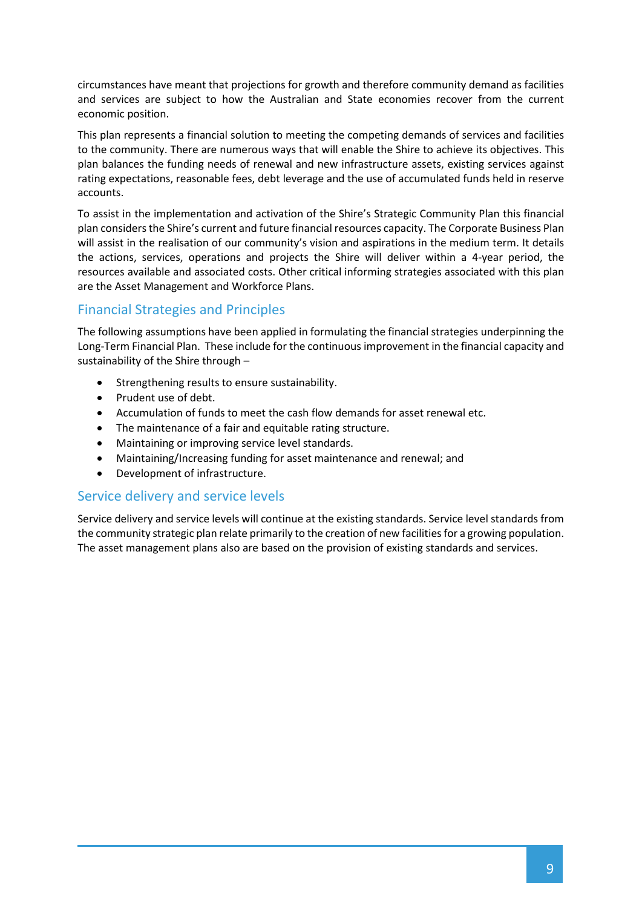circumstances have meant that projections for growth and therefore community demand as facilities and services are subject to how the Australian and State economies recover from the current economic position.

This plan represents a financial solution to meeting the competing demands of services and facilities to the community. There are numerous ways that will enable the Shire to achieve its objectives. This plan balances the funding needs of renewal and new infrastructure assets, existing services against rating expectations, reasonable fees, debt leverage and the use of accumulated funds held in reserve accounts.

To assist in the implementation and activation of the Shire's Strategic Community Plan this financial plan considers the Shire's current and future financial resources capacity. The Corporate Business Plan will assist in the realisation of our community's vision and aspirations in the medium term. It details the actions, services, operations and projects the Shire will deliver within a 4-year period, the resources available and associated costs. Other critical informing strategies associated with this plan are the Asset Management and Workforce Plans.

## Financial Strategies and Principles

The following assumptions have been applied in formulating the financial strategies underpinning the Long-Term Financial Plan. These include for the continuous improvement in the financial capacity and sustainability of the Shire through –

- Strengthening results to ensure sustainability.
- Prudent use of debt.
- Accumulation of funds to meet the cash flow demands for asset renewal etc.
- The maintenance of a fair and equitable rating structure.
- Maintaining or improving service level standards.
- Maintaining/Increasing funding for asset maintenance and renewal; and
- Development of infrastructure.

## Service delivery and service levels

Service delivery and service levels will continue at the existing standards. Service level standards from the community strategic plan relate primarily to the creation of new facilities for a growing population. The asset management plans also are based on the provision of existing standards and services.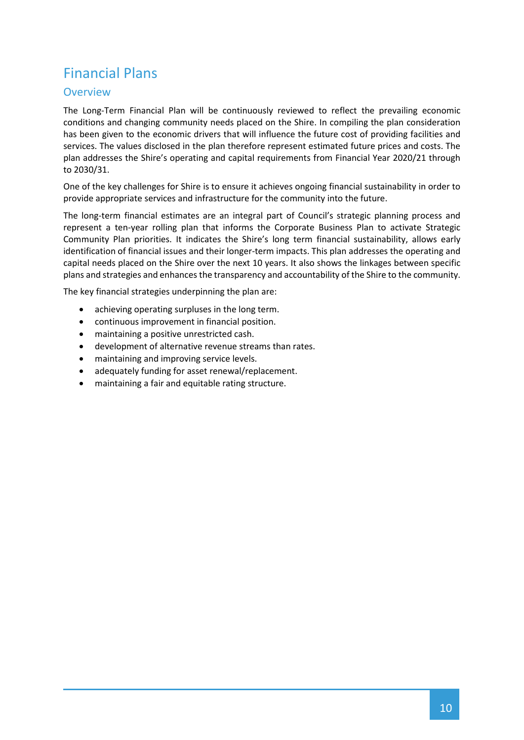# Financial Plans

## Overview

The Long-Term Financial Plan will be continuously reviewed to reflect the prevailing economic conditions and changing community needs placed on the Shire. In compiling the plan consideration has been given to the economic drivers that will influence the future cost of providing facilities and services. The values disclosed in the plan therefore represent estimated future prices and costs. The plan addresses the Shire's operating and capital requirements from Financial Year 2020/21 through to 2030/31.

One of the key challenges for Shire is to ensure it achieves ongoing financial sustainability in order to provide appropriate services and infrastructure for the community into the future.

The long-term financial estimates are an integral part of Council's strategic planning process and represent a ten-year rolling plan that informs the Corporate Business Plan to activate Strategic Community Plan priorities. It indicates the Shire's long term financial sustainability, allows early identification of financial issues and their longer-term impacts. This plan addresses the operating and capital needs placed on the Shire over the next 10 years. It also shows the linkages between specific plans and strategies and enhances the transparency and accountability of the Shire to the community.

The key financial strategies underpinning the plan are:

- achieving operating surpluses in the long term.
- continuous improvement in financial position.
- maintaining a positive unrestricted cash.
- development of alternative revenue streams than rates.
- maintaining and improving service levels.
- adequately funding for asset renewal/replacement.
- maintaining a fair and equitable rating structure.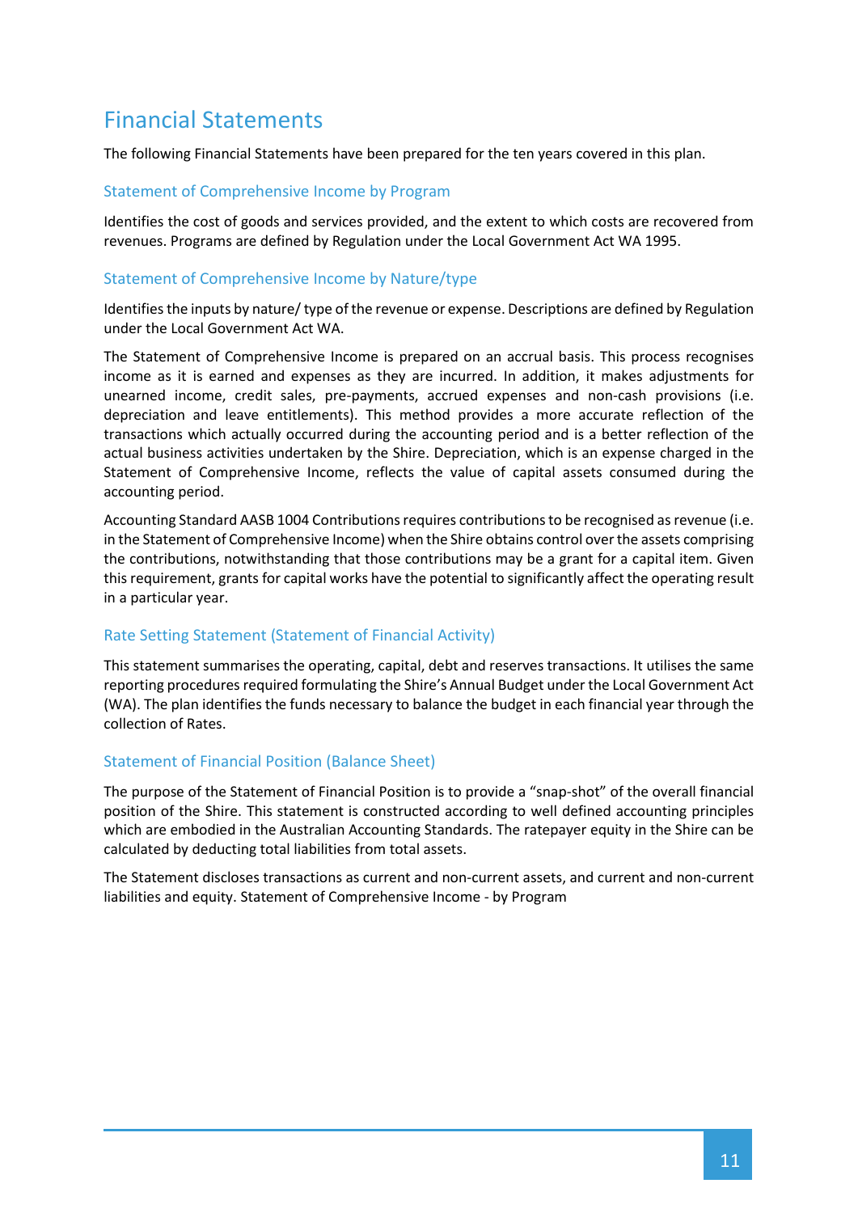# Financial Statements

The following Financial Statements have been prepared for the ten years covered in this plan.

## Statement of Comprehensive Income by Program

Identifies the cost of goods and services provided, and the extent to which costs are recovered from revenues. Programs are defined by Regulation under the Local Government Act WA 1995.

## Statement of Comprehensive Income by Nature/type

Identifies the inputs by nature/ type of the revenue or expense. Descriptions are defined by Regulation under the Local Government Act WA.

The Statement of Comprehensive Income is prepared on an accrual basis. This process recognises income as it is earned and expenses as they are incurred. In addition, it makes adjustments for unearned income, credit sales, pre-payments, accrued expenses and non-cash provisions (i.e. depreciation and leave entitlements). This method provides a more accurate reflection of the transactions which actually occurred during the accounting period and is a better reflection of the actual business activities undertaken by the Shire. Depreciation, which is an expense charged in the Statement of Comprehensive Income, reflects the value of capital assets consumed during the accounting period.

Accounting Standard AASB 1004 Contributions requires contributions to be recognised as revenue (i.e. in the Statement of Comprehensive Income) when the Shire obtains control over the assets comprising the contributions, notwithstanding that those contributions may be a grant for a capital item. Given this requirement, grants for capital works have the potential to significantly affect the operating result in a particular year.

## Rate Setting Statement (Statement of Financial Activity)

This statement summarises the operating, capital, debt and reserves transactions. It utilises the same reporting procedures required formulating the Shire's Annual Budget under the Local Government Act (WA). The plan identifies the funds necessary to balance the budget in each financial year through the collection of Rates.

## Statement of Financial Position (Balance Sheet)

The purpose of the Statement of Financial Position is to provide a "snap-shot" of the overall financial position of the Shire. This statement is constructed according to well defined accounting principles which are embodied in the Australian Accounting Standards. The ratepayer equity in the Shire can be calculated by deducting total liabilities from total assets.

The Statement discloses transactions as current and non-current assets, and current and non-current liabilities and equity. Statement of Comprehensive Income - by Program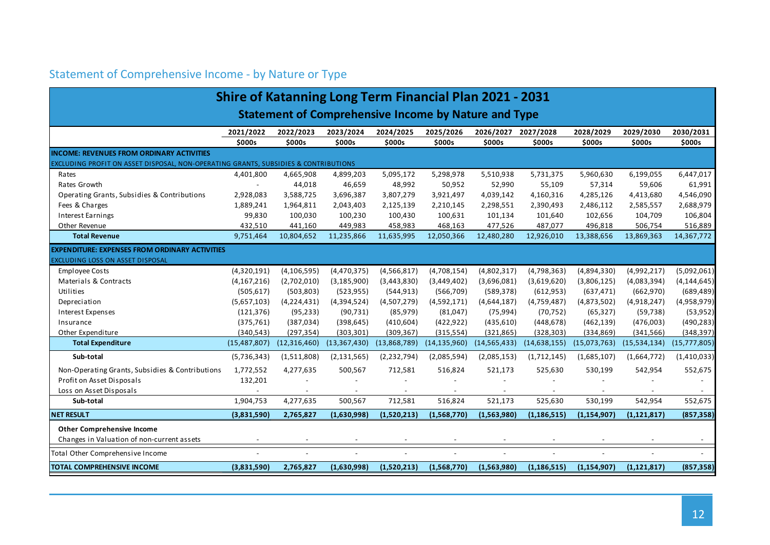## Statement of Comprehensive Income - by Nature or Type

**Shire of Katanning Long Term Financial Plan 2021 - 2031**

**Statement of Comprehensive Income by Nature and Type**

| | 2021/2022 | 2022/2023 | 2023/2024 | 2024/2025 | 2025/2026 | 2026/2027 | 2027/2028 | 2028/2029 | 2029/2030 | 2030/2031 |
|---|---|---|---|---|---|---|---|---|---|---|
| | $000s | $000s | $000s | $000s | $000s | $000s | $000s | $000s | $000s | $000s |
| **INCOME: REVENUES FROM ORDINARY ACTIVITIES** | | | | | | | | | | |
| EXCLUDING PROFIT ON ASSET DISPOSAL, NON-OPERATING GRANTS, SUBSIDIES & CONTRIBUTIONS | | | | | | | | | | |
| Rates | 4,401,800 | 4,665,908 | 4,899,203 | 5,095,172 | 5,298,978 | 5,510,938 | 5,731,375 | 5,960,630 | 6,199,055 | 6,447,017 |
| Rates Growth | - | 44,018 | 46,659 | 48,992 | 50,952 | 52,990 | 55,109 | 57,314 | 59,606 | 61,991 |
| Operating Grants, Subsidies & Contributions | 2,928,083 | 3,588,725 | 3,696,387 | 3,807,279 | 3,921,497 | 4,039,142 | 4,160,316 | 4,285,126 | 4,413,680 | 4,546,090 |
| Fees & Charges | 1,889,241 | 1,964,811 | 2,043,403 | 2,125,139 | 2,210,145 | 2,298,551 | 2,390,493 | 2,486,112 | 2,585,557 | 2,688,979 |
| Interest Earnings | 99,830 | 100,030 | 100,230 | 100,430 | 100,631 | 101,134 | 101,640 | 102,656 | 104,709 | 106,804 |
| Other Revenue | 432,510 | 441,160 | 449,983 | 458,983 | 468,163 | 477,526 | 487,077 | 496,818 | 506,754 | 516,889 |
| **Total Revenue** | 9,751,464 | 10,804,652 | 11,235,866 | 11,635,995 | 12,050,366 | 12,480,280 | 12,926,010 | 13,388,656 | 13,869,363 | 14,367,772 |
| **EXPENDITURE: EXPENSES FROM ORDINARY ACTIVITIES** | | | | | | | | | | |
| EXCLUDING LOSS ON ASSET DISPOSAL | | | | | | | | | | |
| Employee Costs | (4,320,191) | (4,106,595) | (4,470,375) | (4,566,817) | (4,708,154) | (4,802,317) | (4,798,363) | (4,894,330) | (4,992,217) | (5,092,061) |
| Materials & Contracts | (4,167,216) | (2,702,010) | (3,185,900) | (3,443,830) | (3,449,402) | (3,696,081) | (3,619,620) | (3,806,125) | (4,083,394) | (4,144,645) |
| Utilities | (505,617) | (503,803) | (523,955) | (544,913) | (566,709) | (589,378) | (612,953) | (637,471) | (662,970) | (689,489) |
| Depreciation | (5,657,103) | (4,224,431) | (4,394,524) | (4,507,279) | (4,592,171) | (4,644,187) | (4,759,487) | (4,873,502) | (4,918,247) | (4,958,979) |
| Interest Expenses | (121,376) | (95,233) | (90,731) | (85,979) | (81,047) | (75,994) | (70,752) | (65,327) | (59,738) | (53,952) |
| Insurance | (375,761) | (387,034) | (398,645) | (410,604) | (422,922) | (435,610) | (448,678) | (462,139) | (476,003) | (490,283) |
| Other Expenditure | (340,543) | (297,354) | (303,301) | (309,367) | (315,554) | (321,865) | (328,303) | (334,869) | (341,566) | (348,397) |
| **Total Expenditure** | (15,487,807) | (12,316,460) | (13,367,430) | (13,868,789) | (14,135,960) | (14,565,433) | (14,638,155) | (15,073,763) | (15,534,134) | (15,777,805) |
| **Sub-total** | (5,736,343) | (1,511,808) | (2,131,565) | (2,232,794) | (2,085,594) | (2,085,153) | (1,712,145) | (1,685,107) | (1,664,772) | (1,410,033) |
| Non-Operating Grants, Subsidies & Contributions | 1,772,552 | 4,277,635 | 500,567 | 712,581 | 516,824 | 521,173 | 525,630 | 530,199 | 542,954 | 552,675 |
| Profit on Asset Disposals | 132,201 | - | - | - | - | - | - | - | - | - |
| Loss on Asset Disposals | - | - | - | - | - | - | - | - | - | - |
| **Sub-total** | 1,904,753 | 4,277,635 | 500,567 | 712,581 | 516,824 | 521,173 | 525,630 | 530,199 | 542,954 | 552,675 |
| **NET RESULT** | **(3,831,590)** | **2,765,827** | **(1,630,998)** | **(1,520,213)** | **(1,568,770)** | **(1,563,980)** | **(1,186,515)** | **(1,154,907)** | **(1,121,817)** | **(857,358)** |
| **Other Comprehensive Income** | | | | | | | | | | |
| Changes in Valuation of non-current assets | - | - | - | - | - | - | - | - | - | - |
| Total Other Comprehensive Income | - | - | - | - | - | - | - | - | - | - |
| **TOTAL COMPREHENSIVE INCOME** | **(3,831,590)** | **2,765,827** | **(1,630,998)** | **(1,520,213)** | **(1,568,770)** | **(1,563,980)** | **(1,186,515)** | **(1,154,907)** | **(1,121,817)** | **(857,358)** |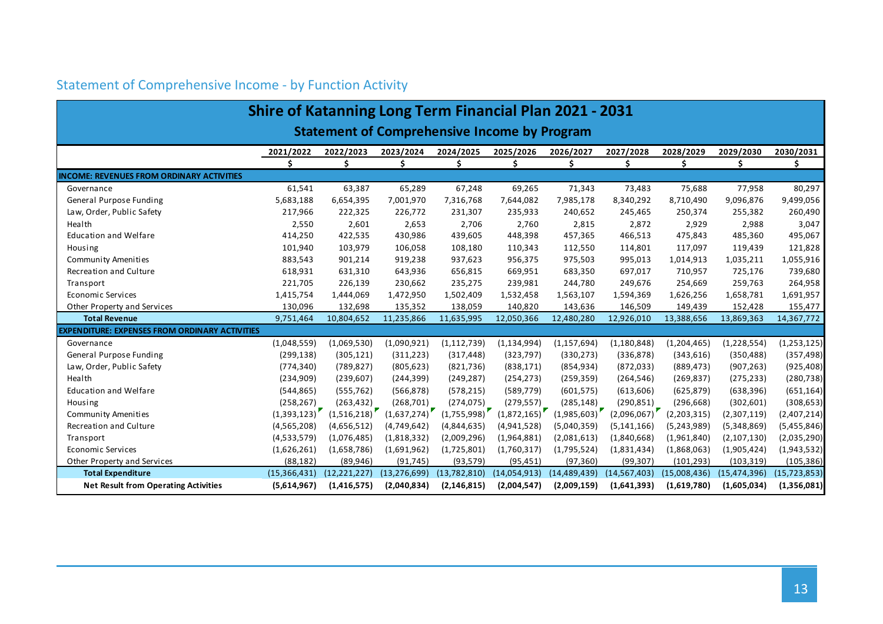## Statement of Comprehensive Income - by Function Activity

# Shire of Katanning Long Term Financial Plan 2021 - 2031

## Statement of Comprehensive Income by Program

| | 2021/2022 | 2022/2023 | 2023/2024 | 2024/2025 | 2025/2026 | 2026/2027 | 2027/2028 | 2028/2029 | 2029/2030 | 2030/2031 |
|---|---|---|---|---|---|---|---|---|---|---|
| | $ | $ | $ | $ | $ | $ | $ | $ | $ | $ |
| **INCOME: REVENUES FROM ORDINARY ACTIVITIES** | | | | | | | | | | |
| Governance | 61,541 | 63,387 | 65,289 | 67,248 | 69,265 | 71,343 | 73,483 | 75,688 | 77,958 | 80,297 |
| General Purpose Funding | 5,683,188 | 6,654,395 | 7,001,970 | 7,316,768 | 7,644,082 | 7,985,178 | 8,340,292 | 8,710,490 | 9,096,876 | 9,499,056 |
| Law, Order, Public Safety | 217,966 | 222,325 | 226,772 | 231,307 | 235,933 | 240,652 | 245,465 | 250,374 | 255,382 | 260,490 |
| Health | 2,550 | 2,601 | 2,653 | 2,706 | 2,760 | 2,815 | 2,872 | 2,929 | 2,988 | 3,047 |
| Education and Welfare | 414,250 | 422,535 | 430,986 | 439,605 | 448,398 | 457,365 | 466,513 | 475,843 | 485,360 | 495,067 |
| Housing | 101,940 | 103,979 | 106,058 | 108,180 | 110,343 | 112,550 | 114,801 | 117,097 | 119,439 | 121,828 |
| Community Amenities | 883,543 | 901,214 | 919,238 | 937,623 | 956,375 | 975,503 | 995,013 | 1,014,913 | 1,035,211 | 1,055,916 |
| Recreation and Culture | 618,931 | 631,310 | 643,936 | 656,815 | 669,951 | 683,350 | 697,017 | 710,957 | 725,176 | 739,680 |
| Transport | 221,705 | 226,139 | 230,662 | 235,275 | 239,981 | 244,780 | 249,676 | 254,669 | 259,763 | 264,958 |
| Economic Services | 1,415,754 | 1,444,069 | 1,472,950 | 1,502,409 | 1,532,458 | 1,563,107 | 1,594,369 | 1,626,256 | 1,658,781 | 1,691,957 |
| Other Property and Services | 130,096 | 132,698 | 135,352 | 138,059 | 140,820 | 143,636 | 146,509 | 149,439 | 152,428 | 155,477 |
| **Total Revenue** | 9,751,464 | 10,804,652 | 11,235,866 | 11,635,995 | 12,050,366 | 12,480,280 | 12,926,010 | 13,388,656 | 13,869,363 | 14,367,772 |
| **EXPENDITURE: EXPENSES FROM ORDINARY ACTIVITIES** | | | | | | | | | | |
| Governance | (1,048,559) | (1,069,530) | (1,090,921) | (1,112,739) | (1,134,994) | (1,157,694) | (1,180,848) | (1,204,465) | (1,228,554) | (1,253,125) |
| General Purpose Funding | (299,138) | (305,121) | (311,223) | (317,448) | (323,797) | (330,273) | (336,878) | (343,616) | (350,488) | (357,498) |
| Law, Order, Public Safety | (774,340) | (789,827) | (805,623) | (821,736) | (838,171) | (854,934) | (872,033) | (889,473) | (907,263) | (925,408) |
| Health | (234,909) | (239,607) | (244,399) | (249,287) | (254,273) | (259,359) | (264,546) | (269,837) | (275,233) | (280,738) |
| Education and Welfare | (544,865) | (555,762) | (566,878) | (578,215) | (589,779) | (601,575) | (613,606) | (625,879) | (638,396) | (651,164) |
| Housing | (258,267) | (263,432) | (268,701) | (274,075) | (279,557) | (285,148) | (290,851) | (296,668) | (302,601) | (308,653) |
| Community Amenities | (1,393,123) | (1,516,218) | (1,637,274) | (1,755,998) | (1,872,165) | (1,985,603) | (2,096,067) | (2,203,315) | (2,307,119) | (2,407,214) |
| Recreation and Culture | (4,565,208) | (4,656,512) | (4,749,642) | (4,844,635) | (4,941,528) | (5,040,359) | (5,141,166) | (5,243,989) | (5,348,869) | (5,455,846) |
| Transport | (4,533,579) | (1,076,485) | (1,818,332) | (2,009,296) | (1,964,881) | (2,081,613) | (1,840,668) | (1,961,840) | (2,107,130) | (2,035,290) |
| Economic Services | (1,626,261) | (1,658,786) | (1,691,962) | (1,725,801) | (1,760,317) | (1,795,524) | (1,831,434) | (1,868,063) | (1,905,424) | (1,943,532) |
| Other Property and Services | (88,182) | (89,946) | (91,745) | (93,579) | (95,451) | (97,360) | (99,307) | (101,293) | (103,319) | (105,386) |
| **Total Expenditure** | (15,366,431) | (12,221,227) | (13,276,699) | (13,782,810) | (14,054,913) | (14,489,439) | (14,567,403) | (15,008,436) | (15,474,396) | (15,723,853) |
| **Net Result from Operating Activities** | **(5,614,967)** | **(1,416,575)** | **(2,040,834)** | **(2,146,815)** | **(2,004,547)** | **(2,009,159)** | **(1,641,393)** | **(1,619,780)** | **(1,605,034)** | **(1,356,081)** |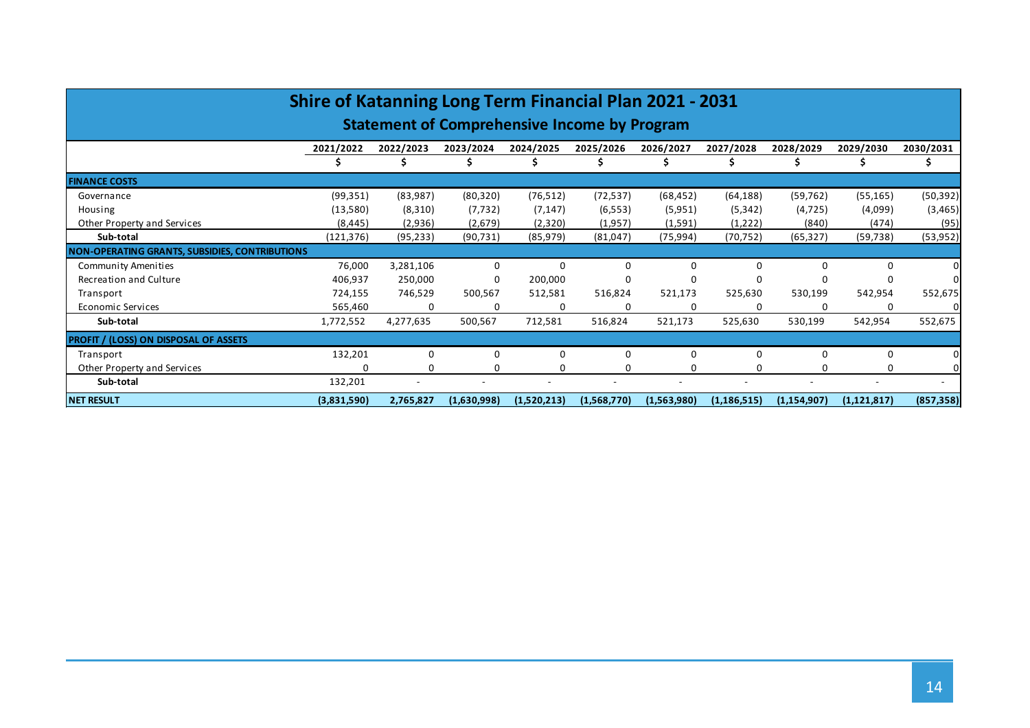# Shire of Katanning Long Term Financial Plan 2021 - 2031

## Statement of Comprehensive Income by Program

| | 2021/2022 | 2022/2023 | 2023/2024 | 2024/2025 | 2025/2026 | 2026/2027 | 2027/2028 | 2028/2029 | 2029/2030 | 2030/2031 |
|---|---|---|---|---|---|---|---|---|---|---|
| | $ | $ | $ | $ | $ | $ | $ | $ | $ | $ |
| **FINANCE COSTS** | | | | | | | | | | |
| Governance | (99,351) | (83,987) | (80,320) | (76,512) | (72,537) | (68,452) | (64,188) | (59,762) | (55,165) | (50,392) |
| Housing | (13,580) | (8,310) | (7,732) | (7,147) | (6,553) | (5,951) | (5,342) | (4,725) | (4,099) | (3,465) |
| Other Property and Services | (8,445) | (2,936) | (2,679) | (2,320) | (1,957) | (1,591) | (1,222) | (840) | (474) | (95) |
| **Sub-total** | (121,376) | (95,233) | (90,731) | (85,979) | (81,047) | (75,994) | (70,752) | (65,327) | (59,738) | (53,952) |
| **NON-OPERATING GRANTS, SUBSIDIES, CONTRIBUTIONS** | | | | | | | | | | |
| Community Amenities | 76,000 | 3,281,106 | 0 | 0 | 0 | 0 | 0 | 0 | 0 | 0 |
| Recreation and Culture | 406,937 | 250,000 | 0 | 200,000 | 0 | 0 | 0 | 0 | 0 | 0 |
| Transport | 724,155 | 746,529 | 500,567 | 512,581 | 516,824 | 521,173 | 525,630 | 530,199 | 542,954 | 552,675 |
| Economic Services | 565,460 | 0 | 0 | 0 | 0 | 0 | 0 | 0 | 0 | 0 |
| **Sub-total** | 1,772,552 | 4,277,635 | 500,567 | 712,581 | 516,824 | 521,173 | 525,630 | 530,199 | 542,954 | 552,675 |
| **PROFIT / (LOSS) ON DISPOSAL OF ASSETS** | | | | | | | | | | |
| Transport | 132,201 | 0 | 0 | 0 | 0 | 0 | 0 | 0 | 0 | 0 |
| Other Property and Services | 0 | 0 | 0 | 0 | 0 | 0 | 0 | 0 | 0 | 0 |
| **Sub-total** | 132,201 | - | - | - | - | - | - | - | - | - |
| **NET RESULT** | **(3,831,590)** | **2,765,827** | **(1,630,998)** | **(1,520,213)** | **(1,568,770)** | **(1,563,980)** | **(1,186,515)** | **(1,154,907)** | **(1,121,817)** | **(857,358)** |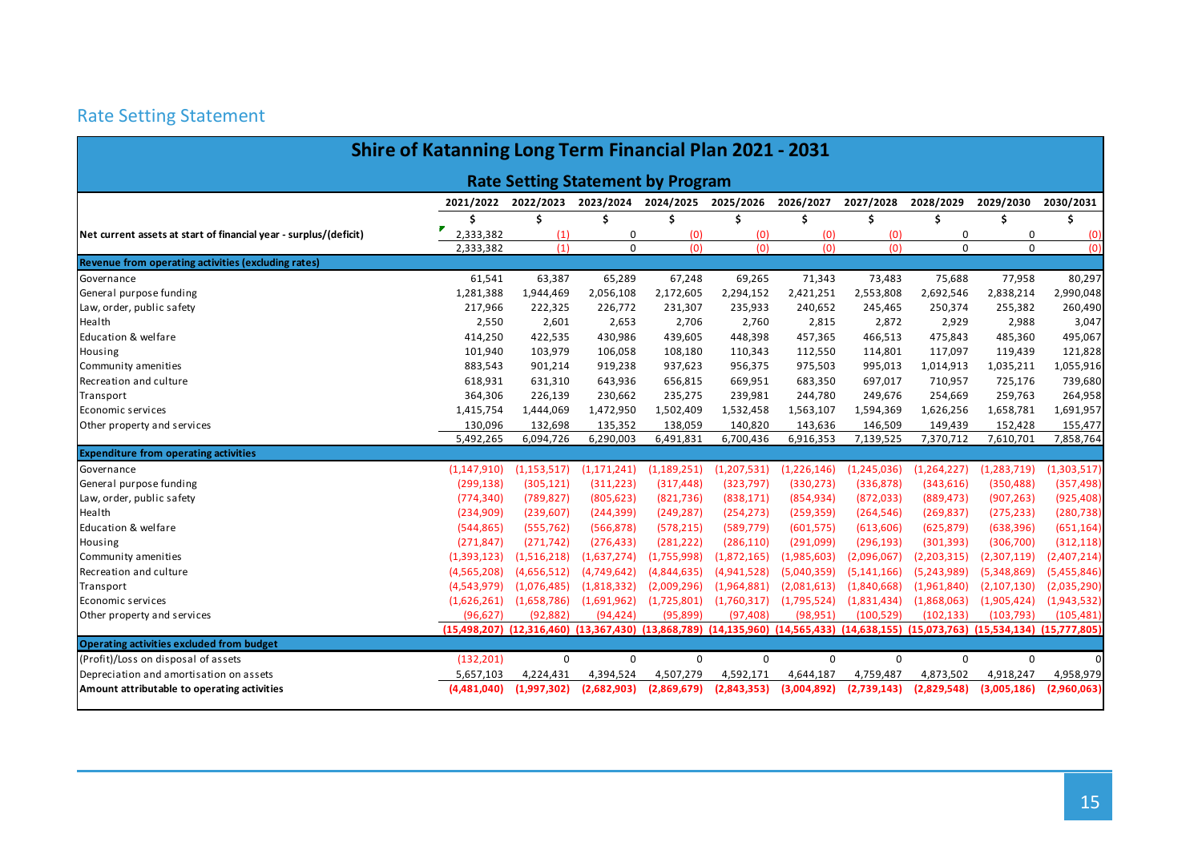## Rate Setting Statement

### Shire of Katanning Long Term Financial Plan 2021 - 2031

#### Rate Setting Statement by Program

| | 2021/2022 | 2022/2023 | 2023/2024 | 2024/2025 | 2025/2026 | 2026/2027 | 2027/2028 | 2028/2029 | 2029/2030 | 2030/2031 |
|---|---|---|---|---|---|---|---|---|---|---|
| | $ | $ | $ | $ | $ | $ | $ | $ | $ | $ |
| **Net current assets at start of financial year - surplus/(deficit)** | 2,333,382 | (1) | 0 | (0) | (0) | (0) | (0) | 0 | 0 | (0) |
| | 2,333,382 | (1) | 0 | (0) | (0) | (0) | (0) | 0 | 0 | (0) |
| **Revenue from operating activities (excluding rates)** | | | | | | | | | | |
| Governance | 61,541 | 63,387 | 65,289 | 67,248 | 69,265 | 71,343 | 73,483 | 75,688 | 77,958 | 80,297 |
| General purpose funding | 1,281,388 | 1,944,469 | 2,056,108 | 2,172,605 | 2,294,152 | 2,421,251 | 2,553,808 | 2,692,546 | 2,838,214 | 2,990,048 |
| Law, order, public safety | 217,966 | 222,325 | 226,772 | 231,307 | 235,933 | 240,652 | 245,465 | 250,374 | 255,382 | 260,490 |
| Health | 2,550 | 2,601 | 2,653 | 2,706 | 2,760 | 2,815 | 2,872 | 2,929 | 2,988 | 3,047 |
| Education & welfare | 414,250 | 422,535 | 430,986 | 439,605 | 448,398 | 457,365 | 466,513 | 475,843 | 485,360 | 495,067 |
| Housing | 101,940 | 103,979 | 106,058 | 108,180 | 110,343 | 112,550 | 114,801 | 117,097 | 119,439 | 121,828 |
| Community amenities | 883,543 | 901,214 | 919,238 | 937,623 | 956,375 | 975,503 | 995,013 | 1,014,913 | 1,035,211 | 1,055,916 |
| Recreation and culture | 618,931 | 631,310 | 643,936 | 656,815 | 669,951 | 683,350 | 697,017 | 710,957 | 725,176 | 739,680 |
| Transport | 364,306 | 226,139 | 230,662 | 235,275 | 239,981 | 244,780 | 249,676 | 254,669 | 259,763 | 264,958 |
| Economic services | 1,415,754 | 1,444,069 | 1,472,950 | 1,502,409 | 1,532,458 | 1,563,107 | 1,594,369 | 1,626,256 | 1,658,781 | 1,691,957 |
| Other property and services | 130,096 | 132,698 | 135,352 | 138,059 | 140,820 | 143,636 | 146,509 | 149,439 | 152,428 | 155,477 |
| | 5,492,265 | 6,094,726 | 6,290,003 | 6,491,831 | 6,700,436 | 6,916,353 | 7,139,525 | 7,370,712 | 7,610,701 | 7,858,764 |
| **Expenditure from operating activities** | | | | | | | | | | |
| Governance | (1,147,910) | (1,153,517) | (1,171,241) | (1,189,251) | (1,207,531) | (1,226,146) | (1,245,036) | (1,264,227) | (1,283,719) | (1,303,517) |
| General purpose funding | (299,138) | (305,121) | (311,223) | (317,448) | (323,797) | (330,273) | (336,878) | (343,616) | (350,488) | (357,498) |
| Law, order, public safety | (774,340) | (789,827) | (805,623) | (821,736) | (838,171) | (854,934) | (872,033) | (889,473) | (907,263) | (925,408) |
| Health | (234,909) | (239,607) | (244,399) | (249,287) | (254,273) | (259,359) | (264,546) | (269,837) | (275,233) | (280,738) |
| Education & welfare | (544,865) | (555,762) | (566,878) | (578,215) | (589,779) | (601,575) | (613,606) | (625,879) | (638,396) | (651,164) |
| Housing | (271,847) | (271,742) | (276,433) | (281,222) | (286,110) | (291,099) | (296,193) | (301,393) | (306,700) | (312,118) |
| Community amenities | (1,393,123) | (1,516,218) | (1,637,274) | (1,755,998) | (1,872,165) | (1,985,603) | (2,096,067) | (2,203,315) | (2,307,119) | (2,407,214) |
| Recreation and culture | (4,565,208) | (4,656,512) | (4,749,642) | (4,844,635) | (4,941,528) | (5,040,359) | (5,141,166) | (5,243,989) | (5,348,869) | (5,455,846) |
| Transport | (4,543,979) | (1,076,485) | (1,818,332) | (2,009,296) | (1,964,881) | (2,081,613) | (1,840,668) | (1,961,840) | (2,107,130) | (2,035,290) |
| Economic services | (1,626,261) | (1,658,786) | (1,691,962) | (1,725,801) | (1,760,317) | (1,795,524) | (1,831,434) | (1,868,063) | (1,905,424) | (1,943,532) |
| Other property and services | (96,627) | (92,882) | (94,424) | (95,899) | (97,408) | (98,951) | (100,529) | (102,133) | (103,793) | (105,481) |
| | (15,498,207) | (12,316,460) | (13,367,430) | (13,868,789) | (14,135,960) | (14,565,433) | (14,638,155) | (15,073,763) | (15,534,134) | (15,777,805) |
| **Operating activities excluded from budget** | | | | | | | | | | |
| (Profit)/Loss on disposal of assets | (132,201) | 0 | 0 | 0 | 0 | 0 | 0 | 0 | 0 | 0 |
| Depreciation and amortisation on assets | 5,657,103 | 4,224,431 | 4,394,524 | 4,507,279 | 4,592,171 | 4,644,187 | 4,759,487 | 4,873,502 | 4,918,247 | 4,958,979 |
| **Amount attributable to operating activities** | **(4,481,040)** | **(1,997,302)** | **(2,682,903)** | **(2,869,679)** | **(2,843,353)** | **(3,004,892)** | **(2,739,143)** | **(2,829,548)** | **(3,005,186)** | **(2,960,063)** |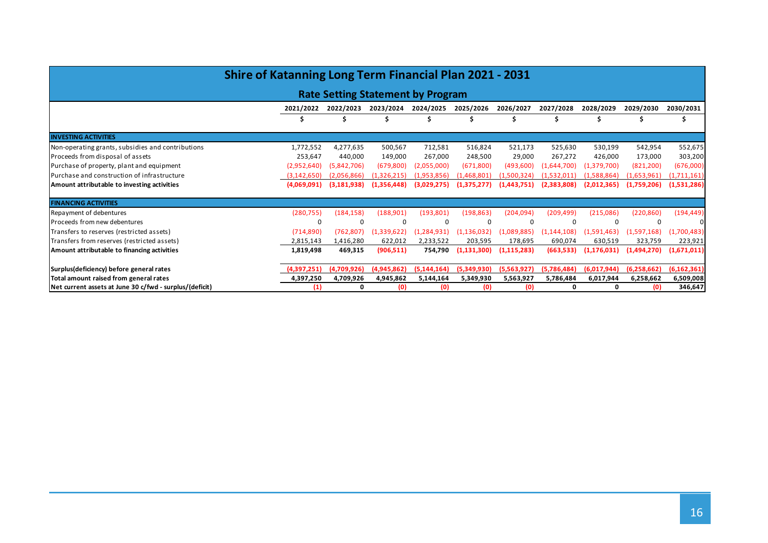# Shire of Katanning Long Term Financial Plan 2021 - 2031

## Rate Setting Statement by Program

| | 2021/2022 | 2022/2023 | 2023/2024 | 2024/2025 | 2025/2026 | 2026/2027 | 2027/2028 | 2028/2029 | 2029/2030 | 2030/2031 |
|---|---|---|---|---|---|---|---|---|---|---|
| | $ | $ | $ | $ | $ | $ | $ | $ | $ | $ |
| **INVESTING ACTIVITIES** | | | | | | | | | | |
| Non-operating grants, subsidies and contributions | 1,772,552 | 4,277,635 | 500,567 | 712,581 | 516,824 | 521,173 | 525,630 | 530,199 | 542,954 | 552,675 |
| Proceeds from disposal of assets | 253,647 | 440,000 | 149,000 | 267,000 | 248,500 | 29,000 | 267,272 | 426,000 | 173,000 | 303,200 |
| Purchase of property, plant and equipment | (2,952,640) | (5,842,706) | (679,800) | (2,055,000) | (671,800) | (493,600) | (1,644,700) | (1,379,700) | (821,200) | (676,000) |
| Purchase and construction of infrastructure | (3,142,650) | (2,056,866) | (1,326,215) | (1,953,856) | (1,468,801) | (1,500,324) | (1,532,011) | (1,588,864) | (1,653,961) | (1,711,161) |
| **Amount attributable to investing activities** | **(4,069,091)** | **(3,181,938)** | **(1,356,448)** | **(3,029,275)** | **(1,375,277)** | **(1,443,751)** | **(2,383,808)** | **(2,012,365)** | **(1,759,206)** | **(1,531,286)** |
| **FINANCING ACTIVITIES** | | | | | | | | | | |
| Repayment of debentures | (280,755) | (184,158) | (188,901) | (193,801) | (198,863) | (204,094) | (209,499) | (215,086) | (220,860) | (194,449) |
| Proceeds from new debentures | 0 | 0 | 0 | 0 | 0 | 0 | 0 | 0 | 0 | 0 |
| Transfers to reserves (restricted assets) | (714,890) | (762,807) | (1,339,622) | (1,284,931) | (1,136,032) | (1,089,885) | (1,144,108) | (1,591,463) | (1,597,168) | (1,700,483) |
| Transfers from reserves (restricted assets) | 2,815,143 | 1,416,280 | 622,012 | 2,233,522 | 203,595 | 178,695 | 690,074 | 630,519 | 323,759 | 223,921 |
| **Amount attributable to financing activities** | **1,819,498** | **469,315** | **(906,511)** | **754,790** | **(1,131,300)** | **(1,115,283)** | **(663,533)** | **(1,176,031)** | **(1,494,270)** | **(1,671,011)** |
| **Surplus(deficiency) before general rates** | **(4,397,251)** | **(4,709,926)** | **(4,945,862)** | **(5,144,164)** | **(5,349,930)** | **(5,563,927)** | **(5,786,484)** | **(6,017,944)** | **(6,258,662)** | **(6,162,361)** |
| **Total amount raised from general rates** | **4,397,250** | **4,709,926** | **4,945,862** | **5,144,164** | **5,349,930** | **5,563,927** | **5,786,484** | **6,017,944** | **6,258,662** | **6,509,008** |
| **Net current assets at June 30 c/fwd - surplus/(deficit)** | **(1)** | **0** | **(0)** | **(0)** | **(0)** | **(0)** | **0** | **0** | **(0)** | **346,647** |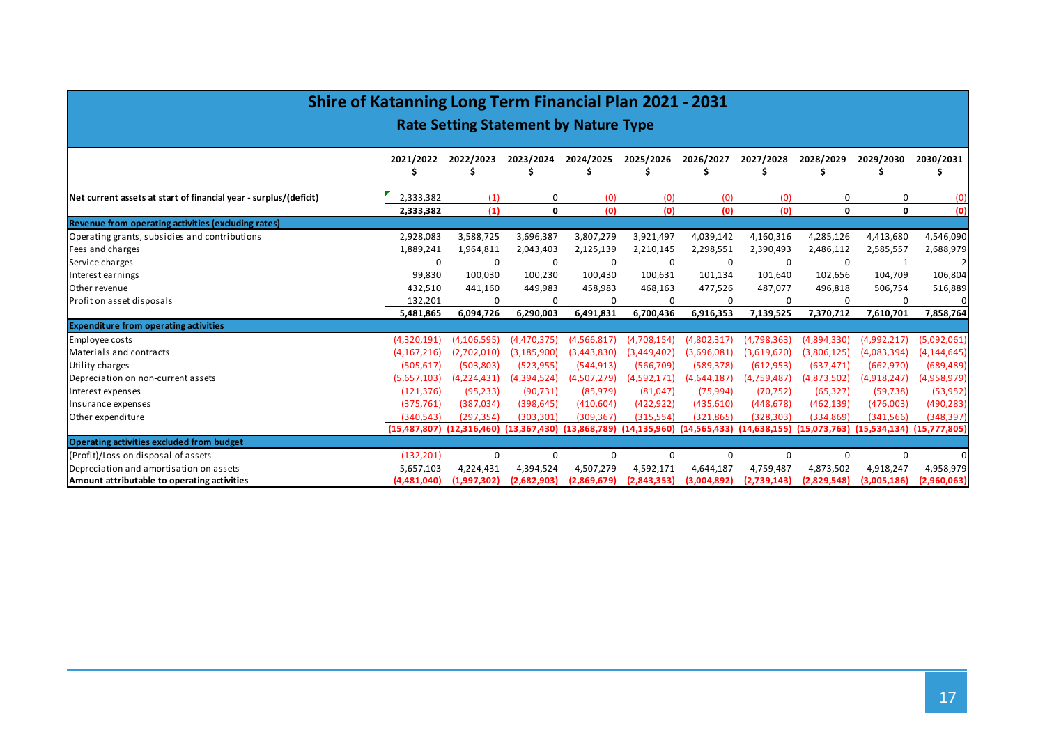# Shire of Katanning Long Term Financial Plan 2021 - 2031

## Rate Setting Statement by Nature Type

| | 2021/2022 $ | 2022/2023 $ | 2023/2024 $ | 2024/2025 $ | 2025/2026 $ | 2026/2027 $ | 2027/2028 $ | 2028/2029 $ | 2029/2030 $ | 2030/2031 $ |
|---|---|---|---|---|---|---|---|---|---|---|
| **Net current assets at start of financial year - surplus/(deficit)** | 2,333,382 | (1) | 0 | (0) | (0) | (0) | (0) | 0 | 0 | (0) |
| | **2,333,382** | **(1)** | **0** | **(0)** | **(0)** | **(0)** | **(0)** | **0** | **0** | **(0)** |
| **Revenue from operating activities (excluding rates)** | | | | | | | | | | |
| Operating grants, subsidies and contributions | 2,928,083 | 3,588,725 | 3,696,387 | 3,807,279 | 3,921,497 | 4,039,142 | 4,160,316 | 4,285,126 | 4,413,680 | 4,546,090 |
| Fees and charges | 1,889,241 | 1,964,811 | 2,043,403 | 2,125,139 | 2,210,145 | 2,298,551 | 2,390,493 | 2,486,112 | 2,585,557 | 2,688,979 |
| Service charges | 0 | 0 | 0 | 0 | 0 | 0 | 0 | 0 | 1 | 2 |
| Interest earnings | 99,830 | 100,030 | 100,230 | 100,430 | 100,631 | 101,134 | 101,640 | 102,656 | 104,709 | 106,804 |
| Other revenue | 432,510 | 441,160 | 449,983 | 458,983 | 468,163 | 477,526 | 487,077 | 496,818 | 506,754 | 516,889 |
| Profit on asset disposals | 132,201 | 0 | 0 | 0 | 0 | 0 | 0 | 0 | 0 | 0 |
| | **5,481,865** | **6,094,726** | **6,290,003** | **6,491,831** | **6,700,436** | **6,916,353** | **7,139,525** | **7,370,712** | **7,610,701** | **7,858,764** |
| **Expenditure from operating activities** | | | | | | | | | | |
| Employee costs | (4,320,191) | (4,106,595) | (4,470,375) | (4,566,817) | (4,708,154) | (4,802,317) | (4,798,363) | (4,894,330) | (4,992,217) | (5,092,061) |
| Materials and contracts | (4,167,216) | (2,702,010) | (3,185,900) | (3,443,830) | (3,449,402) | (3,696,081) | (3,619,620) | (3,806,125) | (4,083,394) | (4,144,645) |
| Utility charges | (505,617) | (503,803) | (523,955) | (544,913) | (566,709) | (589,378) | (612,953) | (637,471) | (662,970) | (689,489) |
| Depreciation on non-current assets | (5,657,103) | (4,224,431) | (4,394,524) | (4,507,279) | (4,592,171) | (4,644,187) | (4,759,487) | (4,873,502) | (4,918,247) | (4,958,979) |
| Interest expenses | (121,376) | (95,233) | (90,731) | (85,979) | (81,047) | (75,994) | (70,752) | (65,327) | (59,738) | (53,952) |
| Insurance expenses | (375,761) | (387,034) | (398,645) | (410,604) | (422,922) | (435,610) | (448,678) | (462,139) | (476,003) | (490,283) |
| Other expenditure | (340,543) | (297,354) | (303,301) | (309,367) | (315,554) | (321,865) | (328,303) | (334,869) | (341,566) | (348,397) |
| | (15,487,807) | (12,316,460) | (13,367,430) | (13,868,789) | (14,135,960) | (14,565,433) | (14,638,155) | (15,073,763) | (15,534,134) | (15,777,805) |
| **Operating activities excluded from budget** | | | | | | | | | | |
| (Profit)/Loss on disposal of assets | (132,201) | 0 | 0 | 0 | 0 | 0 | 0 | 0 | 0 | 0 |
| Depreciation and amortisation on assets | 5,657,103 | 4,224,431 | 4,394,524 | 4,507,279 | 4,592,171 | 4,644,187 | 4,759,487 | 4,873,502 | 4,918,247 | 4,958,979 |
| **Amount attributable to operating activities** | **(4,481,040)** | **(1,997,302)** | **(2,682,903)** | **(2,869,679)** | **(2,843,353)** | **(3,004,892)** | **(2,739,143)** | **(2,829,548)** | **(3,005,186)** | **(2,960,063)** |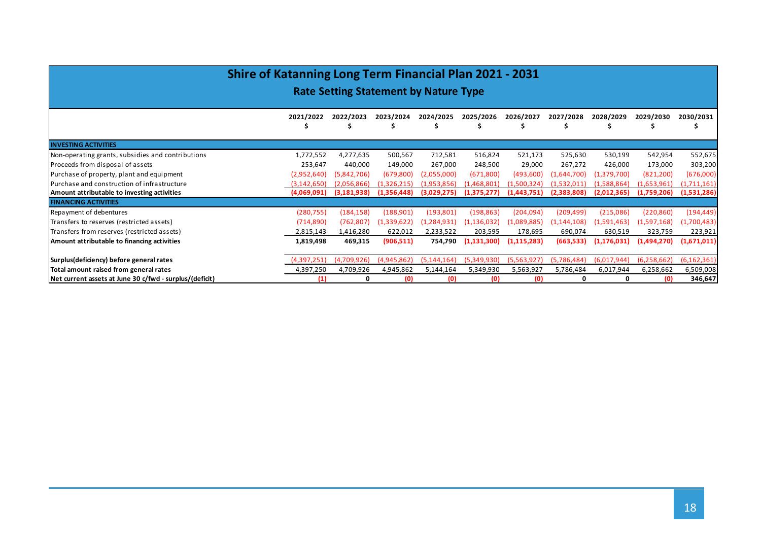# Shire of Katanning Long Term Financial Plan 2021 - 2031

## Rate Setting Statement by Nature Type

| | 2021/2022 $ | 2022/2023 $ | 2023/2024 $ | 2024/2025 $ | 2025/2026 $ | 2026/2027 $ | 2027/2028 $ | 2028/2029 $ | 2029/2030 $ | 2030/2031 $ |
|---|---|---|---|---|---|---|---|---|---|---|
| **INVESTING ACTIVITIES** | | | | | | | | | | |
| Non-operating grants, subsidies and contributions | 1,772,552 | 4,277,635 | 500,567 | 712,581 | 516,824 | 521,173 | 525,630 | 530,199 | 542,954 | 552,675 |
| Proceeds from disposal of assets | 253,647 | 440,000 | 149,000 | 267,000 | 248,500 | 29,000 | 267,272 | 426,000 | 173,000 | 303,200 |
| Purchase of property, plant and equipment | (2,952,640) | (5,842,706) | (679,800) | (2,055,000) | (671,800) | (493,600) | (1,644,700) | (1,379,700) | (821,200) | (676,000) |
| Purchase and construction of infrastructure | (3,142,650) | (2,056,866) | (1,326,215) | (1,953,856) | (1,468,801) | (1,500,324) | (1,532,011) | (1,588,864) | (1,653,961) | (1,711,161) |
| **Amount attributable to investing activities** | **(4,069,091)** | **(3,181,938)** | **(1,356,448)** | **(3,029,275)** | **(1,375,277)** | **(1,443,751)** | **(2,383,808)** | **(2,012,365)** | **(1,759,206)** | **(1,531,286)** |
| **FINANCING ACTIVITIES** | | | | | | | | | | |
| Repayment of debentures | (280,755) | (184,158) | (188,901) | (193,801) | (198,863) | (204,094) | (209,499) | (215,086) | (220,860) | (194,449) |
| Transfers to reserves (restricted assets) | (714,890) | (762,807) | (1,339,622) | (1,284,931) | (1,136,032) | (1,089,885) | (1,144,108) | (1,591,463) | (1,597,168) | (1,700,483) |
| Transfers from reserves (restricted assets) | 2,815,143 | 1,416,280 | 622,012 | 2,233,522 | 203,595 | 178,695 | 690,074 | 630,519 | 323,759 | 223,921 |
| **Amount attributable to financing activities** | **1,819,498** | **469,315** | **(906,511)** | **754,790** | **(1,131,300)** | **(1,115,283)** | **(663,533)** | **(1,176,031)** | **(1,494,270)** | **(1,671,011)** |
| | | | | | | | | | | |
| **Surplus(deficiency) before general rates** | (4,397,251) | (4,709,926) | (4,945,862) | (5,144,164) | (5,349,930) | (5,563,927) | (5,786,484) | (6,017,944) | (6,258,662) | (6,162,361) |
| **Total amount raised from general rates** | 4,397,250 | 4,709,926 | 4,945,862 | 5,144,164 | 5,349,930 | 5,563,927 | 5,786,484 | 6,017,944 | 6,258,662 | 6,509,008 |
| **Net current assets at June 30 c/fwd - surplus/(deficit)** | **(1)** | **0** | **(0)** | **(0)** | **(0)** | **(0)** | **0** | **0** | **(0)** | **346,647** |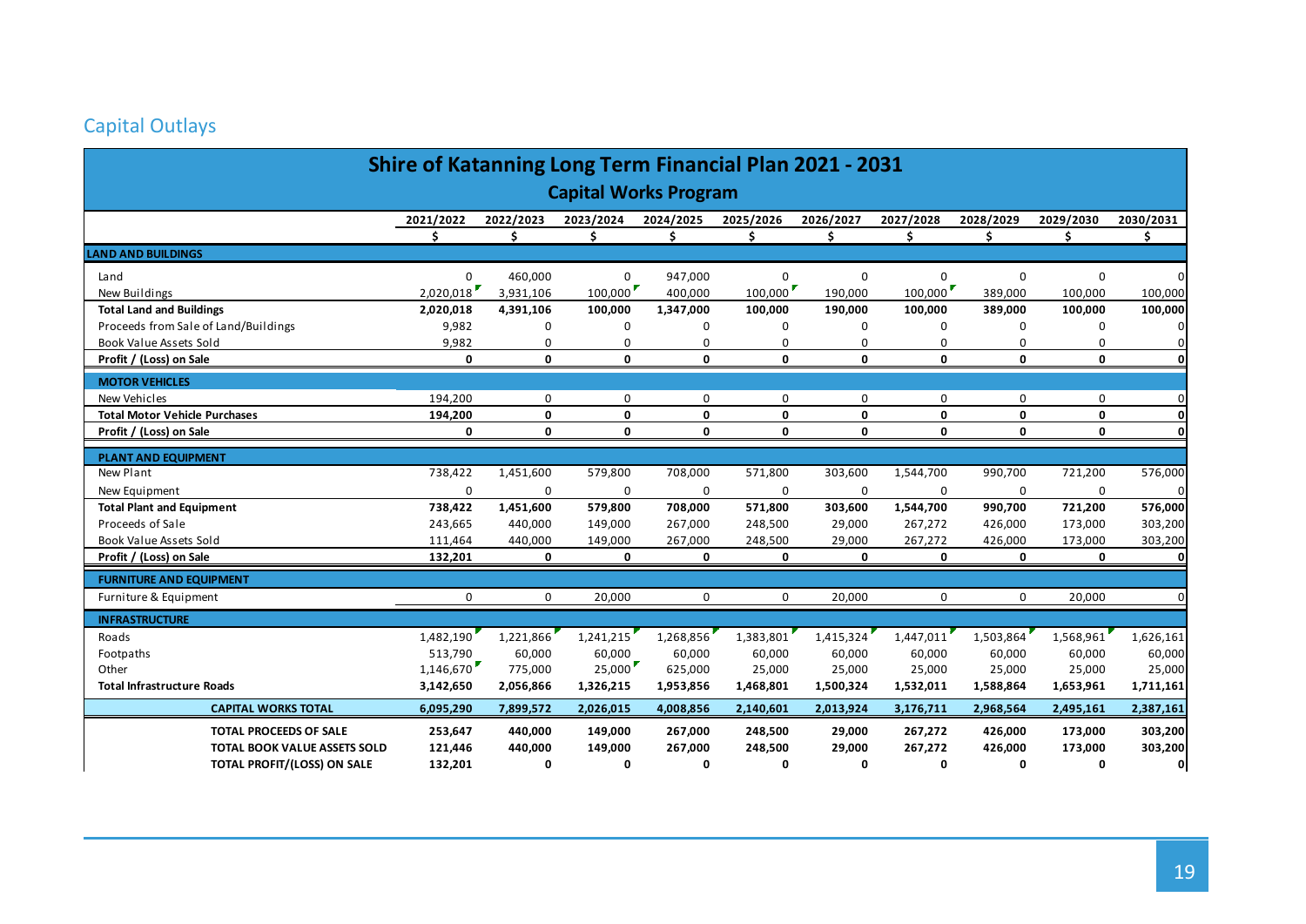## Capital Outlays

**Shire of Katanning Long Term Financial Plan 2021 - 2031**

**Capital Works Program**

| | 2021/2022 | 2022/2023 | 2023/2024 | 2024/2025 | 2025/2026 | 2026/2027 | 2027/2028 | 2028/2029 | 2029/2030 | 2030/2031 |
|---|---|---|---|---|---|---|---|---|---|---|
| | $ | $ | $ | $ | $ | $ | $ | $ | $ | $ |
| **LAND AND BUILDINGS** | | | | | | | | | | |
| Land | 0 | 460,000 | 0 | 947,000 | 0 | 0 | 0 | 0 | 0 | 0 |
| New Buildings | 2,020,018 | 3,931,106 | 100,000 | 400,000 | 100,000 | 190,000 | 100,000 | 389,000 | 100,000 | 100,000 |
| **Total Land and Buildings** | **2,020,018** | **4,391,106** | **100,000** | **1,347,000** | **100,000** | **190,000** | **100,000** | **389,000** | **100,000** | **100,000** |
| Proceeds from Sale of Land/Buildings | 9,982 | 0 | 0 | 0 | 0 | 0 | 0 | 0 | 0 | 0 |
| Book Value Assets Sold | 9,982 | 0 | 0 | 0 | 0 | 0 | 0 | 0 | 0 | 0 |
| **Profit / (Loss) on Sale** | **0** | **0** | **0** | **0** | **0** | **0** | **0** | **0** | **0** | **0** |
| **MOTOR VEHICLES** | | | | | | | | | | |
| New Vehicles | 194,200 | 0 | 0 | 0 | 0 | 0 | 0 | 0 | 0 | 0 |
| **Total Motor Vehicle Purchases** | **194,200** | **0** | **0** | **0** | **0** | **0** | **0** | **0** | **0** | **0** |
| **Profit / (Loss) on Sale** | **0** | **0** | **0** | **0** | **0** | **0** | **0** | **0** | **0** | **0** |
| **PLANT AND EQUIPMENT** | | | | | | | | | | |
| New Plant | 738,422 | 1,451,600 | 579,800 | 708,000 | 571,800 | 303,600 | 1,544,700 | 990,700 | 721,200 | 576,000 |
| New Equipment | 0 | 0 | 0 | 0 | 0 | 0 | 0 | 0 | 0 | 0 |
| **Total Plant and Equipment** | **738,422** | **1,451,600** | **579,800** | **708,000** | **571,800** | **303,600** | **1,544,700** | **990,700** | **721,200** | **576,000** |
| Proceeds of Sale | 243,665 | 440,000 | 149,000 | 267,000 | 248,500 | 29,000 | 267,272 | 426,000 | 173,000 | 303,200 |
| Book Value Assets Sold | 111,464 | 440,000 | 149,000 | 267,000 | 248,500 | 29,000 | 267,272 | 426,000 | 173,000 | 303,200 |
| **Profit / (Loss) on Sale** | **132,201** | **0** | **0** | **0** | **0** | **0** | **0** | **0** | **0** | **0** |
| **FURNITURE AND EQUIPMENT** | | | | | | | | | | |
| Furniture & Equipment | 0 | 0 | 20,000 | 0 | 0 | 20,000 | 0 | 0 | 20,000 | 0 |
| **INFRASTRUCTURE** | | | | | | | | | | |
| Roads | 1,482,190 | 1,221,866 | 1,241,215 | 1,268,856 | 1,383,801 | 1,415,324 | 1,447,011 | 1,503,864 | 1,568,961 | 1,626,161 |
| Footpaths | 513,790 | 60,000 | 60,000 | 60,000 | 60,000 | 60,000 | 60,000 | 60,000 | 60,000 | 60,000 |
| Other | 1,146,670 | 775,000 | 25,000 | 625,000 | 25,000 | 25,000 | 25,000 | 25,000 | 25,000 | 25,000 |
| **Total Infrastructure Roads** | **3,142,650** | **2,056,866** | **1,326,215** | **1,953,856** | **1,468,801** | **1,500,324** | **1,532,011** | **1,588,864** | **1,653,961** | **1,711,161** |
| **CAPITAL WORKS TOTAL** | **6,095,290** | **7,899,572** | **2,026,015** | **4,008,856** | **2,140,601** | **2,013,924** | **3,176,711** | **2,968,564** | **2,495,161** | **2,387,161** |
| **TOTAL PROCEEDS OF SALE** | **253,647** | **440,000** | **149,000** | **267,000** | **248,500** | **29,000** | **267,272** | **426,000** | **173,000** | **303,200** |
| **TOTAL BOOK VALUE ASSETS SOLD** | **121,446** | **440,000** | **149,000** | **267,000** | **248,500** | **29,000** | **267,272** | **426,000** | **173,000** | **303,200** |
| **TOTAL PROFIT/(LOSS) ON SALE** | **132,201** | **0** | **0** | **0** | **0** | **0** | **0** | **0** | **0** | **0** |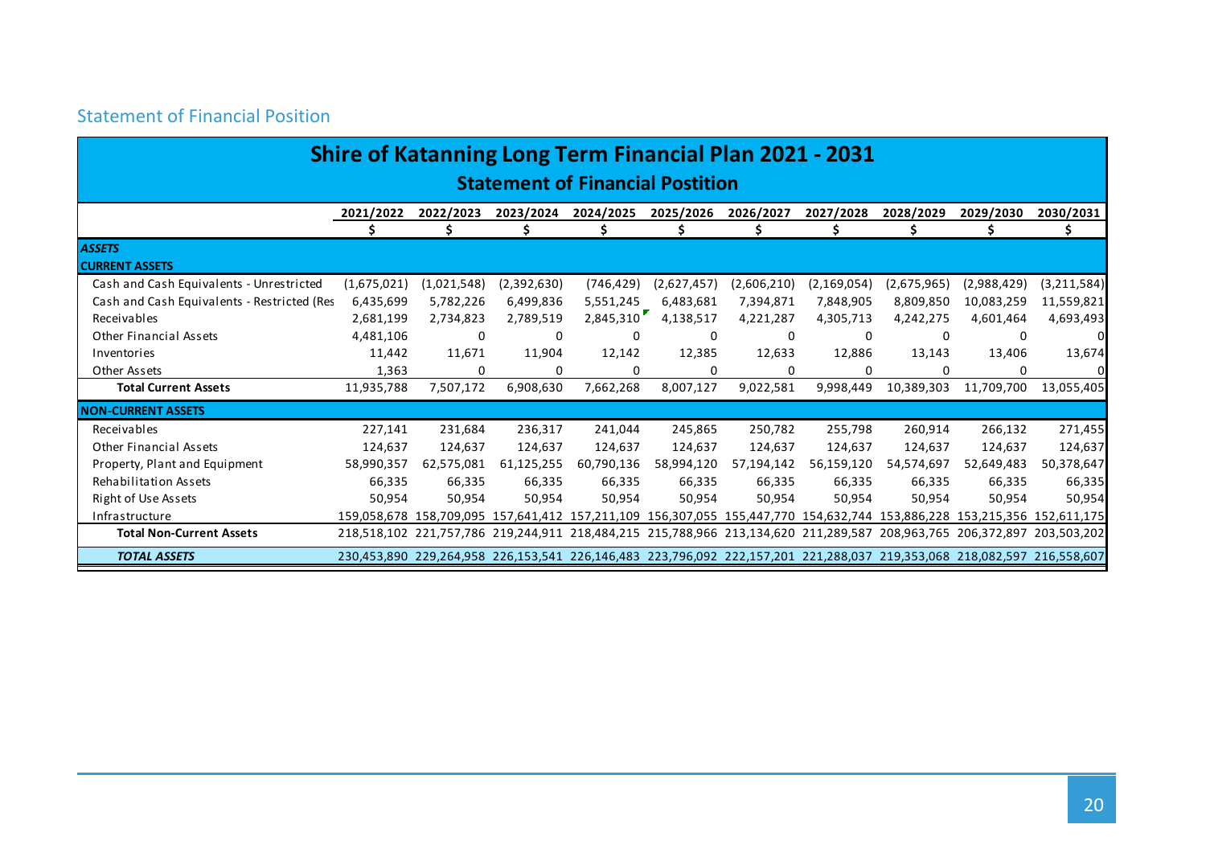## Statement of Financial Position

# Shire of Katanning Long Term Financial Plan 2021 - 2031

### Statement of Financial Postition

| | 2021/2022 | 2022/2023 | 2023/2024 | 2024/2025 | 2025/2026 | 2026/2027 | 2027/2028 | 2028/2029 | 2029/2030 | 2030/2031 |
|---|---|---|---|---|---|---|---|---|---|---|
| | $ | $ | $ | $ | $ | $ | $ | $ | $ | $ |
| ***ASSETS*** | | | | | | | | | | |
| **CURRENT ASSETS** | | | | | | | | | | |
| Cash and Cash Equivalents - Unrestricted | (1,675,021) | (1,021,548) | (2,392,630) | (746,429) | (2,627,457) | (2,606,210) | (2,169,054) | (2,675,965) | (2,988,429) | (3,211,584) |
| Cash and Cash Equivalents - Restricted (Res | 6,435,699 | 5,782,226 | 6,499,836 | 5,551,245 | 6,483,681 | 7,394,871 | 7,848,905 | 8,809,850 | 10,083,259 | 11,559,821 |
| Receivables | 2,681,199 | 2,734,823 | 2,789,519 | 2,845,310 | 4,138,517 | 4,221,287 | 4,305,713 | 4,242,275 | 4,601,464 | 4,693,493 |
| Other Financial Assets | 4,481,106 | 0 | 0 | 0 | 0 | 0 | 0 | 0 | 0 | 0 |
| Inventories | 11,442 | 11,671 | 11,904 | 12,142 | 12,385 | 12,633 | 12,886 | 13,143 | 13,406 | 13,674 |
| Other Assets | 1,363 | 0 | 0 | 0 | 0 | 0 | 0 | 0 | 0 | 0 |
| **Total Current Assets** | 11,935,788 | 7,507,172 | 6,908,630 | 7,662,268 | 8,007,127 | 9,022,581 | 9,998,449 | 10,389,303 | 11,709,700 | 13,055,405 |
| **NON-CURRENT ASSETS** | | | | | | | | | | |
| Receivables | 227,141 | 231,684 | 236,317 | 241,044 | 245,865 | 250,782 | 255,798 | 260,914 | 266,132 | 271,455 |
| Other Financial Assets | 124,637 | 124,637 | 124,637 | 124,637 | 124,637 | 124,637 | 124,637 | 124,637 | 124,637 | 124,637 |
| Property, Plant and Equipment | 58,990,357 | 62,575,081 | 61,125,255 | 60,790,136 | 58,994,120 | 57,194,142 | 56,159,120 | 54,574,697 | 52,649,483 | 50,378,647 |
| Rehabilitation Assets | 66,335 | 66,335 | 66,335 | 66,335 | 66,335 | 66,335 | 66,335 | 66,335 | 66,335 | 66,335 |
| Right of Use Assets | 50,954 | 50,954 | 50,954 | 50,954 | 50,954 | 50,954 | 50,954 | 50,954 | 50,954 | 50,954 |
| Infrastructure | 159,058,678 | 158,709,095 | 157,641,412 | 157,211,109 | 156,307,055 | 155,447,770 | 154,632,744 | 153,886,228 | 153,215,356 | 152,611,175 |
| **Total Non-Current Assets** | 218,518,102 | 221,757,786 | 219,244,911 | 218,484,215 | 215,788,966 | 213,134,620 | 211,289,587 | 208,963,765 | 206,372,897 | 203,503,202 |
| ***TOTAL ASSETS*** | 230,453,890 | 229,264,958 | 226,153,541 | 226,146,483 | 223,796,092 | 222,157,201 | 221,288,037 | 219,353,068 | 218,082,597 | 216,558,607 |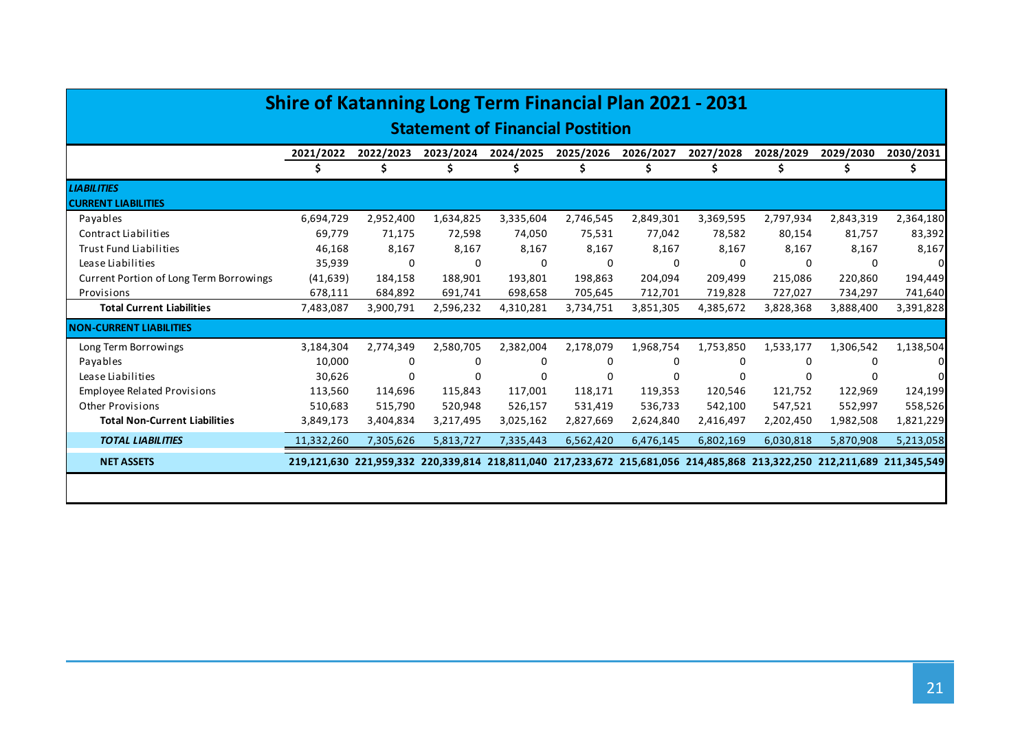# Shire of Katanning Long Term Financial Plan 2021 - 2031

## Statement of Financial Postition

| | 2021/2022 | 2022/2023 | 2023/2024 | 2024/2025 | 2025/2026 | 2026/2027 | 2027/2028 | 2028/2029 | 2029/2030 | 2030/2031 |
|---|---|---|---|---|---|---|---|---|---|---|
| | $ | $ | $ | $ | $ | $ | $ | $ | $ | $ |
| ***LIABILITIES*** | | | | | | | | | | |
| **CURRENT LIABILITIES** | | | | | | | | | | |
| Payables | 6,694,729 | 2,952,400 | 1,634,825 | 3,335,604 | 2,746,545 | 2,849,301 | 3,369,595 | 2,797,934 | 2,843,319 | 2,364,180 |
| Contract Liabilities | 69,779 | 71,175 | 72,598 | 74,050 | 75,531 | 77,042 | 78,582 | 80,154 | 81,757 | 83,392 |
| Trust Fund Liabilities | 46,168 | 8,167 | 8,167 | 8,167 | 8,167 | 8,167 | 8,167 | 8,167 | 8,167 | 8,167 |
| Lease Liabilities | 35,939 | 0 | 0 | 0 | 0 | 0 | 0 | 0 | 0 | 0 |
| Current Portion of Long Term Borrowings | (41,639) | 184,158 | 188,901 | 193,801 | 198,863 | 204,094 | 209,499 | 215,086 | 220,860 | 194,449 |
| Provisions | 678,111 | 684,892 | 691,741 | 698,658 | 705,645 | 712,701 | 719,828 | 727,027 | 734,297 | 741,640 |
| **Total Current Liabilities** | 7,483,087 | 3,900,791 | 2,596,232 | 4,310,281 | 3,734,751 | 3,851,305 | 4,385,672 | 3,828,368 | 3,888,400 | 3,391,828 |
| **NON-CURRENT LIABILITIES** | | | | | | | | | | |
| Long Term Borrowings | 3,184,304 | 2,774,349 | 2,580,705 | 2,382,004 | 2,178,079 | 1,968,754 | 1,753,850 | 1,533,177 | 1,306,542 | 1,138,504 |
| Payables | 10,000 | 0 | 0 | 0 | 0 | 0 | 0 | 0 | 0 | 0 |
| Lease Liabilities | 30,626 | 0 | 0 | 0 | 0 | 0 | 0 | 0 | 0 | 0 |
| Employee Related Provisions | 113,560 | 114,696 | 115,843 | 117,001 | 118,171 | 119,353 | 120,546 | 121,752 | 122,969 | 124,199 |
| Other Provisions | 510,683 | 515,790 | 520,948 | 526,157 | 531,419 | 536,733 | 542,100 | 547,521 | 552,997 | 558,526 |
| **Total Non-Current Liabilities** | 3,849,173 | 3,404,834 | 3,217,495 | 3,025,162 | 2,827,669 | 2,624,840 | 2,416,497 | 2,202,450 | 1,982,508 | 1,821,229 |
| ***TOTAL LIABILITIES*** | 11,332,260 | 7,305,626 | 5,813,727 | 7,335,443 | 6,562,420 | 6,476,145 | 6,802,169 | 6,030,818 | 5,870,908 | 5,213,058 |
| **NET ASSETS** | **219,121,630** | **221,959,332** | **220,339,814** | **218,811,040** | **217,233,672** | **215,681,056** | **214,485,868** | **213,322,250** | **212,211,689** | **211,345,549** |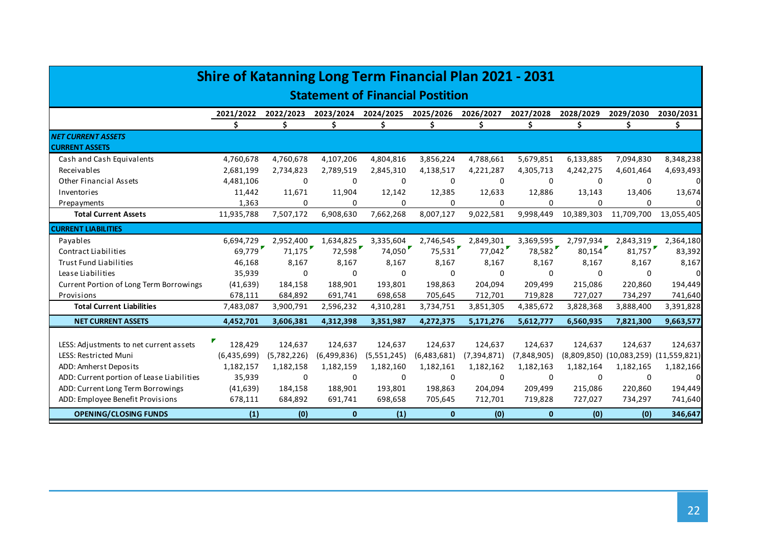# Shire of Katanning Long Term Financial Plan 2021 - 2031

## Statement of Financial Postition

| | 2021/2022 | 2022/2023 | 2023/2024 | 2024/2025 | 2025/2026 | 2026/2027 | 2027/2028 | 2028/2029 | 2029/2030 | 2030/2031 |
|---|---|---|---|---|---|---|---|---|---|---|
| | $ | $ | $ | $ | $ | $ | $ | $ | $ | $ |
| ***NET CURRENT ASSETS*** | | | | | | | | | | |
| **CURRENT ASSETS** | | | | | | | | | | |
| Cash and Cash Equivalents | 4,760,678 | 4,760,678 | 4,107,206 | 4,804,816 | 3,856,224 | 4,788,661 | 5,679,851 | 6,133,885 | 7,094,830 | 8,348,238 |
| Receivables | 2,681,199 | 2,734,823 | 2,789,519 | 2,845,310 | 4,138,517 | 4,221,287 | 4,305,713 | 4,242,275 | 4,601,464 | 4,693,493 |
| Other Financial Assets | 4,481,106 | 0 | 0 | 0 | 0 | 0 | 0 | 0 | 0 | 0 |
| Inventories | 11,442 | 11,671 | 11,904 | 12,142 | 12,385 | 12,633 | 12,886 | 13,143 | 13,406 | 13,674 |
| Prepayments | 1,363 | 0 | 0 | 0 | 0 | 0 | 0 | 0 | 0 | 0 |
| **Total Current Assets** | 11,935,788 | 7,507,172 | 6,908,630 | 7,662,268 | 8,007,127 | 9,022,581 | 9,998,449 | 10,389,303 | 11,709,700 | 13,055,405 |
| **CURRENT LIABILITIES** | | | | | | | | | | |
| Payables | 6,694,729 | 2,952,400 | 1,634,825 | 3,335,604 | 2,746,545 | 2,849,301 | 3,369,595 | 2,797,934 | 2,843,319 | 2,364,180 |
| Contract Liabilities | 69,779 | 71,175 | 72,598 | 74,050 | 75,531 | 77,042 | 78,582 | 80,154 | 81,757 | 83,392 |
| Trust Fund Liabilities | 46,168 | 8,167 | 8,167 | 8,167 | 8,167 | 8,167 | 8,167 | 8,167 | 8,167 | 8,167 |
| Lease Liabilities | 35,939 | 0 | 0 | 0 | 0 | 0 | 0 | 0 | 0 | 0 |
| Current Portion of Long Term Borrowings | (41,639) | 184,158 | 188,901 | 193,801 | 198,863 | 204,094 | 209,499 | 215,086 | 220,860 | 194,449 |
| Provisions | 678,111 | 684,892 | 691,741 | 698,658 | 705,645 | 712,701 | 719,828 | 727,027 | 734,297 | 741,640 |
| **Total Current Liabilities** | 7,483,087 | 3,900,791 | 2,596,232 | 4,310,281 | 3,734,751 | 3,851,305 | 4,385,672 | 3,828,368 | 3,888,400 | 3,391,828 |
| **NET CURRENT ASSETS** | **4,452,701** | **3,606,381** | **4,312,398** | **3,351,987** | **4,272,375** | **5,171,276** | **5,612,777** | **6,560,935** | **7,821,300** | **9,663,577** |
| | | | | | | | | | | |
| LESS: Adjustments to net current assets | 128,429 | 124,637 | 124,637 | 124,637 | 124,637 | 124,637 | 124,637 | 124,637 | 124,637 | 124,637 |
| LESS: Restricted Muni | (6,435,699) | (5,782,226) | (6,499,836) | (5,551,245) | (6,483,681) | (7,394,871) | (7,848,905) | (8,809,850) | (10,083,259) | (11,559,821) |
| ADD: Amherst Deposits | 1,182,157 | 1,182,158 | 1,182,159 | 1,182,160 | 1,182,161 | 1,182,162 | 1,182,163 | 1,182,164 | 1,182,165 | 1,182,166 |
| ADD: Current portion of Lease Liabilities | 35,939 | 0 | 0 | 0 | 0 | 0 | 0 | 0 | 0 | 0 |
| ADD: Current Long Term Borrowings | (41,639) | 184,158 | 188,901 | 193,801 | 198,863 | 204,094 | 209,499 | 215,086 | 220,860 | 194,449 |
| ADD: Employee Benefit Provisions | 678,111 | 684,892 | 691,741 | 698,658 | 705,645 | 712,701 | 719,828 | 727,027 | 734,297 | 741,640 |
| **OPENING/CLOSING FUNDS** | **(1)** | **(0)** | **0** | **(1)** | **0** | **(0)** | **0** | **(0)** | **(0)** | **346,647** |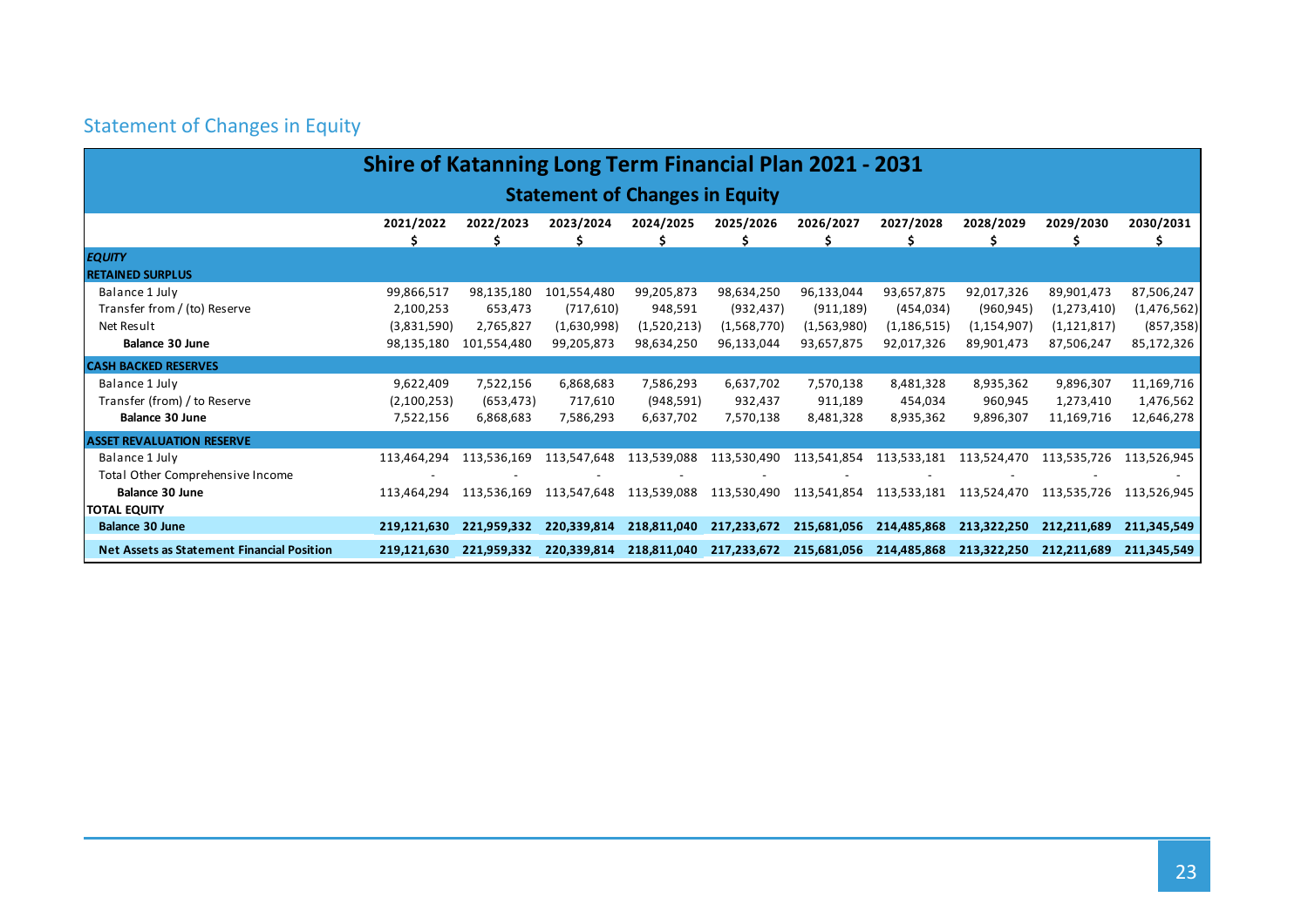## Statement of Changes in Equity

| Shire of Katanning Long Term Financial Plan 2021 - 2031<br>Statement of Changes in Equity | 2021/2022<br>$ | 2022/2023<br>$ | 2023/2024<br>$ | 2024/2025<br>$ | 2025/2026<br>$ | 2026/2027<br>$ | 2027/2028<br>$ | 2028/2029<br>$ | 2029/2030<br>$ | 2030/2031<br>$ |
|---|---|---|---|---|---|---|---|---|---|---|
| ***EQUITY*** | | | | | | | | | | |
| **RETAINED SURPLUS** | | | | | | | | | | |
| Balance 1 July | 99,866,517 | 98,135,180 | 101,554,480 | 99,205,873 | 98,634,250 | 96,133,044 | 93,657,875 | 92,017,326 | 89,901,473 | 87,506,247 |
| Transfer from / (to) Reserve | 2,100,253 | 653,473 | (717,610) | 948,591 | (932,437) | (911,189) | (454,034) | (960,945) | (1,273,410) | (1,476,562) |
| Net Result | (3,831,590) | 2,765,827 | (1,630,998) | (1,520,213) | (1,568,770) | (1,563,980) | (1,186,515) | (1,154,907) | (1,121,817) | (857,358) |
| **Balance 30 June** | 98,135,180 | 101,554,480 | 99,205,873 | 98,634,250 | 96,133,044 | 93,657,875 | 92,017,326 | 89,901,473 | 87,506,247 | 85,172,326 |
| **CASH BACKED RESERVES** | | | | | | | | | | |
| Balance 1 July | 9,622,409 | 7,522,156 | 6,868,683 | 7,586,293 | 6,637,702 | 7,570,138 | 8,481,328 | 8,935,362 | 9,896,307 | 11,169,716 |
| Transfer (from) / to Reserve | (2,100,253) | (653,473) | 717,610 | (948,591) | 932,437 | 911,189 | 454,034 | 960,945 | 1,273,410 | 1,476,562 |
| **Balance 30 June** | 7,522,156 | 6,868,683 | 7,586,293 | 6,637,702 | 7,570,138 | 8,481,328 | 8,935,362 | 9,896,307 | 11,169,716 | 12,646,278 |
| **ASSET REVALUATION RESERVE** | | | | | | | | | | |
| Balance 1 July | 113,464,294 | 113,536,169 | 113,547,648 | 113,539,088 | 113,530,490 | 113,541,854 | 113,533,181 | 113,524,470 | 113,535,726 | 113,526,945 |
| Total Other Comprehensive Income | - | - | - | - | - | - | - | - | - | - |
| **Balance 30 June** | 113,464,294 | 113,536,169 | 113,547,648 | 113,539,088 | 113,530,490 | 113,541,854 | 113,533,181 | 113,524,470 | 113,535,726 | 113,526,945 |
| **TOTAL EQUITY** | | | | | | | | | | |
| **Balance 30 June** | **219,121,630** | **221,959,332** | **220,339,814** | **218,811,040** | **217,233,672** | **215,681,056** | **214,485,868** | **213,322,250** | **212,211,689** | **211,345,549** |
| **Net Assets as Statement Financial Position** | **219,121,630** | **221,959,332** | **220,339,814** | **218,811,040** | **217,233,672** | **215,681,056** | **214,485,868** | **213,322,250** | **212,211,689** | **211,345,549** |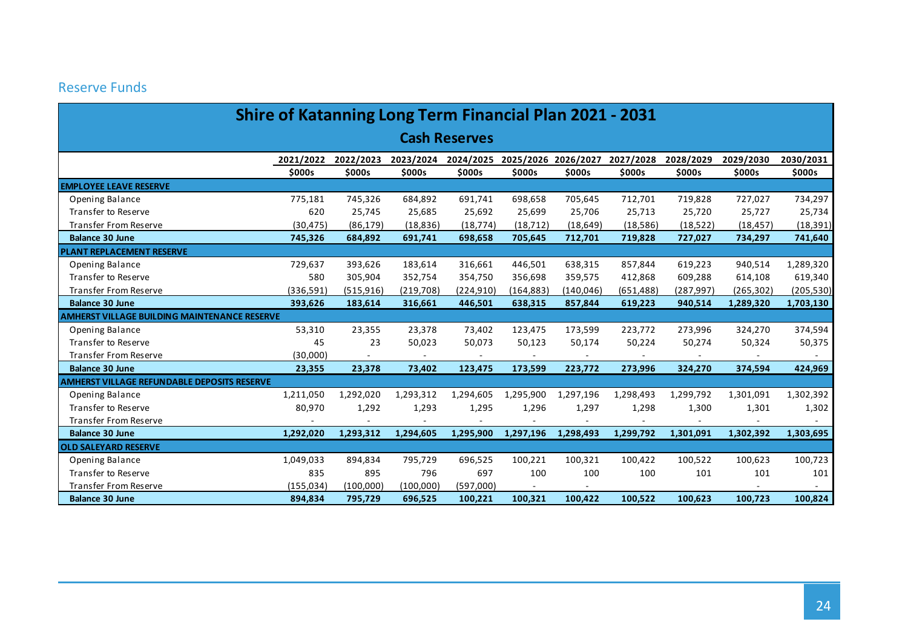## Reserve Funds

| Shire of Katanning Long Term Financial Plan 2021 - 2031 | | | | | | | | | | |
|---|---|---|---|---|---|---|---|---|---|---|
| Cash Reserves | | | | | | | | | | |
| | 2021/2022 | 2022/2023 | 2023/2024 | 2024/2025 | 2025/2026 | 2026/2027 | 2027/2028 | 2028/2029 | 2029/2030 | 2030/2031 |
| | $000s | $000s | $000s | $000s | $000s | $000s | $000s | $000s | $000s | $000s |
| **EMPLOYEE LEAVE RESERVE** | | | | | | | | | | |
| Opening Balance | 775,181 | 745,326 | 684,892 | 691,741 | 698,658 | 705,645 | 712,701 | 719,828 | 727,027 | 734,297 |
| Transfer to Reserve | 620 | 25,745 | 25,685 | 25,692 | 25,699 | 25,706 | 25,713 | 25,720 | 25,727 | 25,734 |
| Transfer From Reserve | (30,475) | (86,179) | (18,836) | (18,774) | (18,712) | (18,649) | (18,586) | (18,522) | (18,457) | (18,391) |
| **Balance 30 June** | **745,326** | **684,892** | **691,741** | **698,658** | **705,645** | **712,701** | **719,828** | **727,027** | **734,297** | **741,640** |
| **PLANT REPLACEMENT RESERVE** | | | | | | | | | | |
| Opening Balance | 729,637 | 393,626 | 183,614 | 316,661 | 446,501 | 638,315 | 857,844 | 619,223 | 940,514 | 1,289,320 |
| Transfer to Reserve | 580 | 305,904 | 352,754 | 354,750 | 356,698 | 359,575 | 412,868 | 609,288 | 614,108 | 619,340 |
| Transfer From Reserve | (336,591) | (515,916) | (219,708) | (224,910) | (164,883) | (140,046) | (651,488) | (287,997) | (265,302) | (205,530) |
| **Balance 30 June** | **393,626** | **183,614** | **316,661** | **446,501** | **638,315** | **857,844** | **619,223** | **940,514** | **1,289,320** | **1,703,130** |
| **AMHERST VILLAGE BUILDING MAINTENANCE RESERVE** | | | | | | | | | | |
| Opening Balance | 53,310 | 23,355 | 23,378 | 73,402 | 123,475 | 173,599 | 223,772 | 273,996 | 324,270 | 374,594 |
| Transfer to Reserve | 45 | 23 | 50,023 | 50,073 | 50,123 | 50,174 | 50,224 | 50,274 | 50,324 | 50,375 |
| Transfer From Reserve | (30,000) | - | - | - | - | - | - | - | - | - |
| **Balance 30 June** | **23,355** | **23,378** | **73,402** | **123,475** | **173,599** | **223,772** | **273,996** | **324,270** | **374,594** | **424,969** |
| **AMHERST VILLAGE REFUNDABLE DEPOSITS RESERVE** | | | | | | | | | | |
| Opening Balance | 1,211,050 | 1,292,020 | 1,293,312 | 1,294,605 | 1,295,900 | 1,297,196 | 1,298,493 | 1,299,792 | 1,301,091 | 1,302,392 |
| Transfer to Reserve | 80,970 | 1,292 | 1,293 | 1,295 | 1,296 | 1,297 | 1,298 | 1,300 | 1,301 | 1,302 |
| Transfer From Reserve | - | - | - | - | - | - | - | - | - | - |
| **Balance 30 June** | **1,292,020** | **1,293,312** | **1,294,605** | **1,295,900** | **1,297,196** | **1,298,493** | **1,299,792** | **1,301,091** | **1,302,392** | **1,303,695** |
| **OLD SALEYARD RESERVE** | | | | | | | | | | |
| Opening Balance | 1,049,033 | 894,834 | 795,729 | 696,525 | 100,221 | 100,321 | 100,422 | 100,522 | 100,623 | 100,723 |
| Transfer to Reserve | 835 | 895 | 796 | 697 | 100 | 100 | 100 | 101 | 101 | 101 |
| Transfer From Reserve | (155,034) | (100,000) | (100,000) | (597,000) | - | - | | | - | - |
| **Balance 30 June** | **894,834** | **795,729** | **696,525** | **100,221** | **100,321** | **100,422** | **100,522** | **100,623** | **100,723** | **100,824** |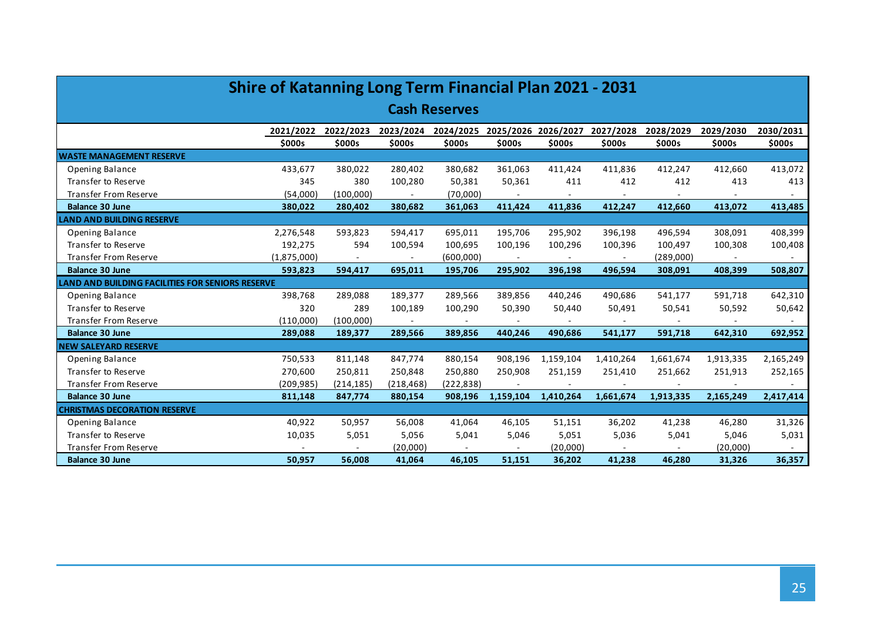# Shire of Katanning Long Term Financial Plan 2021 - 2031

## Cash Reserves

| | 2021/2022 | 2022/2023 | 2023/2024 | 2024/2025 | 2025/2026 | 2026/2027 | 2027/2028 | 2028/2029 | 2029/2030 | 2030/2031 |
|---|---|---|---|---|---|---|---|---|---|---|
| | $000s | $000s | $000s | $000s | $000s | $000s | $000s | $000s | $000s | $000s |
| **WASTE MANAGEMENT RESERVE** | | | | | | | | | | |
| Opening Balance | 433,677 | 380,022 | 280,402 | 380,682 | 361,063 | 411,424 | 411,836 | 412,247 | 412,660 | 413,072 |
| Transfer to Reserve | 345 | 380 | 100,280 | 50,381 | 50,361 | 411 | 412 | 412 | 413 | 413 |
| Transfer From Reserve | (54,000) | (100,000) | - | (70,000) | - | - | - | - | - | - |
| **Balance 30 June** | **380,022** | **280,402** | **380,682** | **361,063** | **411,424** | **411,836** | **412,247** | **412,660** | **413,072** | **413,485** |
| **LAND AND BUILDING RESERVE** | | | | | | | | | | |
| Opening Balance | 2,276,548 | 593,823 | 594,417 | 695,011 | 195,706 | 295,902 | 396,198 | 496,594 | 308,091 | 408,399 |
| Transfer to Reserve | 192,275 | 594 | 100,594 | 100,695 | 100,196 | 100,296 | 100,396 | 100,497 | 100,308 | 100,408 |
| Transfer From Reserve | (1,875,000) | - | - | (600,000) | - | - | - | (289,000) | - | - |
| **Balance 30 June** | **593,823** | **594,417** | **695,011** | **195,706** | **295,902** | **396,198** | **496,594** | **308,091** | **408,399** | **508,807** |
| **LAND AND BUILDING FACILITIES FOR SENIORS RESERVE** | | | | | | | | | | |
| Opening Balance | 398,768 | 289,088 | 189,377 | 289,566 | 389,856 | 440,246 | 490,686 | 541,177 | 591,718 | 642,310 |
| Transfer to Reserve | 320 | 289 | 100,189 | 100,290 | 50,390 | 50,440 | 50,491 | 50,541 | 50,592 | 50,642 |
| Transfer From Reserve | (110,000) | (100,000) | - | - | - | - | - | - | - | - |
| **Balance 30 June** | **289,088** | **189,377** | **289,566** | **389,856** | **440,246** | **490,686** | **541,177** | **591,718** | **642,310** | **692,952** |
| **NEW SALEYARD RESERVE** | | | | | | | | | | |
| Opening Balance | 750,533 | 811,148 | 847,774 | 880,154 | 908,196 | 1,159,104 | 1,410,264 | 1,661,674 | 1,913,335 | 2,165,249 |
| Transfer to Reserve | 270,600 | 250,811 | 250,848 | 250,880 | 250,908 | 251,159 | 251,410 | 251,662 | 251,913 | 252,165 |
| Transfer From Reserve | (209,985) | (214,185) | (218,468) | (222,838) | - | - | - | - | - | - |
| **Balance 30 June** | **811,148** | **847,774** | **880,154** | **908,196** | **1,159,104** | **1,410,264** | **1,661,674** | **1,913,335** | **2,165,249** | **2,417,414** |
| **CHRISTMAS DECORATION RESERVE** | | | | | | | | | | |
| Opening Balance | 40,922 | 50,957 | 56,008 | 41,064 | 46,105 | 51,151 | 36,202 | 41,238 | 46,280 | 31,326 |
| Transfer to Reserve | 10,035 | 5,051 | 5,056 | 5,041 | 5,046 | 5,051 | 5,036 | 5,041 | 5,046 | 5,031 |
| Transfer From Reserve | - | - | (20,000) | - | - | (20,000) | - | - | (20,000) | - |
| **Balance 30 June** | **50,957** | **56,008** | **41,064** | **46,105** | **51,151** | **36,202** | **41,238** | **46,280** | **31,326** | **36,357** |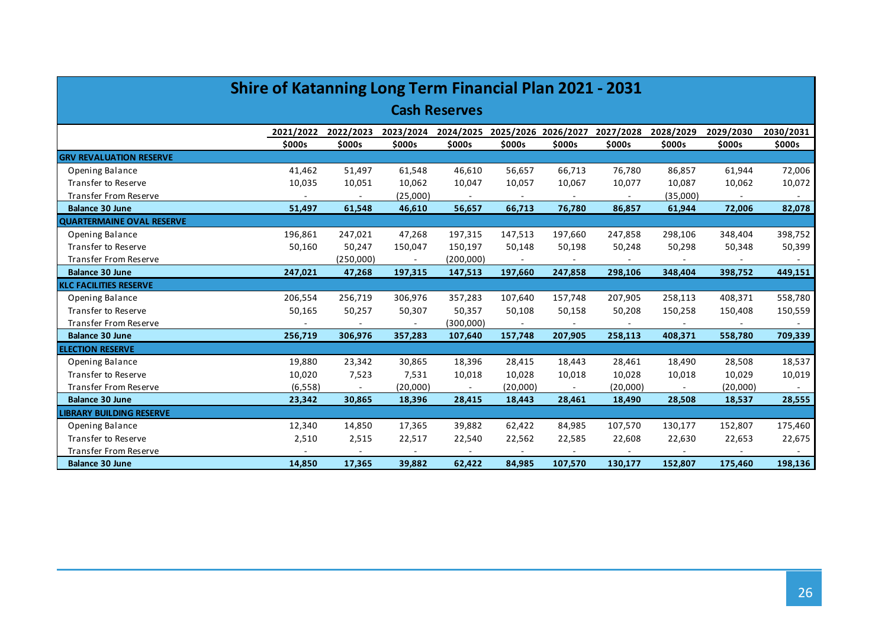# Shire of Katanning Long Term Financial Plan 2021 - 2031

## Cash Reserves

| | 2021/2022 | 2022/2023 | 2023/2024 | 2024/2025 | 2025/2026 | 2026/2027 | 2027/2028 | 2028/2029 | 2029/2030 | 2030/2031 |
|---|---|---|---|---|---|---|---|---|---|---|
| | $000s | $000s | $000s | $000s | $000s | $000s | $000s | $000s | $000s | $000s |
| **GRV REVALUATION RESERVE** | | | | | | | | | | |
| Opening Balance | 41,462 | 51,497 | 61,548 | 46,610 | 56,657 | 66,713 | 76,780 | 86,857 | 61,944 | 72,006 |
| Transfer to Reserve | 10,035 | 10,051 | 10,062 | 10,047 | 10,057 | 10,067 | 10,077 | 10,087 | 10,062 | 10,072 |
| Transfer From Reserve | - | - | (25,000) | - | - | - | - | (35,000) | - | - |
| **Balance 30 June** | **51,497** | **61,548** | **46,610** | **56,657** | **66,713** | **76,780** | **86,857** | **61,944** | **72,006** | **82,078** |
| **QUARTERMAINE OVAL RESERVE** | | | | | | | | | | |
| Opening Balance | 196,861 | 247,021 | 47,268 | 197,315 | 147,513 | 197,660 | 247,858 | 298,106 | 348,404 | 398,752 |
| Transfer to Reserve | 50,160 | 50,247 | 150,047 | 150,197 | 50,148 | 50,198 | 50,248 | 50,298 | 50,348 | 50,399 |
| Transfer From Reserve | | (250,000) | - | (200,000) | - | - | - | - | - | - |
| **Balance 30 June** | **247,021** | **47,268** | **197,315** | **147,513** | **197,660** | **247,858** | **298,106** | **348,404** | **398,752** | **449,151** |
| **KLC FACILITIES RESERVE** | | | | | | | | | | |
| Opening Balance | 206,554 | 256,719 | 306,976 | 357,283 | 107,640 | 157,748 | 207,905 | 258,113 | 408,371 | 558,780 |
| Transfer to Reserve | 50,165 | 50,257 | 50,307 | 50,357 | 50,108 | 50,158 | 50,208 | 150,258 | 150,408 | 150,559 |
| Transfer From Reserve | - | - | - | (300,000) | - | - | - | - | - | - |
| **Balance 30 June** | **256,719** | **306,976** | **357,283** | **107,640** | **157,748** | **207,905** | **258,113** | **408,371** | **558,780** | **709,339** |
| **ELECTION RESERVE** | | | | | | | | | | |
| Opening Balance | 19,880 | 23,342 | 30,865 | 18,396 | 28,415 | 18,443 | 28,461 | 18,490 | 28,508 | 18,537 |
| Transfer to Reserve | 10,020 | 7,523 | 7,531 | 10,018 | 10,028 | 10,018 | 10,028 | 10,018 | 10,029 | 10,019 |
| Transfer From Reserve | (6,558) | - | (20,000) | - | (20,000) | - | (20,000) | - | (20,000) | - |
| **Balance 30 June** | **23,342** | **30,865** | **18,396** | **28,415** | **18,443** | **28,461** | **18,490** | **28,508** | **18,537** | **28,555** |
| **LIBRARY BUILDING RESERVE** | | | | | | | | | | |
| Opening Balance | 12,340 | 14,850 | 17,365 | 39,882 | 62,422 | 84,985 | 107,570 | 130,177 | 152,807 | 175,460 |
| Transfer to Reserve | 2,510 | 2,515 | 22,517 | 22,540 | 22,562 | 22,585 | 22,608 | 22,630 | 22,653 | 22,675 |
| Transfer From Reserve | - | - | - | - | - | - | - | - | - | - |
| **Balance 30 June** | **14,850** | **17,365** | **39,882** | **62,422** | **84,985** | **107,570** | **130,177** | **152,807** | **175,460** | **198,136** |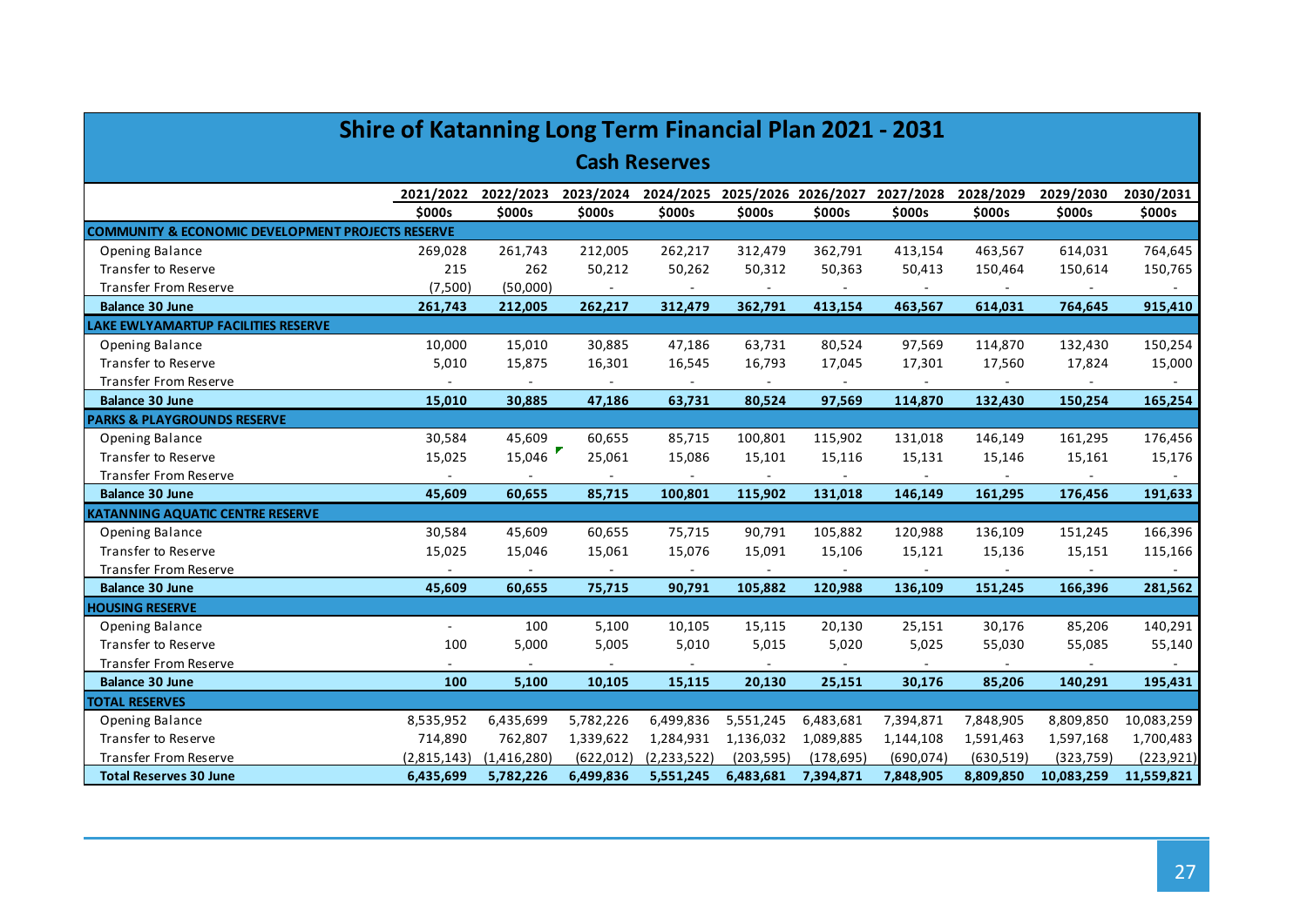# Shire of Katanning Long Term Financial Plan 2021 - 2031

## Cash Reserves

| | 2021/2022 | 2022/2023 | 2023/2024 | 2024/2025 | 2025/2026 | 2026/2027 | 2027/2028 | 2028/2029 | 2029/2030 | 2030/2031 |
|---|---|---|---|---|---|---|---|---|---|---|
| | $000s | $000s | $000s | $000s | $000s | $000s | $000s | $000s | $000s | $000s |
| **COMMUNITY & ECONOMIC DEVELOPMENT PROJECTS RESERVE** | | | | | | | | | | |
| Opening Balance | 269,028 | 261,743 | 212,005 | 262,217 | 312,479 | 362,791 | 413,154 | 463,567 | 614,031 | 764,645 |
| Transfer to Reserve | 215 | 262 | 50,212 | 50,262 | 50,312 | 50,363 | 50,413 | 150,464 | 150,614 | 150,765 |
| Transfer From Reserve | (7,500) | (50,000) | - | - | - | - | - | - | - | - |
| **Balance 30 June** | **261,743** | **212,005** | **262,217** | **312,479** | **362,791** | **413,154** | **463,567** | **614,031** | **764,645** | **915,410** |
| **LAKE EWLYAMARTUP FACILITIES RESERVE** | | | | | | | | | | |
| Opening Balance | 10,000 | 15,010 | 30,885 | 47,186 | 63,731 | 80,524 | 97,569 | 114,870 | 132,430 | 150,254 |
| Transfer to Reserve | 5,010 | 15,875 | 16,301 | 16,545 | 16,793 | 17,045 | 17,301 | 17,560 | 17,824 | 15,000 |
| Transfer From Reserve | - | - | - | - | - | - | - | - | - | - |
| **Balance 30 June** | **15,010** | **30,885** | **47,186** | **63,731** | **80,524** | **97,569** | **114,870** | **132,430** | **150,254** | **165,254** |
| **PARKS & PLAYGROUNDS RESERVE** | | | | | | | | | | |
| Opening Balance | 30,584 | 45,609 | 60,655 | 85,715 | 100,801 | 115,902 | 131,018 | 146,149 | 161,295 | 176,456 |
| Transfer to Reserve | 15,025 | 15,046 | 25,061 | 15,086 | 15,101 | 15,116 | 15,131 | 15,146 | 15,161 | 15,176 |
| Transfer From Reserve | - | - | - | - | - | - | - | - | - | - |
| **Balance 30 June** | **45,609** | **60,655** | **85,715** | **100,801** | **115,902** | **131,018** | **146,149** | **161,295** | **176,456** | **191,633** |
| **KATANNING AQUATIC CENTRE RESERVE** | | | | | | | | | | |
| Opening Balance | 30,584 | 45,609 | 60,655 | 75,715 | 90,791 | 105,882 | 120,988 | 136,109 | 151,245 | 166,396 |
| Transfer to Reserve | 15,025 | 15,046 | 15,061 | 15,076 | 15,091 | 15,106 | 15,121 | 15,136 | 15,151 | 115,166 |
| Transfer From Reserve | - | - | - | - | - | - | - | - | - | - |
| **Balance 30 June** | **45,609** | **60,655** | **75,715** | **90,791** | **105,882** | **120,988** | **136,109** | **151,245** | **166,396** | **281,562** |
| **HOUSING RESERVE** | | | | | | | | | | |
| Opening Balance | - | 100 | 5,100 | 10,105 | 15,115 | 20,130 | 25,151 | 30,176 | 85,206 | 140,291 |
| Transfer to Reserve | 100 | 5,000 | 5,005 | 5,010 | 5,015 | 5,020 | 5,025 | 55,030 | 55,085 | 55,140 |
| Transfer From Reserve | - | - | - | - | - | - | - | - | - | - |
| **Balance 30 June** | **100** | **5,100** | **10,105** | **15,115** | **20,130** | **25,151** | **30,176** | **85,206** | **140,291** | **195,431** |
| **TOTAL RESERVES** | | | | | | | | | | |
| Opening Balance | 8,535,952 | 6,435,699 | 5,782,226 | 6,499,836 | 5,551,245 | 6,483,681 | 7,394,871 | 7,848,905 | 8,809,850 | 10,083,259 |
| Transfer to Reserve | 714,890 | 762,807 | 1,339,622 | 1,284,931 | 1,136,032 | 1,089,885 | 1,144,108 | 1,591,463 | 1,597,168 | 1,700,483 |
| Transfer From Reserve | (2,815,143) | (1,416,280) | (622,012) | (2,233,522) | (203,595) | (178,695) | (690,074) | (630,519) | (323,759) | (223,921) |
| **Total Reserves 30 June** | **6,435,699** | **5,782,226** | **6,499,836** | **5,551,245** | **6,483,681** | **7,394,871** | **7,848,905** | **8,809,850** | **10,083,259** | **11,559,821** |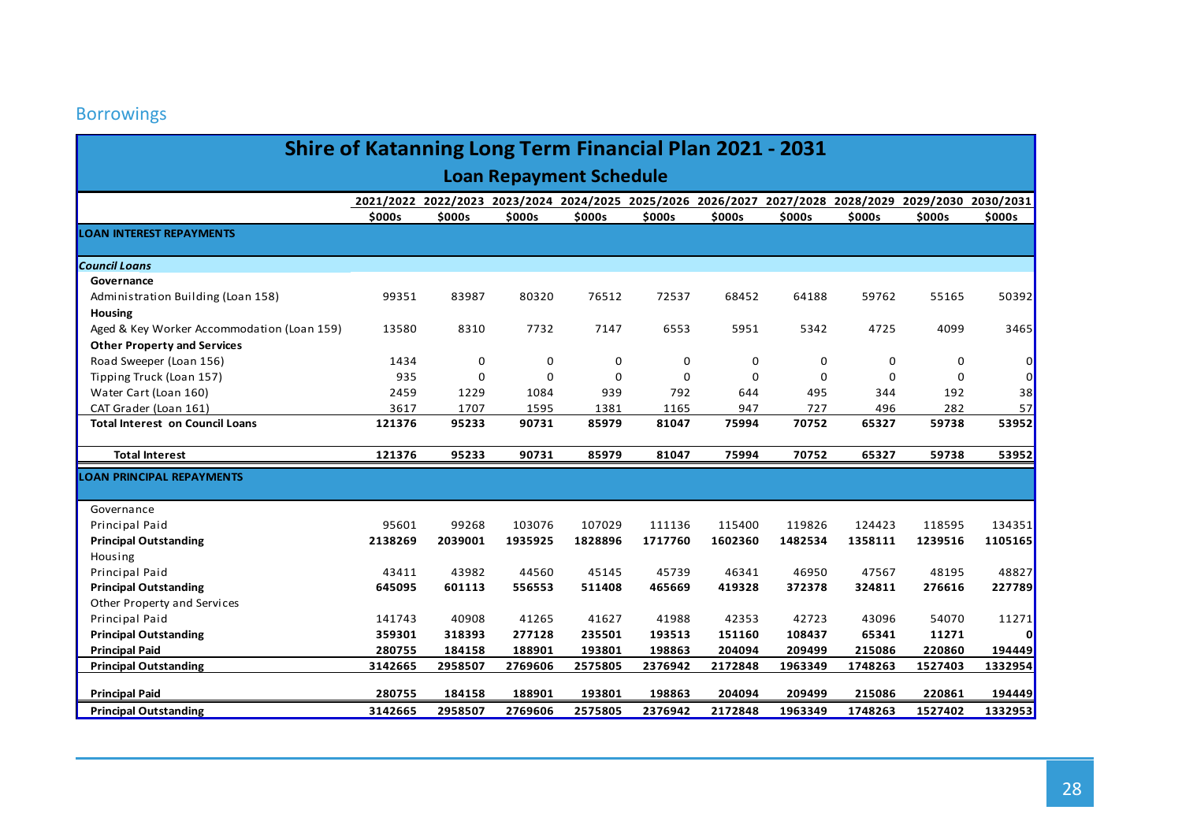## Borrowings

**Shire of Katanning Long Term Financial Plan 2021 - 2031**

**Loan Repayment Schedule**

| | 2021/2022 | 2022/2023 | 2023/2024 | 2024/2025 | 2025/2026 | 2026/2027 | 2027/2028 | 2028/2029 | 2029/2030 | 2030/2031 |
|---|---|---|---|---|---|---|---|---|---|---|
| | $000s | $000s | $000s | $000s | $000s | $000s | $000s | $000s | $000s | $000s |
| **LOAN INTEREST REPAYMENTS** | | | | | | | | | | |
| ***Council Loans*** | | | | | | | | | | |
| **Governance** | | | | | | | | | | |
| Administration Building (Loan 158) | 99351 | 83987 | 80320 | 76512 | 72537 | 68452 | 64188 | 59762 | 55165 | 50392 |
| **Housing** | | | | | | | | | | |
| Aged & Key Worker Accommodation (Loan 159) | 13580 | 8310 | 7732 | 7147 | 6553 | 5951 | 5342 | 4725 | 4099 | 3465 |
| **Other Property and Services** | | | | | | | | | | |
| Road Sweeper (Loan 156) | 1434 | 0 | 0 | 0 | 0 | 0 | 0 | 0 | 0 | 0 |
| Tipping Truck (Loan 157) | 935 | 0 | 0 | 0 | 0 | 0 | 0 | 0 | 0 | 0 |
| Water Cart (Loan 160) | 2459 | 1229 | 1084 | 939 | 792 | 644 | 495 | 344 | 192 | 38 |
| CAT Grader (Loan 161) | 3617 | 1707 | 1595 | 1381 | 1165 | 947 | 727 | 496 | 282 | 57 |
| **Total Interest on Council Loans** | **121376** | **95233** | **90731** | **85979** | **81047** | **75994** | **70752** | **65327** | **59738** | **53952** |
| **Total Interest** | **121376** | **95233** | **90731** | **85979** | **81047** | **75994** | **70752** | **65327** | **59738** | **53952** |
| **LOAN PRINCIPAL REPAYMENTS** | | | | | | | | | | |
| Governance | | | | | | | | | | |
| Principal Paid | 95601 | 99268 | 103076 | 107029 | 111136 | 115400 | 119826 | 124423 | 118595 | 134351 |
| **Principal Outstanding** | **2138269** | **2039001** | **1935925** | **1828896** | **1717760** | **1602360** | **1482534** | **1358111** | **1239516** | **1105165** |
| Housing | | | | | | | | | | |
| Principal Paid | 43411 | 43982 | 44560 | 45145 | 45739 | 46341 | 46950 | 47567 | 48195 | 48827 |
| **Principal Outstanding** | **645095** | **601113** | **556553** | **511408** | **465669** | **419328** | **372378** | **324811** | **276616** | **227789** |
| Other Property and Services | | | | | | | | | | |
| Principal Paid | 141743 | 40908 | 41265 | 41627 | 41988 | 42353 | 42723 | 43096 | 54070 | 11271 |
| **Principal Outstanding** | **359301** | **318393** | **277128** | **235501** | **193513** | **151160** | **108437** | **65341** | **11271** | **0** |
| **Principal Paid** | **280755** | **184158** | **188901** | **193801** | **198863** | **204094** | **209499** | **215086** | **220860** | **194449** |
| **Principal Outstanding** | **3142665** | **2958507** | **2769606** | **2575805** | **2376942** | **2172848** | **1963349** | **1748263** | **1527403** | **1332954** |
| **Principal Paid** | **280755** | **184158** | **188901** | **193801** | **198863** | **204094** | **209499** | **215086** | **220861** | **194449** |
| **Principal Outstanding** | **3142665** | **2958507** | **2769606** | **2575805** | **2376942** | **2172848** | **1963349** | **1748263** | **1527402** | **1332953** |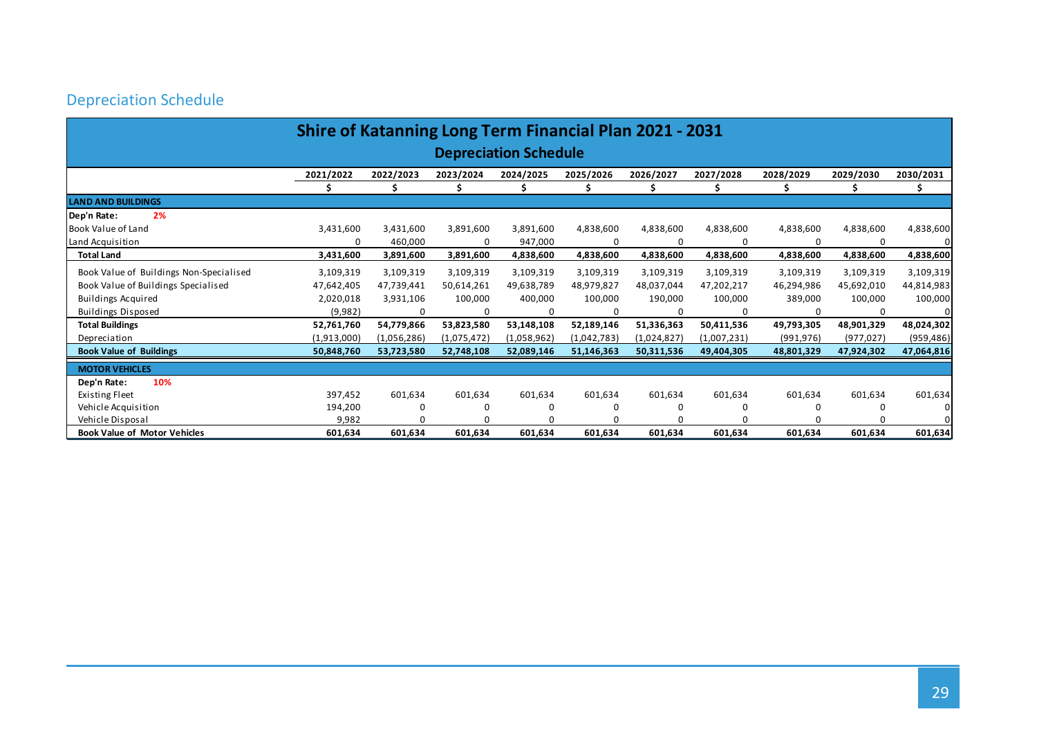## Depreciation Schedule

**Shire of Katanning Long Term Financial Plan 2021 - 2031**

**Depreciation Schedule**

| | 2021/2022 | 2022/2023 | 2023/2024 | 2024/2025 | 2025/2026 | 2026/2027 | 2027/2028 | 2028/2029 | 2029/2030 | 2030/2031 |
|---|---|---|---|---|---|---|---|---|---|---|
| | $ | $ | $ | $ | $ | $ | $ | $ | $ | $ |
| **LAND AND BUILDINGS** | | | | | | | | | | |
| **Dep'n Rate: 2%** | | | | | | | | | | |
| Book Value of Land | 3,431,600 | 3,431,600 | 3,891,600 | 3,891,600 | 4,838,600 | 4,838,600 | 4,838,600 | 4,838,600 | 4,838,600 | 4,838,600 |
| Land Acquisition | 0 | 460,000 | 0 | 947,000 | 0 | 0 | 0 | 0 | 0 | 0 |
| **Total Land** | **3,431,600** | **3,891,600** | **3,891,600** | **4,838,600** | **4,838,600** | **4,838,600** | **4,838,600** | **4,838,600** | **4,838,600** | **4,838,600** |
| Book Value of Buildings Non-Specialised | 3,109,319 | 3,109,319 | 3,109,319 | 3,109,319 | 3,109,319 | 3,109,319 | 3,109,319 | 3,109,319 | 3,109,319 | 3,109,319 |
| Book Value of Buildings Specialised | 47,642,405 | 47,739,441 | 50,614,261 | 49,638,789 | 48,979,827 | 48,037,044 | 47,202,217 | 46,294,986 | 45,692,010 | 44,814,983 |
| Buildings Acquired | 2,020,018 | 3,931,106 | 100,000 | 400,000 | 100,000 | 190,000 | 100,000 | 389,000 | 100,000 | 100,000 |
| Buildings Disposed | (9,982) | 0 | 0 | 0 | 0 | 0 | 0 | 0 | 0 | 0 |
| **Total Buildings** | **52,761,760** | **54,779,866** | **53,823,580** | **53,148,108** | **52,189,146** | **51,336,363** | **50,411,536** | **49,793,305** | **48,901,329** | **48,024,302** |
| Depreciation | (1,913,000) | (1,056,286) | (1,075,472) | (1,058,962) | (1,042,783) | (1,024,827) | (1,007,231) | (991,976) | (977,027) | (959,486) |
| **Book Value of Buildings** | **50,848,760** | **53,723,580** | **52,748,108** | **52,089,146** | **51,146,363** | **50,311,536** | **49,404,305** | **48,801,329** | **47,924,302** | **47,064,816** |
| **MOTOR VEHICLES** | | | | | | | | | | |
| **Dep'n Rate: 10%** | | | | | | | | | | |
| Existing Fleet | 397,452 | 601,634 | 601,634 | 601,634 | 601,634 | 601,634 | 601,634 | 601,634 | 601,634 | 601,634 |
| Vehicle Acquisition | 194,200 | 0 | 0 | 0 | 0 | 0 | 0 | 0 | 0 | 0 |
| Vehicle Disposal | 9,982 | 0 | 0 | 0 | 0 | 0 | 0 | 0 | 0 | 0 |
| **Book Value of Motor Vehicles** | **601,634** | **601,634** | **601,634** | **601,634** | **601,634** | **601,634** | **601,634** | **601,634** | **601,634** | **601,634** |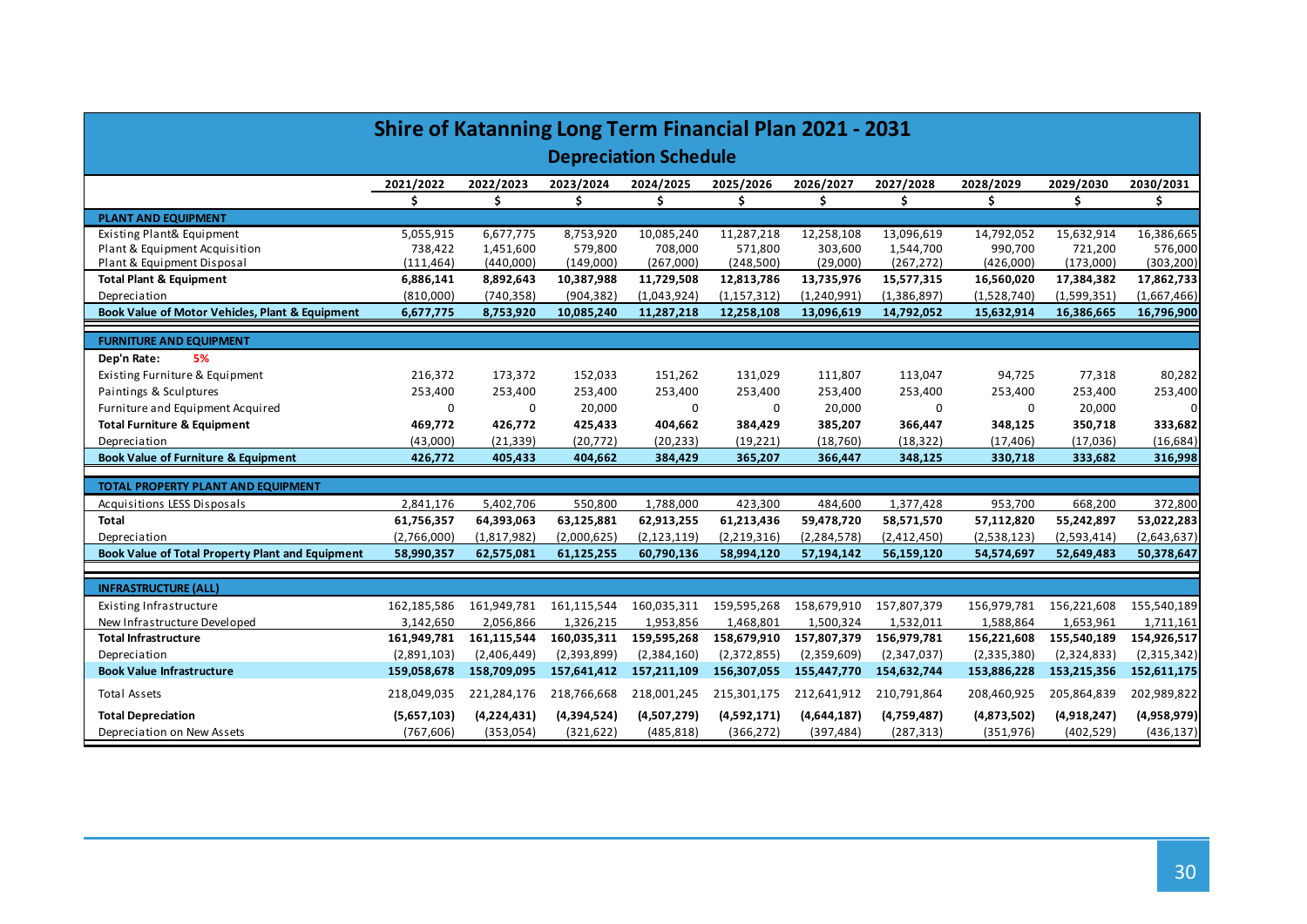# Shire of Katanning Long Term Financial Plan 2021 - 2031

## Depreciation Schedule

| | 2021/2022 | 2022/2023 | 2023/2024 | 2024/2025 | 2025/2026 | 2026/2027 | 2027/2028 | 2028/2029 | 2029/2030 | 2030/2031 |
|---|---|---|---|---|---|---|---|---|---|---|
| | $ | $ | $ | $ | $ | $ | $ | $ | $ | $ |
| **PLANT AND EQUIPMENT** | | | | | | | | | | |
| Existing Plant& Equipment | 5,055,915 | 6,677,775 | 8,753,920 | 10,085,240 | 11,287,218 | 12,258,108 | 13,096,619 | 14,792,052 | 15,632,914 | 16,386,665 |
| Plant & Equipment Acquisition | 738,422 | 1,451,600 | 579,800 | 708,000 | 571,800 | 303,600 | 1,544,700 | 990,700 | 721,200 | 576,000 |
| Plant & Equipment Disposal | (111,464) | (440,000) | (149,000) | (267,000) | (248,500) | (29,000) | (267,272) | (426,000) | (173,000) | (303,200) |
| **Total Plant & Equipment** | **6,886,141** | **8,892,643** | **10,387,988** | **11,729,508** | **12,813,786** | **13,735,976** | **15,577,315** | **16,560,020** | **17,384,382** | **17,862,733** |
| Depreciation | (810,000) | (740,358) | (904,382) | (1,043,924) | (1,157,312) | (1,240,991) | (1,386,897) | (1,528,740) | (1,599,351) | (1,667,466) |
| **Book Value of Motor Vehicles, Plant & Equipment** | **6,677,775** | **8,753,920** | **10,085,240** | **11,287,218** | **12,258,108** | **13,096,619** | **14,792,052** | **15,632,914** | **16,386,665** | **16,796,900** |
| **FURNITURE AND EQUIPMENT** | | | | | | | | | | |
| **Dep'n Rate: 5%** | | | | | | | | | | |
| Existing Furniture & Equipment | 216,372 | 173,372 | 152,033 | 151,262 | 131,029 | 111,807 | 113,047 | 94,725 | 77,318 | 80,282 |
| Paintings & Sculptures | 253,400 | 253,400 | 253,400 | 253,400 | 253,400 | 253,400 | 253,400 | 253,400 | 253,400 | 253,400 |
| Furniture and Equipment Acquired | 0 | 0 | 20,000 | 0 | 0 | 20,000 | 0 | 0 | 20,000 | 0 |
| **Total Furniture & Equipment** | **469,772** | **426,772** | **425,433** | **404,662** | **384,429** | **385,207** | **366,447** | **348,125** | **350,718** | **333,682** |
| Depreciation | (43,000) | (21,339) | (20,772) | (20,233) | (19,221) | (18,760) | (18,322) | (17,406) | (17,036) | (16,684) |
| **Book Value of Furniture & Equipment** | **426,772** | **405,433** | **404,662** | **384,429** | **365,207** | **366,447** | **348,125** | **330,718** | **333,682** | **316,998** |
| **TOTAL PROPERTY PLANT AND EQUIPMENT** | | | | | | | | | | |
| Acquisitions LESS Disposals | 2,841,176 | 5,402,706 | 550,800 | 1,788,000 | 423,300 | 484,600 | 1,377,428 | 953,700 | 668,200 | 372,800 |
| **Total** | **61,756,357** | **64,393,063** | **63,125,881** | **62,913,255** | **61,213,436** | **59,478,720** | **58,571,570** | **57,112,820** | **55,242,897** | **53,022,283** |
| Depreciation | (2,766,000) | (1,817,982) | (2,000,625) | (2,123,119) | (2,219,316) | (2,284,578) | (2,412,450) | (2,538,123) | (2,593,414) | (2,643,637) |
| **Book Value of Total Property Plant and Equipment** | **58,990,357** | **62,575,081** | **61,125,255** | **60,790,136** | **58,994,120** | **57,194,142** | **56,159,120** | **54,574,697** | **52,649,483** | **50,378,647** |
| **INFRASTRUCTURE (ALL)** | | | | | | | | | | |
| Existing Infrastructure | 162,185,586 | 161,949,781 | 161,115,544 | 160,035,311 | 159,595,268 | 158,679,910 | 157,807,379 | 156,979,781 | 156,221,608 | 155,540,189 |
| New Infrastructure Developed | 3,142,650 | 2,056,866 | 1,326,215 | 1,953,856 | 1,468,801 | 1,500,324 | 1,532,011 | 1,588,864 | 1,653,961 | 1,711,161 |
| **Total Infrastructure** | **161,949,781** | **161,115,544** | **160,035,311** | **159,595,268** | **158,679,910** | **157,807,379** | **156,979,781** | **156,221,608** | **155,540,189** | **154,926,517** |
| Depreciation | (2,891,103) | (2,406,449) | (2,393,899) | (2,384,160) | (2,372,855) | (2,359,609) | (2,347,037) | (2,335,380) | (2,324,833) | (2,315,342) |
| **Book Value Infrastructure** | **159,058,678** | **158,709,095** | **157,641,412** | **157,211,109** | **156,307,055** | **155,447,770** | **154,632,744** | **153,886,228** | **153,215,356** | **152,611,175** |
| Total Assets | 218,049,035 | 221,284,176 | 218,766,668 | 218,001,245 | 215,301,175 | 212,641,912 | 210,791,864 | 208,460,925 | 205,864,839 | 202,989,822 |
| **Total Depreciation** | **(5,657,103)** | **(4,224,431)** | **(4,394,524)** | **(4,507,279)** | **(4,592,171)** | **(4,644,187)** | **(4,759,487)** | **(4,873,502)** | **(4,918,247)** | **(4,958,979)** |
| Depreciation on New Assets | (767,606) | (353,054) | (321,622) | (485,818) | (366,272) | (397,484) | (287,313) | (351,976) | (402,529) | (436,137) |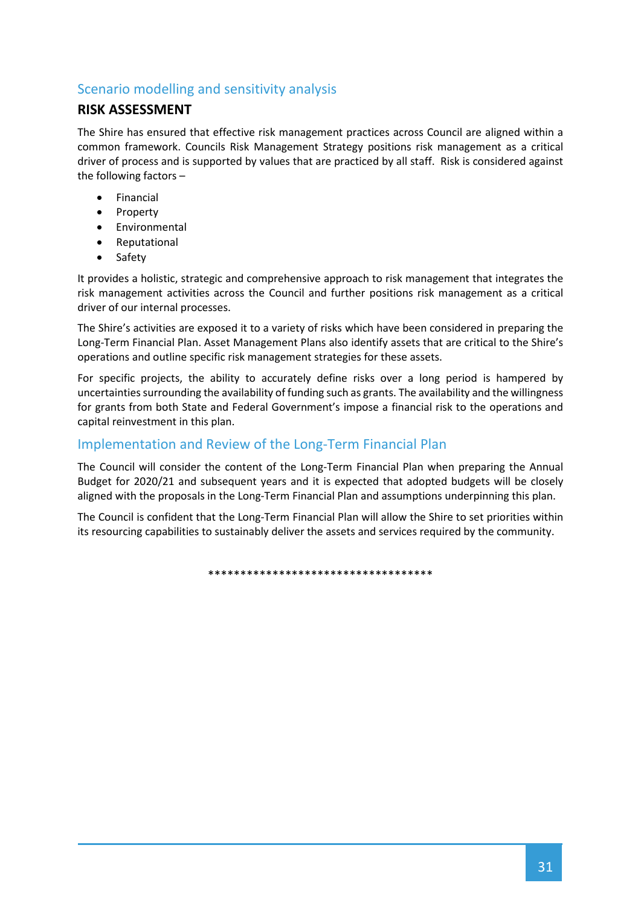## Scenario modelling and sensitivity analysis

### RISK ASSESSMENT

The Shire has ensured that effective risk management practices across Council are aligned within a common framework. Councils Risk Management Strategy positions risk management as a critical driver of process and is supported by values that are practiced by all staff. Risk is considered against the following factors –

- Financial
- Property
- Environmental
- Reputational
- Safety

It provides a holistic, strategic and comprehensive approach to risk management that integrates the risk management activities across the Council and further positions risk management as a critical driver of our internal processes.

The Shire's activities are exposed it to a variety of risks which have been considered in preparing the Long-Term Financial Plan. Asset Management Plans also identify assets that are critical to the Shire's operations and outline specific risk management strategies for these assets.

For specific projects, the ability to accurately define risks over a long period is hampered by uncertainties surrounding the availability of funding such as grants. The availability and the willingness for grants from both State and Federal Government's impose a financial risk to the operations and capital reinvestment in this plan.

## Implementation and Review of the Long-Term Financial Plan

The Council will consider the content of the Long-Term Financial Plan when preparing the Annual Budget for 2020/21 and subsequent years and it is expected that adopted budgets will be closely aligned with the proposals in the Long-Term Financial Plan and assumptions underpinning this plan.

The Council is confident that the Long-Term Financial Plan will allow the Shire to set priorities within its resourcing capabilities to sustainably deliver the assets and services required by the community.

***********************************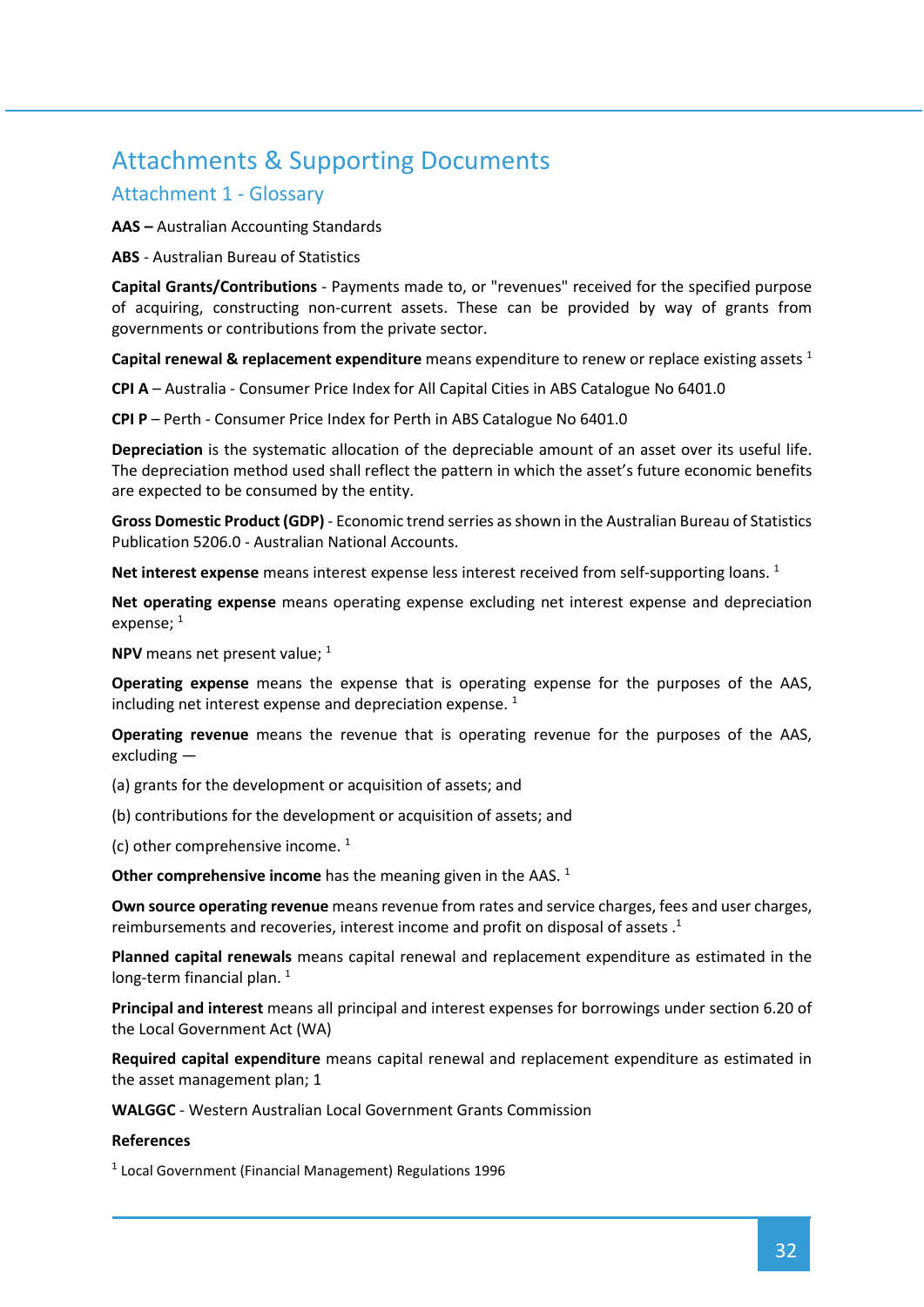# Attachments & Supporting Documents

## Attachment 1 - Glossary

**AAS –** Australian Accounting Standards

**ABS** - Australian Bureau of Statistics

**Capital Grants/Contributions** - Payments made to, or "revenues" received for the specified purpose of acquiring, constructing non-current assets. These can be provided by way of grants from governments or contributions from the private sector.

**Capital renewal & replacement expenditure** means expenditure to renew or replace existing assets [1]

**CPI A** – Australia - Consumer Price Index for All Capital Cities in ABS Catalogue No 6401.0

**CPI P** – Perth - Consumer Price Index for Perth in ABS Catalogue No 6401.0

**Depreciation** is the systematic allocation of the depreciable amount of an asset over its useful life. The depreciation method used shall reflect the pattern in which the asset's future economic benefits are expected to be consumed by the entity.

**Gross Domestic Product (GDP)** - Economic trend serries as shown in the Australian Bureau of Statistics Publication 5206.0 - Australian National Accounts.

**Net interest expense** means interest expense less interest received from self-supporting loans. [1]

**Net operating expense** means operating expense excluding net interest expense and depreciation expense; [1]

**NPV** means net present value; [1]

**Operating expense** means the expense that is operating expense for the purposes of the AAS, including net interest expense and depreciation expense. [1]

**Operating revenue** means the revenue that is operating revenue for the purposes of the AAS, excluding —

(a) grants for the development or acquisition of assets; and

(b) contributions for the development or acquisition of assets; and

(c) other comprehensive income. [1]

**Other comprehensive income** has the meaning given in the AAS. [1]

**Own source operating revenue** means revenue from rates and service charges, fees and user charges, reimbursements and recoveries, interest income and profit on disposal of assets .[1]

**Planned capital renewals** means capital renewal and replacement expenditure as estimated in the long-term financial plan. [1]

**Principal and interest** means all principal and interest expenses for borrowings under section 6.20 of the Local Government Act (WA)

**Required capital expenditure** means capital renewal and replacement expenditure as estimated in the asset management plan; 1

**WALGGC** - Western Australian Local Government Grants Commission

**References**

[1] Local Government (Financial Management) Regulations 1996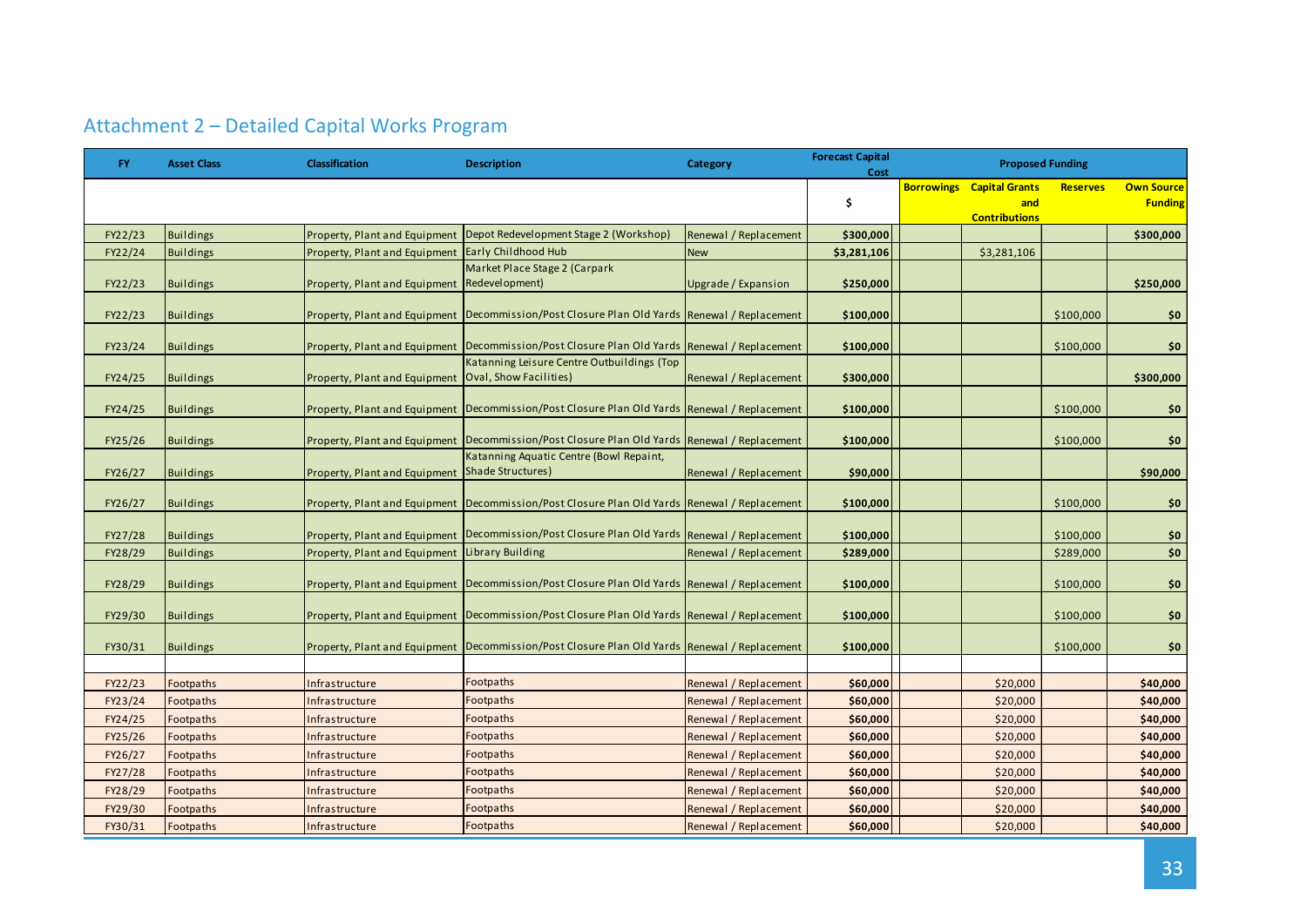## Attachment 2 – Detailed Capital Works Program

| FY | Asset Class | Classification | Description | Category | Forecast Capital Cost | Proposed Funding | | | |
|---|---|---|---|---|---|---|---|---|---|
| | | | | | $ | Borrowings | Capital Grants and Contributions | Reserves | Own Source Funding |
| FY22/23 | Buildings | Property, Plant and Equipment | Depot Redevelopment Stage 2 (Workshop) | Renewal / Replacement | $300,000 | | | | $300,000 |
| FY22/24 | Buildings | Property, Plant and Equipment | Early Childhood Hub | New | $3,281,106 | | $3,281,106 | | |
| FY22/23 | Buildings | Property, Plant and Equipment | Market Place Stage 2 (Carpark Redevelopment) | Upgrade / Expansion | $250,000 | | | | $250,000 |
| FY22/23 | Buildings | Property, Plant and Equipment | Decommission/Post Closure Plan Old Yards | Renewal / Replacement | $100,000 | | | $100,000 | $0 |
| FY23/24 | Buildings | Property, Plant and Equipment | Decommission/Post Closure Plan Old Yards | Renewal / Replacement | $100,000 | | | $100,000 | $0 |
| FY24/25 | Buildings | Property, Plant and Equipment | Katanning Leisure Centre Outbuildings (Top Oval, Show Facilities) | Renewal / Replacement | $300,000 | | | | $300,000 |
| FY24/25 | Buildings | Property, Plant and Equipment | Decommission/Post Closure Plan Old Yards | Renewal / Replacement | $100,000 | | | $100,000 | $0 |
| FY25/26 | Buildings | Property, Plant and Equipment | Decommission/Post Closure Plan Old Yards | Renewal / Replacement | $100,000 | | | $100,000 | $0 |
| FY26/27 | Buildings | Property, Plant and Equipment | Katanning Aquatic Centre (Bowl Repaint, Shade Structures) | Renewal / Replacement | $90,000 | | | | $90,000 |
| FY26/27 | Buildings | Property, Plant and Equipment | Decommission/Post Closure Plan Old Yards | Renewal / Replacement | $100,000 | | | $100,000 | $0 |
| FY27/28 | Buildings | Property, Plant and Equipment | Decommission/Post Closure Plan Old Yards | Renewal / Replacement | $100,000 | | | $100,000 | $0 |
| FY28/29 | Buildings | Property, Plant and Equipment | Library Building | Renewal / Replacement | $289,000 | | | $289,000 | $0 |
| FY28/29 | Buildings | Property, Plant and Equipment | Decommission/Post Closure Plan Old Yards | Renewal / Replacement | $100,000 | | | $100,000 | $0 |
| FY29/30 | Buildings | Property, Plant and Equipment | Decommission/Post Closure Plan Old Yards | Renewal / Replacement | $100,000 | | | $100,000 | $0 |
| FY30/31 | Buildings | Property, Plant and Equipment | Decommission/Post Closure Plan Old Yards | Renewal / Replacement | $100,000 | | | $100,000 | $0 |
| | | | | | | | | | |
| FY22/23 | Footpaths | Infrastructure | Footpaths | Renewal / Replacement | $60,000 | | $20,000 | | $40,000 |
| FY23/24 | Footpaths | Infrastructure | Footpaths | Renewal / Replacement | $60,000 | | $20,000 | | $40,000 |
| FY24/25 | Footpaths | Infrastructure | Footpaths | Renewal / Replacement | $60,000 | | $20,000 | | $40,000 |
| FY25/26 | Footpaths | Infrastructure | Footpaths | Renewal / Replacement | $60,000 | | $20,000 | | $40,000 |
| FY26/27 | Footpaths | Infrastructure | Footpaths | Renewal / Replacement | $60,000 | | $20,000 | | $40,000 |
| FY27/28 | Footpaths | Infrastructure | Footpaths | Renewal / Replacement | $60,000 | | $20,000 | | $40,000 |
| FY28/29 | Footpaths | Infrastructure | Footpaths | Renewal / Replacement | $60,000 | | $20,000 | | $40,000 |
| FY29/30 | Footpaths | Infrastructure | Footpaths | Renewal / Replacement | $60,000 | | $20,000 | | $40,000 |
| FY30/31 | Footpaths | Infrastructure | Footpaths | Renewal / Replacement | $60,000 | | $20,000 | | $40,000 |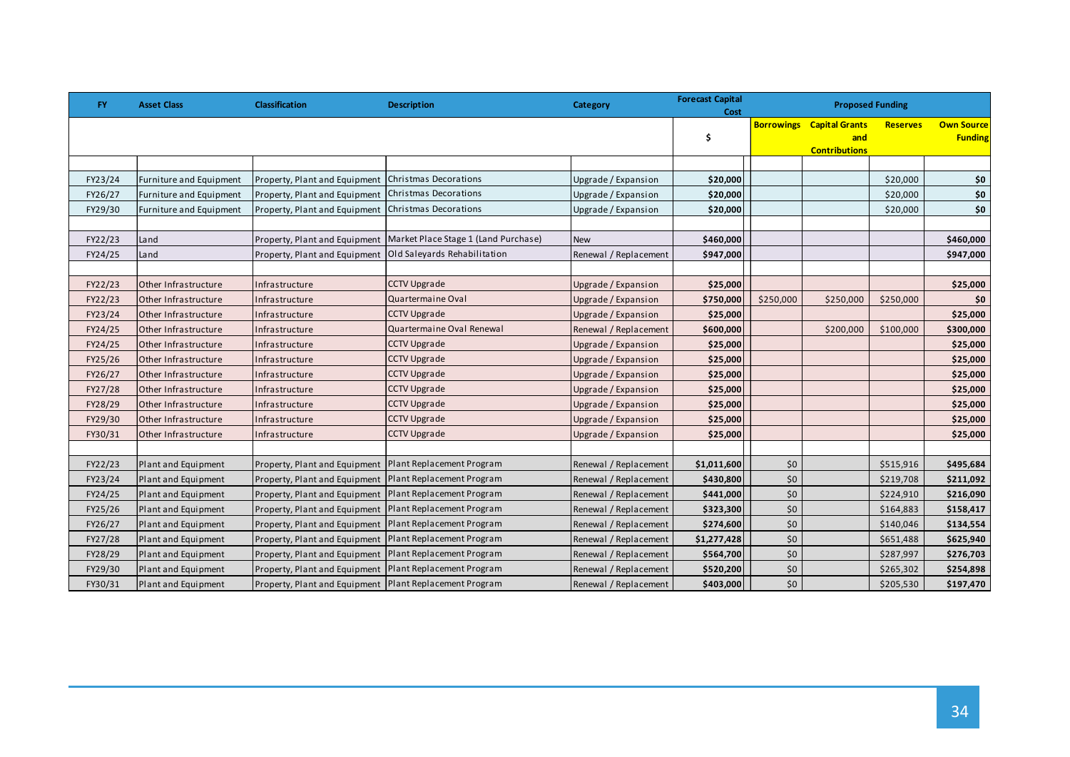| FY | Asset Class | Classification | Description | Category | Forecast Capital Cost | Proposed Funding | | | |
|---|---|---|---|---|---|---|---|---|---|
| | | | | | $ | Borrowings | Capital Grants and Contributions | Reserves | Own Source Funding |
| | | | | | | | | | |
| FY23/24 | Furniture and Equipment | Property, Plant and Equipment | Christmas Decorations | Upgrade / Expansion | $20,000 | | | $20,000 | $0 |
| FY26/27 | Furniture and Equipment | Property, Plant and Equipment | Christmas Decorations | Upgrade / Expansion | $20,000 | | | $20,000 | $0 |
| FY29/30 | Furniture and Equipment | Property, Plant and Equipment | Christmas Decorations | Upgrade / Expansion | $20,000 | | | $20,000 | $0 |
| | | | | | | | | | |
| FY22/23 | Land | Property, Plant and Equipment | Market Place Stage 1 (Land Purchase) | New | $460,000 | | | | $460,000 |
| FY24/25 | Land | Property, Plant and Equipment | Old Saleyards Rehabilitation | Renewal / Replacement | $947,000 | | | | $947,000 |
| | | | | | | | | | |
| FY22/23 | Other Infrastructure | Infrastructure | CCTV Upgrade | Upgrade / Expansion | $25,000 | | | | $25,000 |
| FY22/23 | Other Infrastructure | Infrastructure | Quartermaine Oval | Upgrade / Expansion | $750,000 | $250,000 | $250,000 | $250,000 | $0 |
| FY23/24 | Other Infrastructure | Infrastructure | CCTV Upgrade | Upgrade / Expansion | $25,000 | | | | $25,000 |
| FY24/25 | Other Infrastructure | Infrastructure | Quartermaine Oval Renewal | Renewal / Replacement | $600,000 | | $200,000 | $100,000 | $300,000 |
| FY24/25 | Other Infrastructure | Infrastructure | CCTV Upgrade | Upgrade / Expansion | $25,000 | | | | $25,000 |
| FY25/26 | Other Infrastructure | Infrastructure | CCTV Upgrade | Upgrade / Expansion | $25,000 | | | | $25,000 |
| FY26/27 | Other Infrastructure | Infrastructure | CCTV Upgrade | Upgrade / Expansion | $25,000 | | | | $25,000 |
| FY27/28 | Other Infrastructure | Infrastructure | CCTV Upgrade | Upgrade / Expansion | $25,000 | | | | $25,000 |
| FY28/29 | Other Infrastructure | Infrastructure | CCTV Upgrade | Upgrade / Expansion | $25,000 | | | | $25,000 |
| FY29/30 | Other Infrastructure | Infrastructure | CCTV Upgrade | Upgrade / Expansion | $25,000 | | | | $25,000 |
| FY30/31 | Other Infrastructure | Infrastructure | CCTV Upgrade | Upgrade / Expansion | $25,000 | | | | $25,000 |
| | | | | | | | | | |
| FY22/23 | Plant and Equipment | Property, Plant and Equipment | Plant Replacement Program | Renewal / Replacement | $1,011,600 | $0 | | $515,916 | $495,684 |
| FY23/24 | Plant and Equipment | Property, Plant and Equipment | Plant Replacement Program | Renewal / Replacement | $430,800 | $0 | | $219,708 | $211,092 |
| FY24/25 | Plant and Equipment | Property, Plant and Equipment | Plant Replacement Program | Renewal / Replacement | $441,000 | $0 | | $224,910 | $216,090 |
| FY25/26 | Plant and Equipment | Property, Plant and Equipment | Plant Replacement Program | Renewal / Replacement | $323,300 | $0 | | $164,883 | $158,417 |
| FY26/27 | Plant and Equipment | Property, Plant and Equipment | Plant Replacement Program | Renewal / Replacement | $274,600 | $0 | | $140,046 | $134,554 |
| FY27/28 | Plant and Equipment | Property, Plant and Equipment | Plant Replacement Program | Renewal / Replacement | $1,277,428 | $0 | | $651,488 | $625,940 |
| FY28/29 | Plant and Equipment | Property, Plant and Equipment | Plant Replacement Program | Renewal / Replacement | $564,700 | $0 | | $287,997 | $276,703 |
| FY29/30 | Plant and Equipment | Property, Plant and Equipment | Plant Replacement Program | Renewal / Replacement | $520,200 | $0 | | $265,302 | $254,898 |
| FY30/31 | Plant and Equipment | Property, Plant and Equipment | Plant Replacement Program | Renewal / Replacement | $403,000 | $0 | | $205,530 | $197,470 |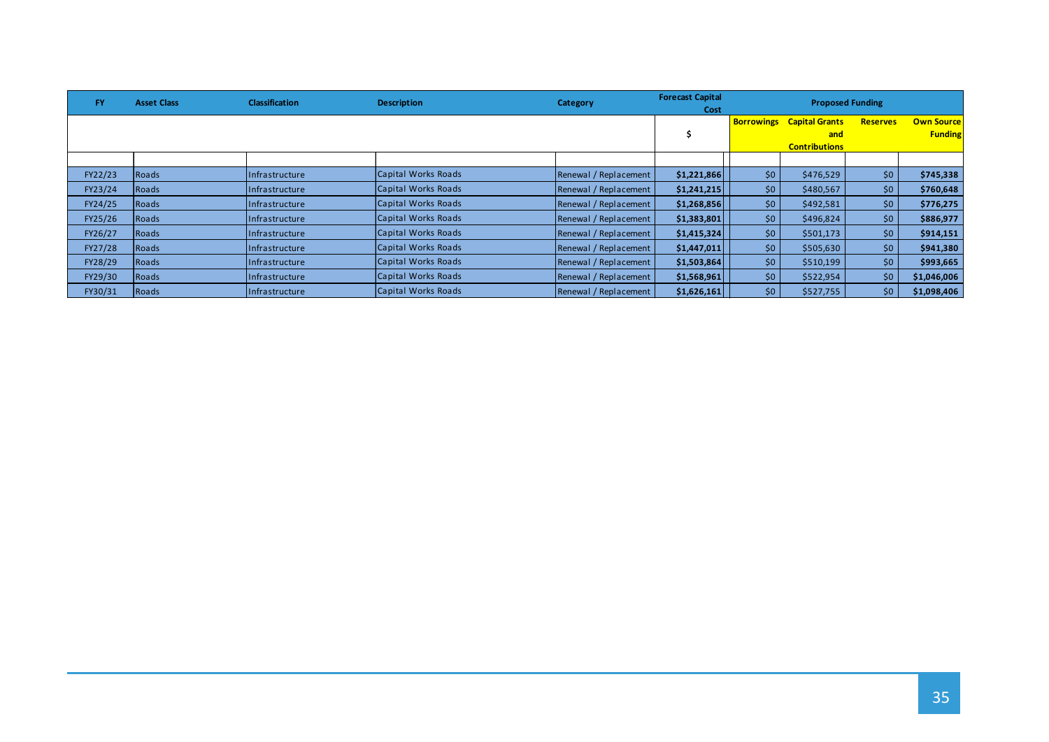| FY | Asset Class | Classification | Description | Category | Forecast Capital Cost | Proposed Funding | | | |
|---|---|---|---|---|---|---|---|---|---|
| | | | | | $ | Borrowings | Capital Grants and Contributions | Reserves | Own Source Funding |
| FY22/23 | Roads | Infrastructure | Capital Works Roads | Renewal / Replacement | **$1,221,866** | $0 | $476,529 | $0 | **$745,338** |
| FY23/24 | Roads | Infrastructure | Capital Works Roads | Renewal / Replacement | **$1,241,215** | $0 | $480,567 | $0 | **$760,648** |
| FY24/25 | Roads | Infrastructure | Capital Works Roads | Renewal / Replacement | **$1,268,856** | $0 | $492,581 | $0 | **$776,275** |
| FY25/26 | Roads | Infrastructure | Capital Works Roads | Renewal / Replacement | **$1,383,801** | $0 | $496,824 | $0 | **$886,977** |
| FY26/27 | Roads | Infrastructure | Capital Works Roads | Renewal / Replacement | **$1,415,324** | $0 | $501,173 | $0 | **$914,151** |
| FY27/28 | Roads | Infrastructure | Capital Works Roads | Renewal / Replacement | **$1,447,011** | $0 | $505,630 | $0 | **$941,380** |
| FY28/29 | Roads | Infrastructure | Capital Works Roads | Renewal / Replacement | **$1,503,864** | $0 | $510,199 | $0 | **$993,665** |
| FY29/30 | Roads | Infrastructure | Capital Works Roads | Renewal / Replacement | **$1,568,961** | $0 | $522,954 | $0 | **$1,046,006** |
| FY30/31 | Roads | Infrastructure | Capital Works Roads | Renewal / Replacement | **$1,626,161** | $0 | $527,755 | $0 | **$1,098,406** |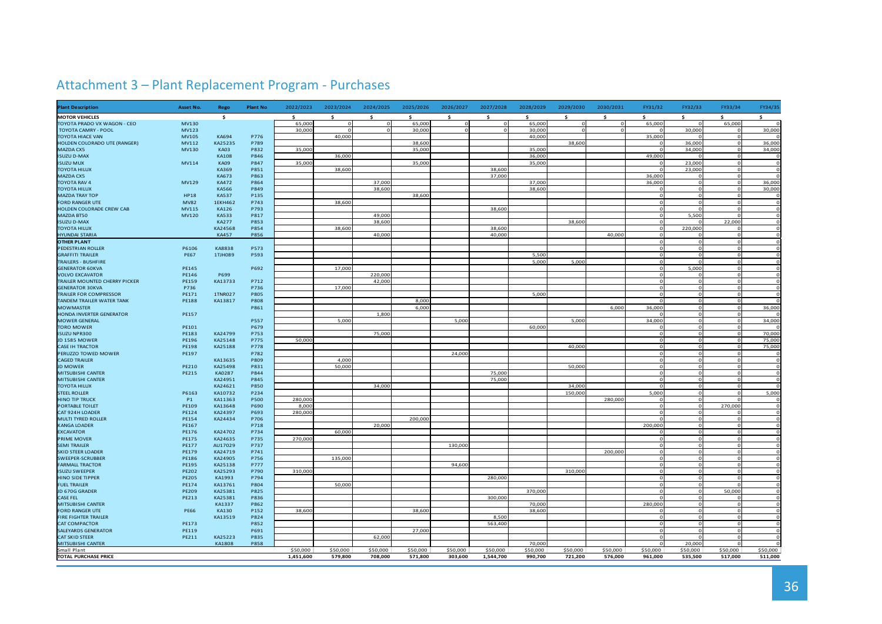# Attachment 3 – Plant Replacement Program - Purchases

| Plant Description | Asset No. | Rego | Plant No | 2022/2023 | 2023/2024 | 2024/2025 | 2025/2026 | 2026/2027 | 2027/2028 | 2028/2029 | 2029/2030 | 2030/2031 | FY31/32 | FY32/33 | FY33/34 | FY34/35 |
|---|---|---|---|---|---|---|---|---|---|---|---|---|---|---|---|---|
| MOTOR VEHICLES | | $ | | $ | $ | $ | $ | $ | $ | $ | $ | $ | $ | $ | $ | $ |
| TOYOTA PRADO VX WAGON - CEO | MV130 | | | 65,000 | 0 | 0 | 65,000 | 0 | 0 | 65,000 | 0 | 0 | 65,000 | 0 | 65,000 | 0 |
| TOYOTA CAMRY - POOL | MV123 | | | 30,000 | 0 | 0 | 30,000 | 0 | 0 | 30,000 | 0 | 0 | 0 | 30,000 | 0 | 30,000 |
| TOYOTA HIACE VAN | MV105 | KA694 | P776 | | 40,000 | | | | | 40,000 | | | 35,000 | 0 | 0 | 0 |
| HOLDEN COLORADO UTE (RANGER) | MV112 | KA25235 | P789 | | | | 38,600 | | | | 38,600 | | 0 | 36,000 | 0 | 36,000 |
| MAZDA CX5 | MV130 | KA03 | P832 | 35,000 | | | 35,000 | | | 35,000 | | | 0 | 34,000 | 0 | 34,000 |
| ISUZU D-MAX | | KA108 | P846 | | 36,000 | | | | | 36,000 | | | 49,000 | 0 | 0 | 0 |
| ISUZU MUX | MV114 | KA09 | P847 | 35,000 | | | 35,000 | | | 35,000 | | | 0 | 23,000 | 0 | 0 |
| TOYOTA HILUX | | KA369 | P851 | | 38,600 | | | | 38,600 | | | | 0 | 23,000 | 0 | 0 |
| MAZDA CX5 | | KA673 | P863 | | | | | | 37,000 | | | | 36,000 | 0 | 0 | 0 |
| TOYOTA RAV 4 | MV129 | KA472 | P864 | | | 37,000 | | | | 37,000 | | | 36,000 | 0 | 0 | 36,000 |
| TOYOTA HILUX | | KA566 | P849 | | | 38,600 | | | | 38,600 | | | 0 | 0 | 0 | 30,000 |
| MAZDA TRAY TOP | HP18 | KA537 | P135 | | | | 38,600 | | | | | | 0 | 0 | 0 | 0 |
| FORD RANGER UTE | MV82 | 1EKH462 | P743 | | 38,600 | | | | | | | | 0 | 0 | 0 | 0 |
| HOLDEN COLORADE CREW CAB | MV115 | KA126 | P793 | | | | | | 38,600 | | | | 0 | 0 | 0 | 0 |
| MAZDA BT50 | MV120 | KA533 | P817 | | | 49,000 | | | | | | | 0 | 5,500 | 0 | 0 |
| ISUZU D-MAX | | KA277 | P853 | | | 38,600 | | | | | 38,600 | | 0 | 0 | 22,000 | 0 |
| TOYOTA HILUX | | KA24568 | P854 | | 38,600 | | | | 38,600 | | | | 0 | 220,000 | 0 | 0 |
| HYUNDAI STARIA | | KA457 | P856 | | | 40,000 | | | 40,000 | | | 40,000 | 0 | 0 | 0 | 0 |
| OTHER PLANT | | | | | | | | | | | | | 0 | 0 | 0 | 0 |
| PEDESTRIAN ROLLER | P6106 | KA8838 | P573 | | | | | | | | | | 0 | 0 | 0 | 0 |
| GRAFFITI TRAILER | PE67 | 1TJH089 | P593 | | | | | | | 5,500 | | | 0 | 0 | 0 | 0 |
| TRAILERS - BUSHFIRE | | | | | | | | | | 5,000 | 5,000 | | 0 | 0 | 0 | 0 |
| GENERATOR 60KVA | PE145 | | P692 | | 17,000 | | | | | | | | 0 | 5,000 | 0 | 0 |
| VOLVO EXCAVATOR | PE146 | P699 | | | | 220,000 | | | | | | | 0 | 0 | 0 | 0 |
| TRAILER MOUNTED CHERRY PICKER | PE159 | KA13733 | P712 | | | 42,000 | | | | | | | 0 | 0 | 0 | 0 |
| GENERATOR 30KVA | P736 | | P736 | | 17,000 | | | | | | | | 0 | 0 | 0 | 0 |
| TRAILER FOR COMPRESSOR | PE171 | 1TNR027 | P805 | | | | | | | 5,000 | | | 0 | 0 | 0 | 0 |
| TANDEM TRAILER WATER TANK | PE188 | KA13817 | P808 | | | | 8,000 | | | | | | 0 | 0 | 0 | 0 |
| MOWMASTER | | | P861 | | | | 6,000 | | | | | 6,000 | 36,000 | 0 | 0 | 36,000 |
| HONDA INVERTER GENERATOR | PE157 | | | | | 1,800 | | | | | | | 0 | 0 | 0 | 0 |
| MOWER GENERAL | | | P557 | | 5,000 | | | 5,000 | | | 5,000 | | 34,000 | 0 | 0 | 34,000 |
| TORO MOWER | PE101 | | P679 | | | | | | | 60,000 | | | 0 | 0 | 0 | 0 |
| ISUZU NPR300 | PE183 | KA24799 | P753 | | | 75,000 | | | | | | | 0 | 0 | 0 | 70,000 |
| JD 1585 MOWER | PE196 | KA25148 | P775 | 50,000 | | | | | | | | | 0 | 0 | 0 | 75,000 |
| CASE IH TRACTOR | PE198 | KA25188 | P778 | | | | | | | | 40,000 | | 0 | 0 | 0 | 75,000 |
| PERUZZO TOWED MOWER | PE197 | | P782 | | | | | 24,000 | | | | | 0 | 0 | 0 | 0 |
| CAGED TRAILER | | KA13635 | P809 | | 4,000 | | | | | | | | 0 | 0 | 0 | 0 |
| JD MOWER | PE210 | KA25498 | P831 | | 50,000 | | | | | | 50,000 | | 0 | 0 | 0 | 0 |
| MITSUBISHI CANTER | PE215 | KA0287 | P844 | | | | | | 75,000 | | | | 0 | 0 | 0 | 0 |
| MITSUBISHI CANTER | | KA24951 | P845 | | | | | | 75,000 | | | | 0 | 0 | 0 | 0 |
| TOYOTA HILUX | | KA24621 | P850 | | | 34,000 | | | | | 34,000 | | 0 | 0 | 0 | 0 |
| STEEL ROLLER | P6163 | KA10732 | P234 | | | | | | | | 150,000 | | 5,000 | 0 | 0 | 5,000 |
| HINO TIP TRUCK | P1 | KA11363 | P500 | 280,000 | | | | | | | | 280,000 | 0 | 0 | 0 | 0 |
| PORTABLE TOILET | PE109 | KA13648 | P690 | 8,000 | | | | | | | | | 0 | 0 | 270,000 | 0 |
| CAT 924H LOADER | PE124 | KA24397 | P693 | 280,000 | | | | | | | | | 0 | 0 | 0 | 0 |
| MULTI TYRED ROLLER | PE154 | KA24434 | P706 | | | | 200,000 | | | | | | 0 | 0 | 0 | 0 |
| KANGA LOADER | PE167 | | P718 | | | 20,000 | | | | | | | 200,000 | 0 | 0 | 0 |
| EXCAVATOR | PE176 | KA24702 | P734 | | 60,000 | | | | | | | | 0 | 0 | 0 | 0 |
| PRIME MOVER | PE175 | KA24635 | P735 | 270,000 | | | | | | | | | 0 | 0 | 0 | 0 |
| SEMI TRAILER | PE177 | AU17029 | P737 | | | | | 130,000 | | | | | 0 | 0 | 0 | 0 |
| SKID STEER LOADER | PE179 | KA24719 | P741 | | | | | | | | | 200,000 | 0 | 0 | 0 | 0 |
| SWEEPER-SCRUBBER | PE186 | KA24905 | P756 | | 135,000 | | | | | | | | 0 | 0 | 0 | 0 |
| FARMALL TRACTOR | PE195 | KA25138 | P777 | | | | | 94,600 | | | | | 0 | 0 | 0 | 0 |
| ISUZU SWEEPER | PE202 | KA25293 | P790 | 310,000 | | | | | | | 310,000 | | 0 | 0 | 0 | 0 |
| HINO SIDE TIPPER | PE205 | KA1993 | P794 | | | | | | 280,000 | | | | 0 | 0 | 0 | 0 |
| FUEL TRAILER | PE174 | KA13761 | P804 | | 50,000 | | | | | | | | 0 | 0 | 0 | 0 |
| JD 670G GRADER | PE209 | KA25381 | P825 | | | | | | | 370,000 | | | 0 | 0 | 50,000 | 0 |
| CASE FEL | PE213 | KA25381 | P836 | | | | | | 300,000 | | | | 0 | 0 | 0 | 0 |
| MITSUBISHI CANTER | | KA1337 | P862 | | | | | | | 70,000 | | | 280,000 | 0 | 0 | 0 |
| FORD RANGER UTE | PE66 | KA130 | P152 | 38,600 | | | 38,600 | | | 38,600 | | | 0 | 0 | 0 | 0 |
| FIRE FIGHTER TRAILER | | KA13519 | P824 | | | | | | 8,500 | | | | 0 | 0 | 0 | 0 |
| CAT COMPACTOR | PE173 | | P852 | | | | | | 563,400 | | | | 0 | 0 | 0 | 0 |
| SALEYARDS GENERATOR | PE119 | | P691 | | | | 27,000 | | | | | | 0 | 0 | 0 | 0 |
| CAT SKID STEER | PE211 | KA25223 | P835 | | | 62,000 | | | | | | | 0 | 0 | 0 | 0 |
| MITSUBISHI CANTER | | KA1808 | P858 | | | | | | | 70,000 | | | 0 | 20,000 | 0 | 0 |
| Small Plant | | | | $50,000 | $50,000 | $50,000 | $50,000 | $50,000 | $50,000 | $50,000 | $50,000 | $50,000 | $50,000 | $50,000 | $50,000 | $50,000 |
| TOTAL PURCHASE PRICE | | | | 1,451,600 | 579,800 | 708,000 | 571,800 | 303,600 | 1,544,700 | 990,700 | 721,200 | 576,000 | 961,000 | 535,500 | 517,000 | 511,000 |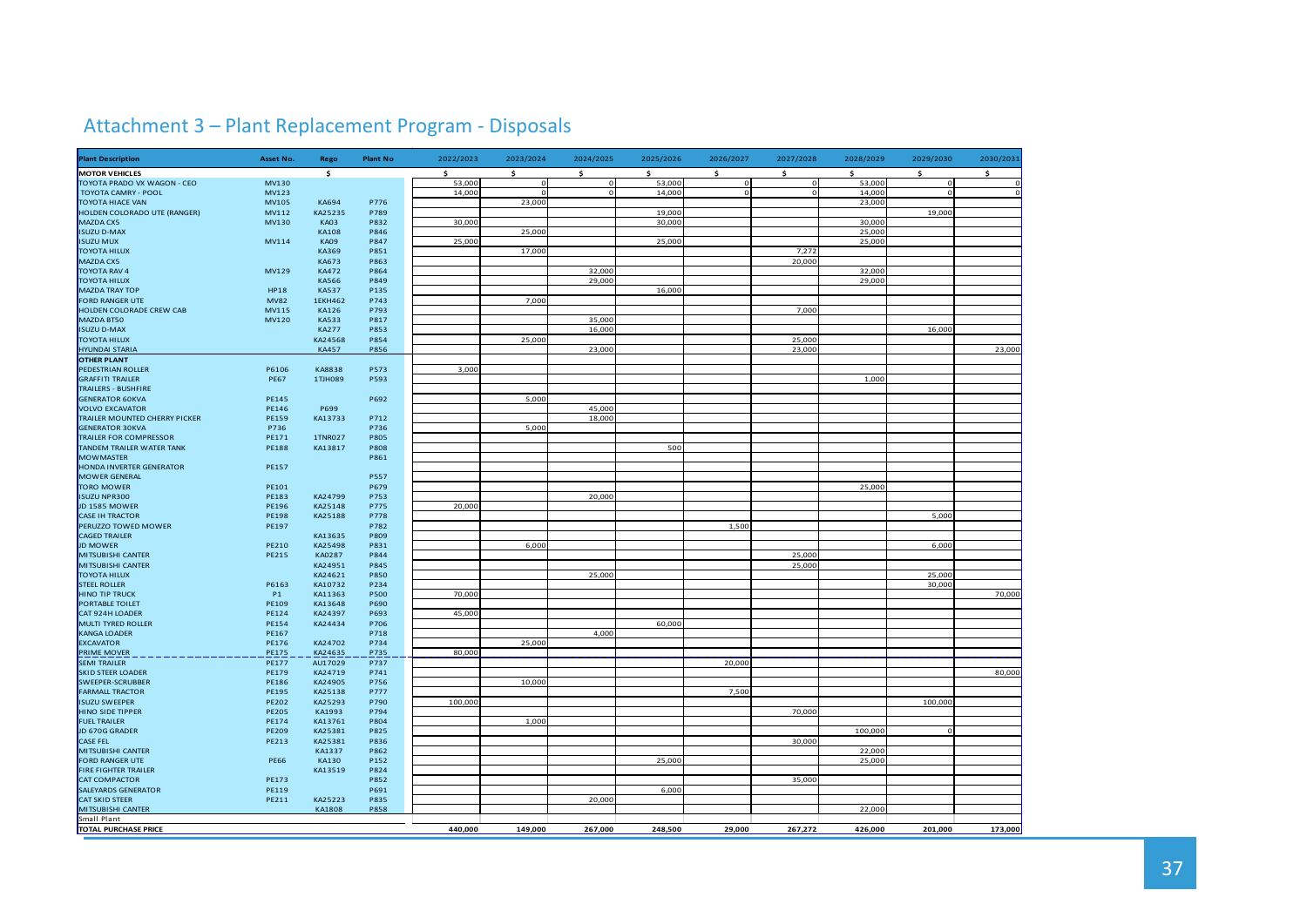# Attachment 3 – Plant Replacement Program - Disposals

| Plant Description | Asset No. | Rego | Plant No | 2022/2023 | 2023/2024 | 2024/2025 | 2025/2026 | 2026/2027 | 2027/2028 | 2028/2029 | 2029/2030 | 2030/2031 |
|---|---|---|---|---|---|---|---|---|---|---|---|---|
| **MOTOR VEHICLES** | | $ | | $ | $ | $ | $ | $ | $ | $ | $ | $ |
| TOYOTA PRADO VX WAGON - CEO | MV130 | | | 53,000 | 0 | 0 | 53,000 | 0 | 0 | 53,000 | 0 | 0 |
| TOYOTA CAMRY - POOL | MV123 | | | 14,000 | 0 | 0 | 14,000 | 0 | 0 | 14,000 | 0 | 0 |
| TOYOTA HIACE VAN | MV105 | KA694 | P776 | | 23,000 | | | | | 23,000 | | |
| HOLDEN COLORADO UTE (RANGER) | MV112 | KA25235 | P789 | | | | 19,000 | | | | 19,000 | |
| MAZDA CX5 | MV130 | KA03 | P832 | 30,000 | | | 30,000 | | | 30,000 | | |
| ISUZU D-MAX | | KA108 | P846 | | 25,000 | | | | | 25,000 | | |
| ISUZU MUX | MV114 | KA09 | P847 | 25,000 | | | 25,000 | | | 25,000 | | |
| TOYOTA HILUX | | KA369 | P851 | | 17,000 | | | | 7,272 | | | |
| MAZDA CX5 | | KA673 | P863 | | | | | | 20,000 | | | |
| TOYOTA RAV 4 | MV129 | KA472 | P864 | | | 32,000 | | | | 32,000 | | |
| TOYOTA HILUX | | KA566 | P849 | | | 29,000 | | | | 29,000 | | |
| MAZDA TRAY TOP | HP18 | KA537 | P135 | | | | 16,000 | | | | | |
| FORD RANGER UTE | MV82 | 1EKH462 | P743 | | 7,000 | | | | | | | |
| HOLDEN COLORADE CREW CAB | MV115 | KA126 | P793 | | | | | | 7,000 | | | |
| MAZDA BT50 | MV120 | KA533 | P817 | | | 35,000 | | | | | | |
| ISUZU D-MAX | | KA277 | P853 | | | 16,000 | | | | | 16,000 | |
| TOYOTA HILUX | | KA24568 | P854 | | 25,000 | | | | 25,000 | | | |
| HYUNDAI STARIA | | KA457 | P856 | | | 23,000 | | | 23,000 | | | 23,000 |
| **OTHER PLANT** | | | | | | | | | | | | |
| PEDESTRIAN ROLLER | P6106 | KA8838 | P573 | 3,000 | | | | | | | | |
| GRAFFITI TRAILER | PE67 | 1TJH089 | P593 | | | | | | | 1,000 | | |
| TRAILERS - BUSHFIRE | | | | | | | | | | | | |
| GENERATOR 60KVA | PE145 | | P692 | | 5,000 | | | | | | | |
| VOLVO EXCAVATOR | PE146 | P699 | | | | 45,000 | | | | | | |
| TRAILER MOUNTED CHERRY PICKER | PE159 | KA13733 | P712 | | | 18,000 | | | | | | |
| GENERATOR 30KVA | P736 | | P736 | | 5,000 | | | | | | | |
| TRAILER FOR COMPRESSOR | PE171 | 1TNR027 | P805 | | | | | | | | | |
| TANDEM TRAILER WATER TANK | PE188 | KA13817 | P808 | | | | 500 | | | | | |
| MOWMASTER | | | P861 | | | | | | | | | |
| HONDA INVERTER GENERATOR | PE157 | | | | | | | | | | | |
| MOWER GENERAL | | | P557 | | | | | | | | | |
| TORO MOWER | PE101 | | P679 | | | | | | | 25,000 | | |
| ISUZU NPR300 | PE183 | KA24799 | P753 | | | 20,000 | | | | | | |
| JD 1585 MOWER | PE196 | KA25148 | P775 | 20,000 | | | | | | | | |
| CASE IH TRACTOR | PE198 | KA25188 | P778 | | | | | | | | 5,000 | |
| PERUZZO TOWED MOWER | PE197 | | P782 | | | | | 1,500 | | | | |
| CAGED TRAILER | | KA13635 | P809 | | | | | | | | | |
| JD MOWER | PE210 | KA25498 | P831 | | 6,000 | | | | | | 6,000 | |
| MITSUBISHI CANTER | PE215 | KA0287 | P844 | | | | | | 25,000 | | | |
| MITSUBISHI CANTER | | KA24951 | P845 | | | | | | 25,000 | | | |
| TOYOTA HILUX | | KA24621 | P850 | | | 25,000 | | | | | 25,000 | |
| STEEL ROLLER | P6163 | KA10732 | P234 | | | | | | | | 30,000 | |
| HINO TIP TRUCK | P1 | KA11363 | P500 | 70,000 | | | | | | | | 70,000 |
| PORTABLE TOILET | PE109 | KA13648 | P690 | | | | | | | | | |
| CAT 924H LOADER | PE124 | KA24397 | P693 | 45,000 | | | | | | | | |
| MULTI TYRED ROLLER | PE154 | KA24434 | P706 | | | | 60,000 | | | | | |
| KANGA LOADER | PE167 | | P718 | | | 4,000 | | | | | | |
| EXCAVATOR | PE176 | KA24702 | P734 | | 25,000 | | | | | | | |
| PRIME MOVER | PE175 | KA24635 | P735 | 80,000 | | | | | | | | |
| SEMI TRAILER | PE177 | AU17029 | P737 | | | | | 20,000 | | | | |
| SKID STEER LOADER | PE179 | KA24719 | P741 | | | | | | | | | 80,000 |
| SWEEPER-SCRUBBER | PE186 | KA24905 | P756 | | 10,000 | | | | | | | |
| FARMALL TRACTOR | PE195 | KA25138 | P777 | | | | | 7,500 | | | | |
| ISUZU SWEEPER | PE202 | KA25293 | P790 | 100,000 | | | | | | | 100,000 | |
| HINO SIDE TIPPER | PE205 | KA1993 | P794 | | | | | | 70,000 | | | |
| FUEL TRAILER | PE174 | KA13761 | P804 | | 1,000 | | | | | | | |
| JD 670G GRADER | PE209 | KA25381 | P825 | | | | | | | 100,000 | 0 | |
| CASE FEL | PE213 | KA25381 | P836 | | | | | | 30,000 | | | |
| MITSUBISHI CANTER | | KA1337 | P862 | | | | | | | 22,000 | | |
| FORD RANGER UTE | PE66 | KA130 | P152 | | | | 25,000 | | | 25,000 | | |
| FIRE FIGHTER TRAILER | | KA13519 | P824 | | | | | | | | | |
| CAT COMPACTOR | PE173 | | P852 | | | | | | 35,000 | | | |
| SALEYARDS GENERATOR | PE119 | | P691 | | | | 6,000 | | | | | |
| CAT SKID STEER | PE211 | KA25223 | P835 | | | 20,000 | | | | | | |
| MITSUBISHI CANTER | | KA1808 | P858 | | | | | | | 22,000 | | |
| Small Plant | | | | | | | | | | | | |
| **TOTAL PURCHASE PRICE** | | | | **440,000** | **149,000** | **267,000** | **248,500** | **29,000** | **267,272** | **426,000** | **201,000** | **173,000** |